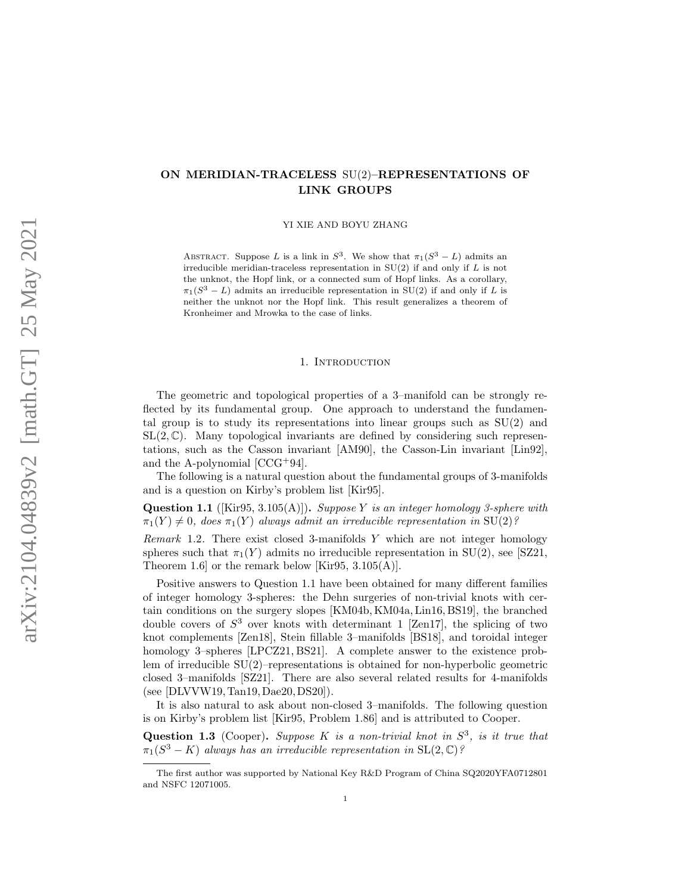# ON MERIDIAN-TRACELESS SU(2)–REPRESENTATIONS OF LINK GROUPS

YI XIE AND BOYU ZHANG

Abstract. Suppose $L$ is a link in $S^3$. We show that $\pi_1(S^3 - L)$ admits an irreducible meridian-traceless representation in SU(2) if and only if $L$ is not the unknot, the Hopf link, or a connected sum of Hopf links. As a corollary, $\pi_1(S^3 - L)$ admits an irreducible representation in SU(2) if and only if $L$ is neither the unknot nor the Hopf link. This result generalizes a theorem of Kronheimer and Mrowka to the case of links.

## 1. Introduction

The geometric and topological properties of a 3–manifold can be strongly reflected by its fundamental group. One approach to understand the fundamental group is to study its representations into linear groups such as SU(2) and $\mathrm{SL}(2,\mathbb{C})$. Many topological invariants are defined by considering such representations, such as the Casson invariant [AM90], the Casson-Lin invariant [Lin92], and the A-polynomial [CCG+94].

The following is a natural question about the fundamental groups of 3-manifolds and is a question on Kirby's problem list [Kir95].

**Question 1.1** ([Kir95, 3.105(A)]). *Suppose $Y$ is an integer homology 3-sphere with $\pi_1(Y) \neq 0$, does $\pi_1(Y)$ always admit an irreducible representation in* SU(2)*?*

*Remark* 1.2. There exist closed 3-manifolds $Y$ which are not integer homology spheres such that $\pi_1(Y)$ admits no irreducible representation in SU(2), see [SZ21, Theorem 1.6] or the remark below [Kir95, 3.105(A)].

Positive answers to Question 1.1 have been obtained for many different families of integer homology 3-spheres: the Dehn surgeries of non-trivial knots with certain conditions on the surgery slopes [KM04b, KM04a, Lin16, BS19], the branched double covers of $S^3$ over knots with determinant 1 [Zen17], the splicing of two knot complements [Zen18], Stein fillable 3–manifolds [BS18], and toroidal integer homology 3–spheres [LPCZ21, BS21]. A complete answer to the existence problem of irreducible SU(2)–representations is obtained for non-hyperbolic geometric closed 3–manifolds [SZ21]. There are also several related results for 4-manifolds (see [DLVVW19, Tan19, Dae20, DS20]).

It is also natural to ask about non-closed 3–manifolds. The following question is on Kirby's problem list [Kir95, Problem 1.86] and is attributed to Cooper.

**Question 1.3** (Cooper). *Suppose $K$ is a non-trivial knot in $S^3$, is it true that $\pi_1(S^3 - K)$ always has an irreducible representation in $\mathrm{SL}(2,\mathbb{C})$?*

The first author was supported by National Key R&D Program of China SQ2020YFA0712801 and NSFC 12071005.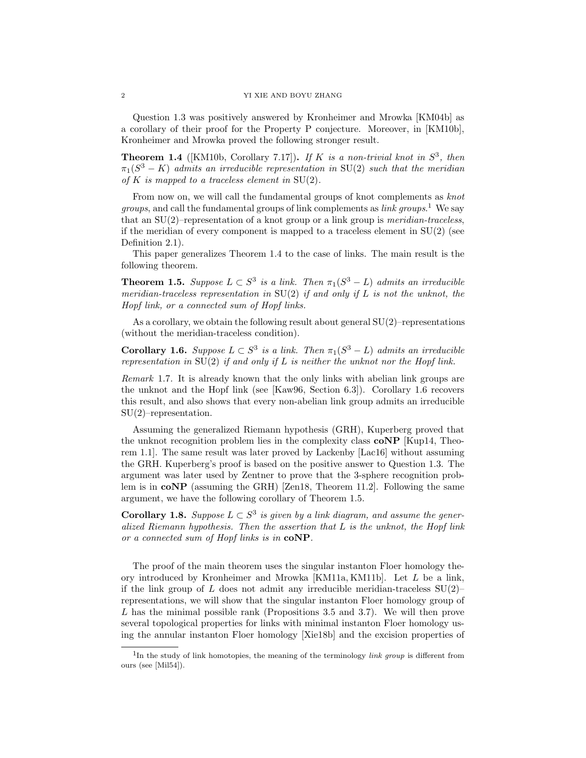Question 1.3 was positively answered by Kronheimer and Mrowka [KM04b] as a corollary of their proof for the Property P conjecture. Moreover, in [KM10b], Kronheimer and Mrowka proved the following stronger result.

**Theorem 1.4** ([KM10b, Corollary 7.17])**.** *If $K$ is a non-trivial knot in $S^3$, then $\pi_1(S^3 - K)$ admits an irreducible representation in $\mathrm{SU}(2)$ such that the meridian of $K$ is mapped to a traceless element in $\mathrm{SU}(2)$.*

From now on, we will call the fundamental groups of knot complements as *knot groups*, and call the fundamental groups of link complements as *link groups*.[1] We say that an $\mathrm{SU}(2)$–representation of a knot group or a link group is *meridian-traceless*, if the meridian of every component is mapped to a traceless element in $\mathrm{SU}(2)$ (see Definition 2.1).

This paper generalizes Theorem 1.4 to the case of links. The main result is the following theorem.

**Theorem 1.5.** *Suppose $L \subset S^3$ is a link. Then $\pi_1(S^3 - L)$ admits an irreducible meridian-traceless representation in $\mathrm{SU}(2)$ if and only if $L$ is not the unknot, the Hopf link, or a connected sum of Hopf links.*

As a corollary, we obtain the following result about general $\mathrm{SU}(2)$–representations (without the meridian-traceless condition).

**Corollary 1.6.** *Suppose $L \subset S^3$ is a link. Then $\pi_1(S^3 - L)$ admits an irreducible representation in $\mathrm{SU}(2)$ if and only if $L$ is neither the unknot nor the Hopf link.*

*Remark* 1.7. It is already known that the only links with abelian link groups are the unknot and the Hopf link (see [Kaw96, Section 6.3]). Corollary 1.6 recovers this result, and also shows that every non-abelian link group admits an irreducible $\mathrm{SU}(2)$–representation.

Assuming the generalized Riemann hypothesis (GRH), Kuperberg proved that the unknot recognition problem lies in the complexity class **coNP** [Kup14, Theorem 1.1]. The same result was later proved by Lackenby [Lac16] without assuming the GRH. Kuperberg's proof is based on the positive answer to Question 1.3. The argument was later used by Zentner to prove that the 3-sphere recognition problem is in **coNP** (assuming the GRH) [Zen18, Theorem 11.2]. Following the same argument, we have the following corollary of Theorem 1.5.

**Corollary 1.8.** *Suppose $L \subset S^3$ is given by a link diagram, and assume the generalized Riemann hypothesis. Then the assertion that $L$ is the unknot, the Hopf link or a connected sum of Hopf links is in* **coNP**.

The proof of the main theorem uses the singular instanton Floer homology theory introduced by Kronheimer and Mrowka [KM11a, KM11b]. Let $L$ be a link, if the link group of $L$ does not admit any irreducible meridian-traceless $\mathrm{SU}(2)$–representations, we will show that the singular instanton Floer homology group of $L$ has the minimal possible rank (Propositions 3.5 and 3.7). We will then prove several topological properties for links with minimal instanton Floer homology using the annular instanton Floer homology [Xie18b] and the excision properties of

[1] In the study of link homotopies, the meaning of the terminology *link group* is different from ours (see [Mil54]).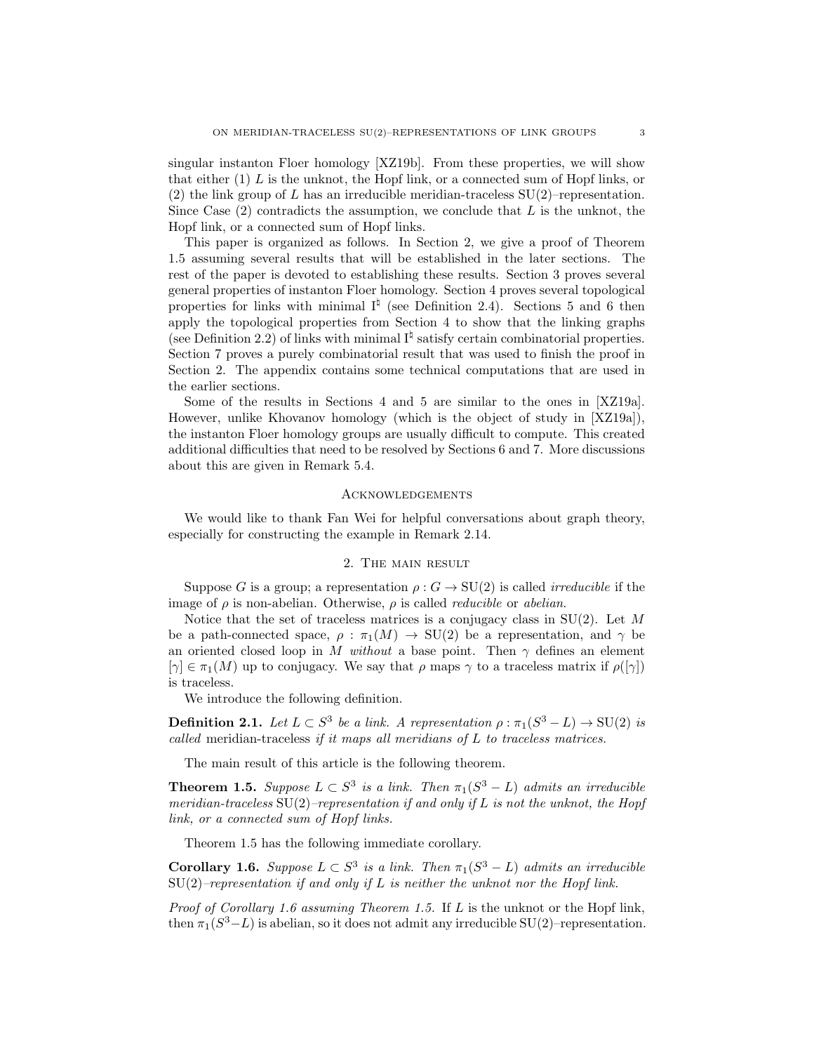singular instanton Floer homology [XZ19b]. From these properties, we will show that either (1) $L$ is the unknot, the Hopf link, or a connected sum of Hopf links, or (2) the link group of $L$ has an irreducible meridian-traceless $\mathrm{SU}(2)$–representation. Since Case (2) contradicts the assumption, we conclude that $L$ is the unknot, the Hopf link, or a connected sum of Hopf links.

This paper is organized as follows. In Section 2, we give a proof of Theorem 1.5 assuming several results that will be established in the later sections. The rest of the paper is devoted to establishing these results. Section 3 proves several general properties of instanton Floer homology. Section 4 proves several topological properties for links with minimal $\mathrm{I}^\natural$ (see Definition 2.4). Sections 5 and 6 then apply the topological properties from Section 4 to show that the linking graphs (see Definition 2.2) of links with minimal $\mathrm{I}^\natural$ satisfy certain combinatorial properties. Section 7 proves a purely combinatorial result that was used to finish the proof in Section 2. The appendix contains some technical computations that are used in the earlier sections.

Some of the results in Sections 4 and 5 are similar to the ones in [XZ19a]. However, unlike Khovanov homology (which is the object of study in [XZ19a]), the instanton Floer homology groups are usually difficult to compute. This created additional difficulties that need to be resolved by Sections 6 and 7. More discussions about this are given in Remark 5.4.

## Acknowledgements

We would like to thank Fan Wei for helpful conversations about graph theory, especially for constructing the example in Remark 2.14.

## 2. The main result

Suppose $G$ is a group; a representation $\rho : G \to \mathrm{SU}(2)$ is called *irreducible* if the image of $\rho$ is non-abelian. Otherwise, $\rho$ is called *reducible* or *abelian*.

Notice that the set of traceless matrices is a conjugacy class in $\mathrm{SU}(2)$. Let $M$ be a path-connected space, $\rho : \pi_1(M) \to \mathrm{SU}(2)$ be a representation, and $\gamma$ be an oriented closed loop in $M$ *without* a base point. Then $\gamma$ defines an element $[\gamma] \in \pi_1(M)$ up to conjugacy. We say that $\rho$ maps $\gamma$ to a traceless matrix if $\rho([\gamma])$ is traceless.

We introduce the following definition.

**Definition 2.1.** *Let $L \subset S^3$ be a link. A representation $\rho : \pi_1(S^3 - L) \to \mathrm{SU}(2)$ is called* meridian-traceless *if it maps all meridians of $L$ to traceless matrices.*

The main result of this article is the following theorem.

**Theorem 1.5.** *Suppose $L \subset S^3$ is a link. Then $\pi_1(S^3 - L)$ admits an irreducible meridian-traceless $\mathrm{SU}(2)$–representation if and only if $L$ is not the unknot, the Hopf link, or a connected sum of Hopf links.*

Theorem 1.5 has the following immediate corollary.

**Corollary 1.6.** *Suppose $L \subset S^3$ is a link. Then $\pi_1(S^3 - L)$ admits an irreducible $\mathrm{SU}(2)$–representation if and only if $L$ is neither the unknot nor the Hopf link.*

*Proof of Corollary 1.6 assuming Theorem 1.5.* If $L$ is the unknot or the Hopf link, then $\pi_1(S^3 - L)$ is abelian, so it does not admit any irreducible $\mathrm{SU}(2)$–representation.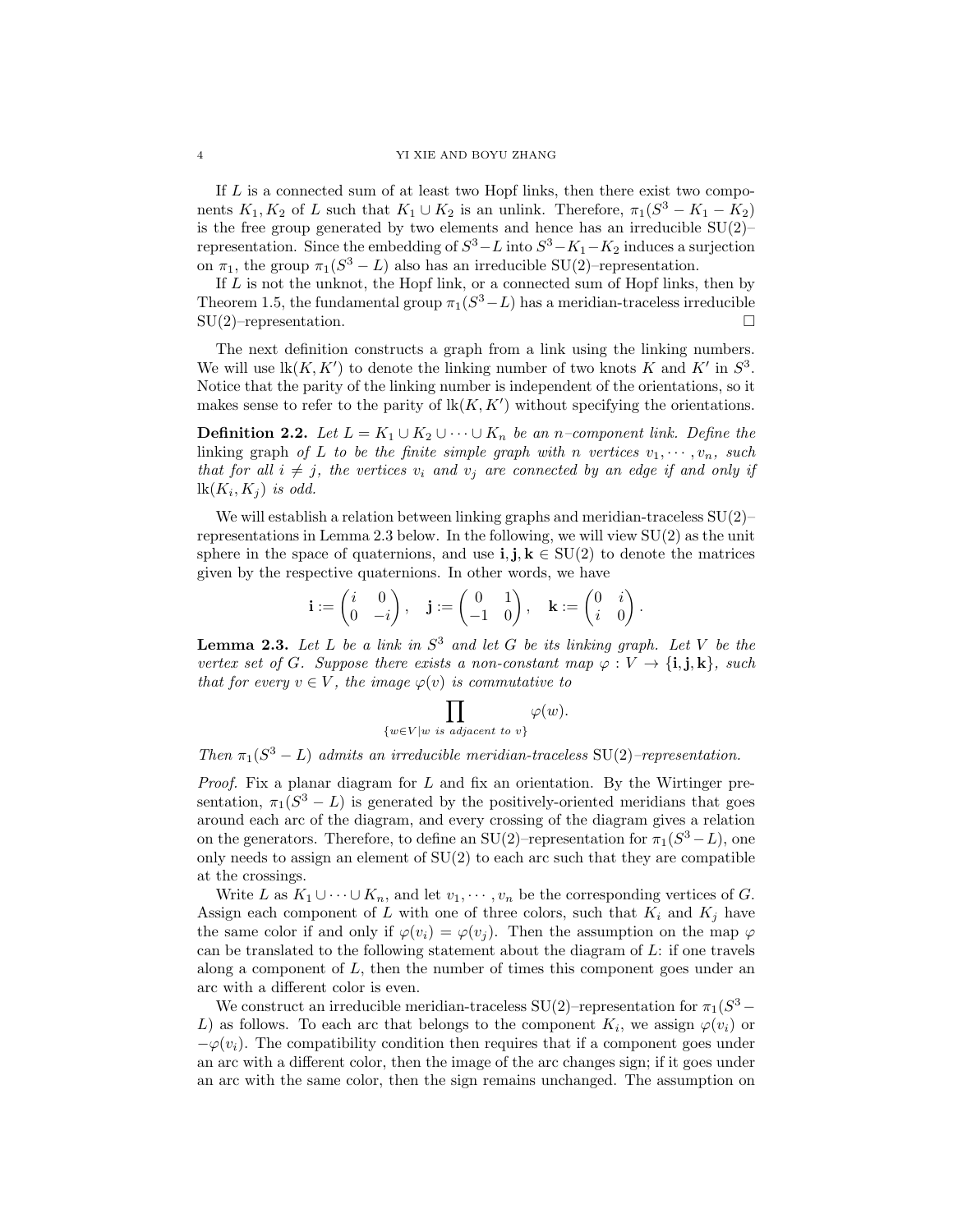If $L$ is a connected sum of at least two Hopf links, then there exist two components $K_1, K_2$ of $L$ such that $K_1 \cup K_2$ is an unlink. Therefore, $\pi_1(S^3 - K_1 - K_2)$ is the free group generated by two elements and hence has an irreducible $\mathrm{SU}(2)$–representation. Since the embedding of $S^3 - L$ into $S^3 - K_1 - K_2$ induces a surjection on $\pi_1$, the group $\pi_1(S^3 - L)$ also has an irreducible $\mathrm{SU}(2)$–representation.

If $L$ is not the unknot, the Hopf link, or a connected sum of Hopf links, then by Theorem 1.5, the fundamental group $\pi_1(S^3 - L)$ has a meridian-traceless irreducible $\mathrm{SU}(2)$–representation. $\square$

The next definition constructs a graph from a link using the linking numbers. We will use $\mathrm{lk}(K, K')$ to denote the linking number of two knots $K$ and $K'$ in $S^3$. Notice that the parity of the linking number is independent of the orientations, so it makes sense to refer to the parity of $\mathrm{lk}(K, K')$ without specifying the orientations.

**Definition 2.2.** *Let $L = K_1 \cup K_2 \cup \cdots \cup K_n$ be an $n$–component link. Define the* linking graph *of $L$ to be the finite simple graph with $n$ vertices $v_1, \cdots, v_n$, such that for all $i \neq j$, the vertices $v_i$ and $v_j$ are connected by an edge if and only if $\mathrm{lk}(K_i, K_j)$ is odd.*

We will establish a relation between linking graphs and meridian-traceless $\mathrm{SU}(2)$–representations in Lemma 2.3 below. In the following, we will view $\mathrm{SU}(2)$ as the unit sphere in the space of quaternions, and use $\mathbf{i}, \mathbf{j}, \mathbf{k} \in \mathrm{SU}(2)$ to denote the matrices given by the respective quaternions. In other words, we have

$$\mathbf{i} := \begin{pmatrix} i & 0 \\ 0 & -i \end{pmatrix}, \quad \mathbf{j} := \begin{pmatrix} 0 & 1 \\ -1 & 0 \end{pmatrix}, \quad \mathbf{k} := \begin{pmatrix} 0 & i \\ i & 0 \end{pmatrix}.$$

**Lemma 2.3.** *Let $L$ be a link in $S^3$ and let $G$ be its linking graph. Let $V$ be the vertex set of $G$. Suppose there exists a non-constant map $\varphi : V \to \{\mathbf{i}, \mathbf{j}, \mathbf{k}\}$, such that for every $v \in V$, the image $\varphi(v)$ is commutative to*

$$\prod_{\{w \in V | w \text{ is adjacent to } v\}} \varphi(w).$$

*Then $\pi_1(S^3 - L)$ admits an irreducible meridian-traceless $\mathrm{SU}(2)$–representation.*

*Proof.* Fix a planar diagram for $L$ and fix an orientation. By the Wirtinger presentation, $\pi_1(S^3 - L)$ is generated by the positively-oriented meridians that goes around each arc of the diagram, and every crossing of the diagram gives a relation on the generators. Therefore, to define an $\mathrm{SU}(2)$–representation for $\pi_1(S^3 - L)$, one only needs to assign an element of $\mathrm{SU}(2)$ to each arc such that they are compatible at the crossings.

Write $L$ as $K_1 \cup \cdots \cup K_n$, and let $v_1, \cdots, v_n$ be the corresponding vertices of $G$. Assign each component of $L$ with one of three colors, such that $K_i$ and $K_j$ have the same color if and only if $\varphi(v_i) = \varphi(v_j)$. Then the assumption on the map $\varphi$ can be translated to the following statement about the diagram of $L$: if one travels along a component of $L$, then the number of times this component goes under an arc with a different color is even.

We construct an irreducible meridian-traceless $\mathrm{SU}(2)$–representation for $\pi_1(S^3 - L)$ as follows. To each arc that belongs to the component $K_i$, we assign $\varphi(v_i)$ or $-\varphi(v_i)$. The compatibility condition then requires that if a component goes under an arc with a different color, then the image of the arc changes sign; if it goes under an arc with the same color, then the sign remains unchanged. The assumption on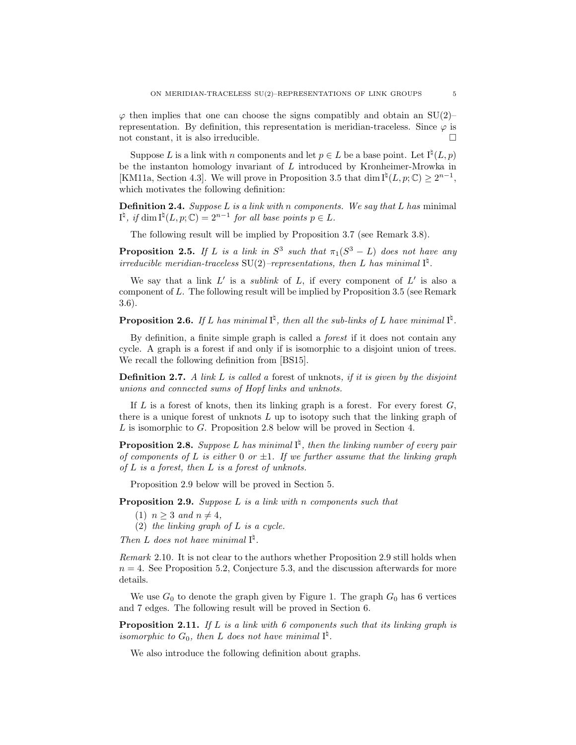$\varphi$ then implies that one can choose the signs compatibly and obtain an $\mathrm{SU}(2)$–representation. By definition, this representation is meridian-traceless. Since $\varphi$ is not constant, it is also irreducible. □

Suppose $L$ is a link with $n$ components and let $p \in L$ be a base point. Let $\mathrm{I}^\natural(L,p)$ be the instanton homology invariant of $L$ introduced by Kronheimer-Mrowka in [KM11a, Section 4.3]. We will prove in Proposition 3.5 that $\dim \mathrm{I}^\natural(L,p;\mathbb{C}) \ge 2^{n-1}$, which motivates the following definition:

**Definition 2.4.** *Suppose $L$ is a link with $n$ components. We say that $L$ has* minimal $\mathrm{I}^\natural$*, if $\dim \mathrm{I}^\natural(L,p;\mathbb{C}) = 2^{n-1}$ for all base points $p \in L$.*

The following result will be implied by Proposition 3.7 (see Remark 3.8).

**Proposition 2.5.** *If $L$ is a link in $S^3$ such that $\pi_1(S^3 - L)$ does not have any irreducible meridian-traceless $\mathrm{SU}(2)$–representations, then $L$ has minimal $\mathrm{I}^\natural$.*

We say that a link $L'$ is a *sublink* of $L$, if every component of $L'$ is also a component of $L$. The following result will be implied by Proposition 3.5 (see Remark 3.6).

**Proposition 2.6.** *If $L$ has minimal $\mathrm{I}^\natural$, then all the sub-links of $L$ have minimal $\mathrm{I}^\natural$.*

By definition, a finite simple graph is called a *forest* if it does not contain any cycle. A graph is a forest if and only if is isomorphic to a disjoint union of trees. We recall the following definition from [BS15].

**Definition 2.7.** *A link $L$ is called a* forest of unknots*, if it is given by the disjoint unions and connected sums of Hopf links and unknots.*

If $L$ is a forest of knots, then its linking graph is a forest. For every forest $G$, there is a unique forest of unknots $L$ up to isotopy such that the linking graph of $L$ is isomorphic to $G$. Proposition 2.8 below will be proved in Section 4.

**Proposition 2.8.** *Suppose $L$ has minimal $\mathrm{I}^\natural$, then the linking number of every pair of components of $L$ is either $0$ or $\pm 1$. If we further assume that the linking graph of $L$ is a forest, then $L$ is a forest of unknots.*

Proposition 2.9 below will be proved in Section 5.

**Proposition 2.9.** *Suppose $L$ is a link with $n$ components such that*

1. *$n \ge 3$ and $n \neq 4$,*
2. *the linking graph of $L$ is a cycle.*

*Then $L$ does not have minimal $\mathrm{I}^\natural$.*

*Remark* 2.10. It is not clear to the authors whether Proposition 2.9 still holds when $n = 4$. See Proposition 5.2, Conjecture 5.3, and the discussion afterwards for more details.

We use $G_0$ to denote the graph given by Figure 1. The graph $G_0$ has 6 vertices and 7 edges. The following result will be proved in Section 6.

**Proposition 2.11.** *If $L$ is a link with 6 components such that its linking graph is isomorphic to $G_0$, then $L$ does not have minimal $\mathrm{I}^\natural$.*

We also introduce the following definition about graphs.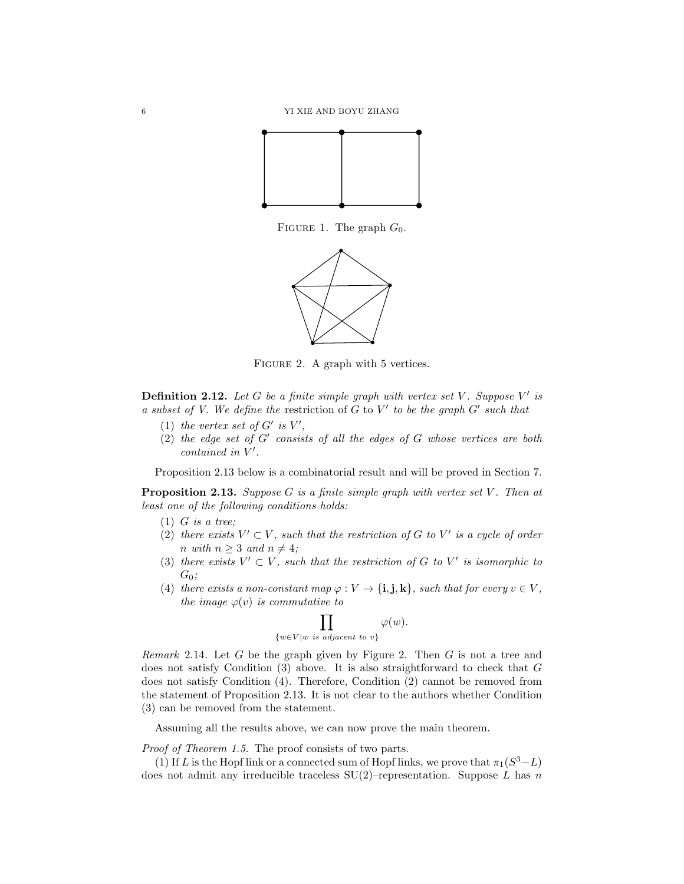FIGURE 1. The graph $G_0$.

FIGURE 2. A graph with 5 vertices.

**Definition 2.12.** *Let $G$ be a finite simple graph with vertex set $V$. Suppose $V'$ is a subset of $V$. We define the* restriction of $G$ to $V'$ *to be the graph $G'$ such that*

1. *the vertex set of $G'$ is $V'$,*
2. *the edge set of $G'$ consists of all the edges of $G$ whose vertices are both contained in $V'$.*

Proposition 2.13 below is a combinatorial result and will be proved in Section 7.

**Proposition 2.13.** *Suppose $G$ is a finite simple graph with vertex set $V$. Then at least one of the following conditions holds:*

1. *$G$ is a tree;*
2. *there exists $V' \subset V$, such that the restriction of $G$ to $V'$ is a cycle of order $n$ with $n \geq 3$ and $n \neq 4$;*
3. *there exists $V' \subset V$, such that the restriction of $G$ to $V'$ is isomorphic to $G_0$;*
4. *there exists a non-constant map $\varphi : V \to \{\mathbf{i}, \mathbf{j}, \mathbf{k}\}$, such that for every $v \in V$, the image $\varphi(v)$ is commutative to*
$$\prod_{\{w \in V | w \text{ is adjacent to } v\}} \varphi(w).$$

*Remark* 2.14. Let $G$ be the graph given by Figure 2. Then $G$ is not a tree and does not satisfy Condition (3) above. It is also straightforward to check that $G$ does not satisfy Condition (4). Therefore, Condition (2) cannot be removed from the statement of Proposition 2.13. It is not clear to the authors whether Condition (3) can be removed from the statement.

Assuming all the results above, we can now prove the main theorem.

*Proof of Theorem 1.5.* The proof consists of two parts.

(1) If $L$ is the Hopf link or a connected sum of Hopf links, we prove that $\pi_1(S^3 - L)$ does not admit any irreducible traceless $\mathrm{SU}(2)$–representation. Suppose $L$ has $n$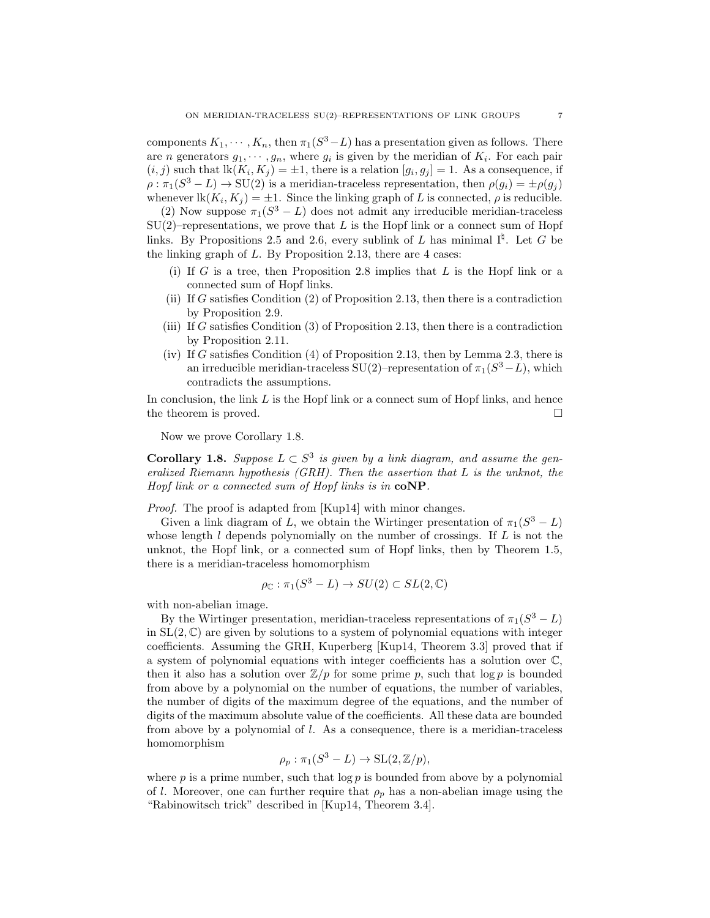components $K_1, \cdots, K_n$, then $\pi_1(S^3 - L)$ has a presentation given as follows. There are $n$ generators $g_1, \cdots, g_n$, where $g_i$ is given by the meridian of $K_i$. For each pair $(i, j)$ such that $\mathrm{lk}(K_i, K_j) = \pm 1$, there is a relation $[g_i, g_j] = 1$. As a consequence, if $\rho : \pi_1(S^3 - L) \to \mathrm{SU}(2)$ is a meridian-traceless representation, then $\rho(g_i) = \pm\rho(g_j)$ whenever $\mathrm{lk}(K_i, K_j) = \pm 1$. Since the linking graph of $L$ is connected, $\rho$ is reducible.

(2) Now suppose $\pi_1(S^3 - L)$ does not admit any irreducible meridian-traceless $\mathrm{SU}(2)$–representations, we prove that $L$ is the Hopf link or a connect sum of Hopf links. By Propositions 2.5 and 2.6, every sublink of $L$ has minimal $\mathrm{I}^\natural$. Let $G$ be the linking graph of $L$. By Proposition 2.13, there are 4 cases:

- (i) If $G$ is a tree, then Proposition 2.8 implies that $L$ is the Hopf link or a connected sum of Hopf links.
- (ii) If $G$ satisfies Condition (2) of Proposition 2.13, then there is a contradiction by Proposition 2.9.
- (iii) If $G$ satisfies Condition (3) of Proposition 2.13, then there is a contradiction by Proposition 2.11.
- (iv) If $G$ satisfies Condition (4) of Proposition 2.13, then by Lemma 2.3, there is an irreducible meridian-traceless $\mathrm{SU}(2)$–representation of $\pi_1(S^3 - L)$, which contradicts the assumptions.

In conclusion, the link $L$ is the Hopf link or a connect sum of Hopf links, and hence the theorem is proved. □

Now we prove Corollary 1.8.

**Corollary 1.8.** *Suppose $L \subset S^3$ is given by a link diagram, and assume the generalized Riemann hypothesis (GRH). Then the assertion that $L$ is the unknot, the Hopf link or a connected sum of Hopf links is in* **coNP**.

*Proof.* The proof is adapted from [Kup14] with minor changes.

Given a link diagram of $L$, we obtain the Wirtinger presentation of $\pi_1(S^3 - L)$ whose length $l$ depends polynomially on the number of crossings. If $L$ is not the unknot, the Hopf link, or a connected sum of Hopf links, then by Theorem 1.5, there is a meridian-traceless homomorphism

$$\rho_{\mathbb{C}} : \pi_1(S^3 - L) \to SU(2) \subset SL(2, \mathbb{C})$$

with non-abelian image.

By the Wirtinger presentation, meridian-traceless representations of $\pi_1(S^3 - L)$ in $\mathrm{SL}(2, \mathbb{C})$ are given by solutions to a system of polynomial equations with integer coefficients. Assuming the GRH, Kuperberg [Kup14, Theorem 3.3] proved that if a system of polynomial equations with integer coefficients has a solution over $\mathbb{C}$, then it also has a solution over $\mathbb{Z}/p$ for some prime $p$, such that $\log p$ is bounded from above by a polynomial on the number of equations, the number of variables, the number of digits of the maximum degree of the equations, and the number of digits of the maximum absolute value of the coefficients. All these data are bounded from above by a polynomial of $l$. As a consequence, there is a meridian-traceless homomorphism

$$\rho_p : \pi_1(S^3 - L) \to \mathrm{SL}(2, \mathbb{Z}/p),$$

where $p$ is a prime number, such that $\log p$ is bounded from above by a polynomial of $l$. Moreover, one can further require that $\rho_p$ has a non-abelian image using the "Rabinowitsch trick" described in [Kup14, Theorem 3.4].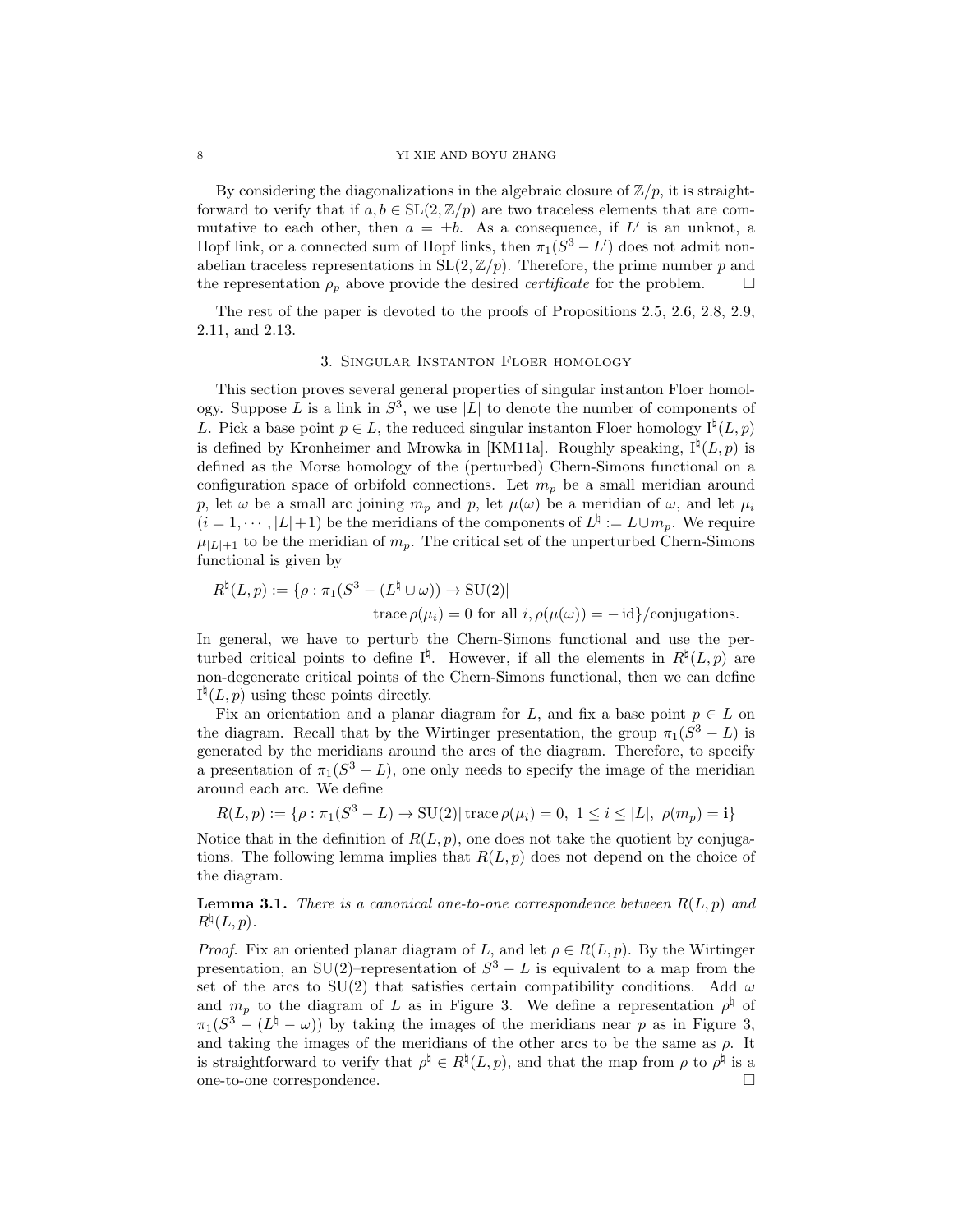By considering the diagonalizations in the algebraic closure of $\mathbb{Z}/p$, it is straightforward to verify that if $a, b \in \mathrm{SL}(2, \mathbb{Z}/p)$ are two traceless elements that are commutative to each other, then $a = \pm b$. As a consequence, if $L'$ is an unknot, a Hopf link, or a connected sum of Hopf links, then $\pi_1(S^3 - L')$ does not admit non-abelian traceless representations in $\mathrm{SL}(2, \mathbb{Z}/p)$. Therefore, the prime number $p$ and the representation $\rho_p$ above provide the desired *certificate* for the problem. $\square$

The rest of the paper is devoted to the proofs of Propositions 2.5, 2.6, 2.8, 2.9, 2.11, and 2.13.

## 3. Singular Instanton Floer homology

This section proves several general properties of singular instanton Floer homology. Suppose $L$ is a link in $S^3$, we use $|L|$ to denote the number of components of $L$. Pick a base point $p \in L$, the reduced singular instanton Floer homology $\mathrm{I}^\natural(L, p)$ is defined by Kronheimer and Mrowka in [KM11a]. Roughly speaking, $\mathrm{I}^\natural(L, p)$ is defined as the Morse homology of the (perturbed) Chern-Simons functional on a configuration space of orbifold connections. Let $m_p$ be a small meridian around $p$, let $\omega$ be a small arc joining $m_p$ and $p$, let $\mu(\omega)$ be a meridian of $\omega$, and let $\mu_i$ $(i = 1, \cdots, |L|+1)$ be the meridians of the components of $L^\natural := L \cup m_p$. We require $\mu_{|L|+1}$ to be the meridian of $m_p$. The critical set of the unperturbed Chern-Simons functional is given by

$$R^\natural(L, p) := \{\rho : \pi_1(S^3 - (L^\natural \cup \omega)) \to \mathrm{SU}(2) | \\ \operatorname{trace} \rho(\mu_i) = 0 \text{ for all } i, \rho(\mu(\omega)) = -\operatorname{id}\}/\text{conjugations}.$$

In general, we have to perturb the Chern-Simons functional and use the perturbed critical points to define $\mathrm{I}^\natural$. However, if all the elements in $R^\natural(L, p)$ are non-degenerate critical points of the Chern-Simons functional, then we can define $\mathrm{I}^\natural(L, p)$ using these points directly.

Fix an orientation and a planar diagram for $L$, and fix a base point $p \in L$ on the diagram. Recall that by the Wirtinger presentation, the group $\pi_1(S^3 - L)$ is generated by the meridians around the arcs of the diagram. Therefore, to specify a presentation of $\pi_1(S^3 - L)$, one only needs to specify the image of the meridian around each arc. We define

$$R(L, p) := \{\rho : \pi_1(S^3 - L) \to \mathrm{SU}(2) | \operatorname{trace} \rho(\mu_i) = 0, \ 1 \le i \le |L|, \ \rho(m_p) = \mathbf{i}\}$$

Notice that in the definition of $R(L, p)$, one does not take the quotient by conjugations. The following lemma implies that $R(L, p)$ does not depend on the choice of the diagram.

**Lemma 3.1.** *There is a canonical one-to-one correspondence between $R(L, p)$ and $R^\natural(L, p)$.*

*Proof.* Fix an oriented planar diagram of $L$, and let $\rho \in R(L, p)$. By the Wirtinger presentation, an $\mathrm{SU}(2)$–representation of $S^3 - L$ is equivalent to a map from the set of the arcs to $\mathrm{SU}(2)$ that satisfies certain compatibility conditions. Add $\omega$ and $m_p$ to the diagram of $L$ as in Figure 3. We define a representation $\rho^\natural$ of $\pi_1(S^3 - (L^\natural - \omega))$ by taking the images of the meridians near $p$ as in Figure 3, and taking the images of the meridians of the other arcs to be the same as $\rho$. It is straightforward to verify that $\rho^\natural \in R^\natural(L, p)$, and that the map from $\rho$ to $\rho^\natural$ is a one-to-one correspondence. $\square$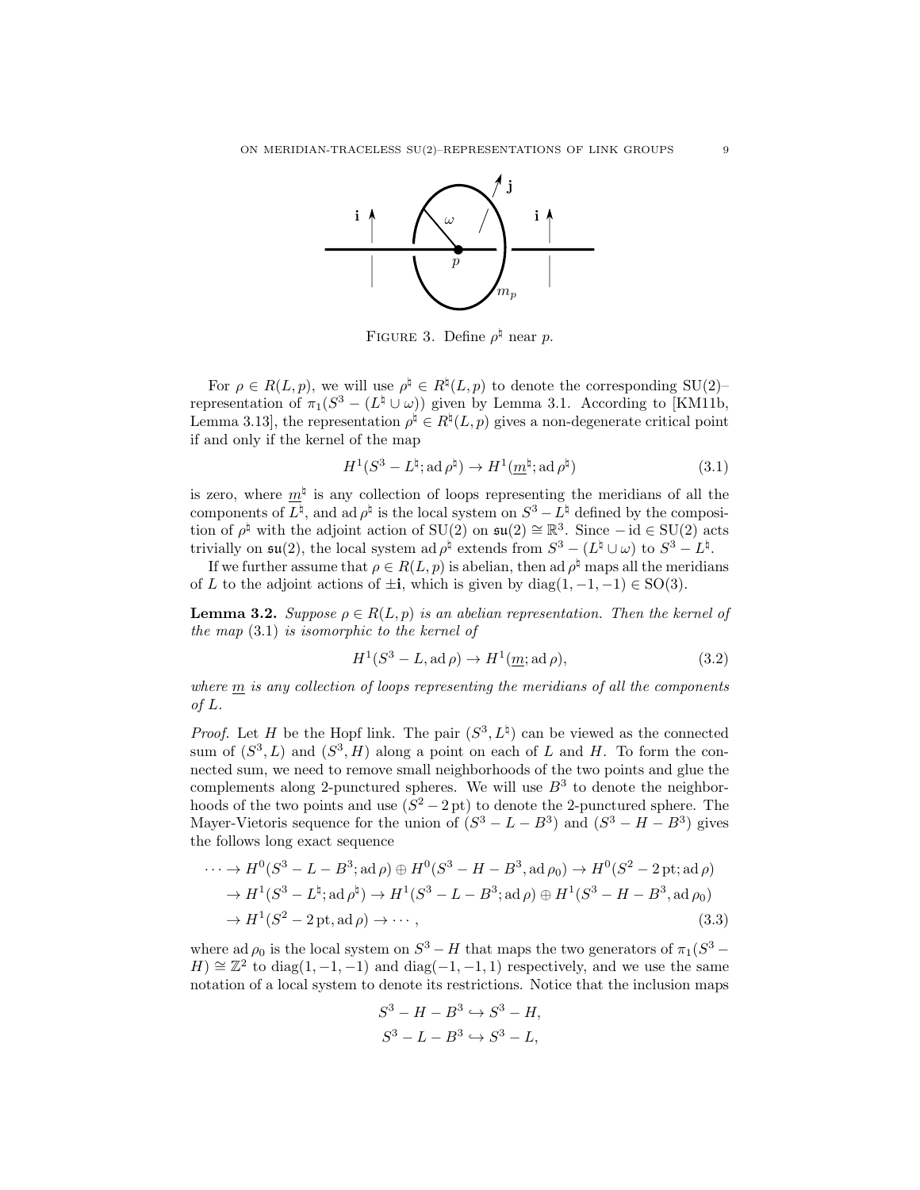FIGURE 3. Define $\rho^\natural$ near $p$.

For $\rho \in R(L,p)$, we will use $\rho^\natural \in R^\natural(L,p)$ to denote the corresponding SU(2)–representation of $\pi_1(S^3 - (L^\natural \cup \omega))$ given by Lemma 3.1. According to [KM11b, Lemma 3.13], the representation $\rho^\natural \in R^\natural(L,p)$ gives a non-degenerate critical point if and only if the kernel of the map

$$H^1(S^3 - L^\natural; \operatorname{ad}\rho^\natural) \to H^1(\underline{m}^\natural; \operatorname{ad}\rho^\natural) \tag{3.1}$$

is zero, where $\underline{m}^\natural$ is any collection of loops representing the meridians of all the components of $L^\natural$, and $\operatorname{ad}\rho^\natural$ is the local system on $S^3 - L^\natural$ defined by the composition of $\rho^\natural$ with the adjoint action of SU(2) on $\mathfrak{su}(2) \cong \mathbb{R}^3$. Since $-\mathrm{id} \in \mathrm{SU}(2)$ acts trivially on $\mathfrak{su}(2)$, the local system $\operatorname{ad}\rho^\natural$ extends from $S^3 - (L^\natural \cup \omega)$ to $S^3 - L^\natural$.

If we further assume that $\rho \in R(L,p)$ is abelian, then $\operatorname{ad}\rho^\natural$ maps all the meridians of $L$ to the adjoint actions of $\pm\mathbf{i}$, which is given by $\operatorname{diag}(1,-1,-1) \in \mathrm{SO}(3)$.

**Lemma 3.2.** *Suppose $\rho \in R(L,p)$ is an abelian representation. Then the kernel of the map* (3.1) *is isomorphic to the kernel of*

$$H^1(S^3 - L, \operatorname{ad}\rho) \to H^1(\underline{m}; \operatorname{ad}\rho), \tag{3.2}$$

*where $\underline{m}$ is any collection of loops representing the meridians of all the components of $L$.*

*Proof.* Let $H$ be the Hopf link. The pair $(S^3, L^\natural)$ can be viewed as the connected sum of $(S^3, L)$ and $(S^3, H)$ along a point on each of $L$ and $H$. To form the connected sum, we need to remove small neighborhoods of the two points and glue the complements along 2-punctured spheres. We will use $B^3$ to denote the neighborhoods of the two points and use $(S^2 - 2\,\mathrm{pt})$ to denote the 2-punctured sphere. The Mayer-Vietoris sequence for the union of $(S^3 - L - B^3)$ and $(S^3 - H - B^3)$ gives the follows long exact sequence

$$\begin{aligned}
\cdots &\to H^0(S^3 - L - B^3; \operatorname{ad}\rho) \oplus H^0(S^3 - H - B^3, \operatorname{ad}\rho_0) \to H^0(S^2 - 2\,\mathrm{pt}; \operatorname{ad}\rho) \\
&\to H^1(S^3 - L^\natural; \operatorname{ad}\rho^\natural) \to H^1(S^3 - L - B^3; \operatorname{ad}\rho) \oplus H^1(S^3 - H - B^3, \operatorname{ad}\rho_0) \\
&\to H^1(S^2 - 2\,\mathrm{pt}, \operatorname{ad}\rho) \to \cdots,
\end{aligned} \tag{3.3}$$

where $\operatorname{ad}\rho_0$ is the local system on $S^3 - H$ that maps the two generators of $\pi_1(S^3 - H) \cong \mathbb{Z}^2$ to $\operatorname{diag}(1,-1,-1)$ and $\operatorname{diag}(-1,-1,1)$ respectively, and we use the same notation of a local system to denote its restrictions. Notice that the inclusion maps

$$S^3 - H - B^3 \hookrightarrow S^3 - H,$$
$$S^3 - L - B^3 \hookrightarrow S^3 - L,$$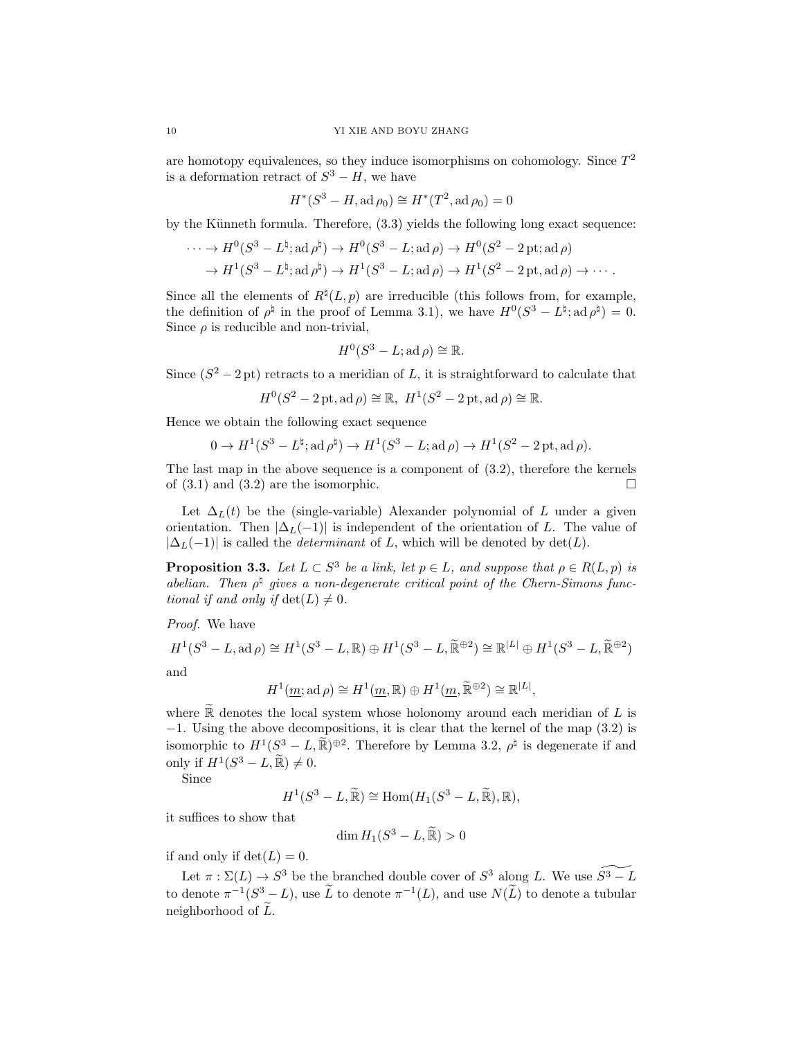are homotopy equivalences, so they induce isomorphisms on cohomology. Since $T^2$ is a deformation retract of $S^3 - H$, we have

$$H^*(S^3 - H, \operatorname{ad}\rho_0) \cong H^*(T^2, \operatorname{ad}\rho_0) = 0$$

by the Künneth formula. Therefore, (3.3) yields the following long exact sequence:

$$\begin{aligned}\cdots \to H^0(S^3 - L^\natural; \operatorname{ad}\rho^\natural) &\to H^0(S^3 - L; \operatorname{ad}\rho) \to H^0(S^2 - 2\,\mathrm{pt}; \operatorname{ad}\rho) \\ \to H^1(S^3 - L^\natural; \operatorname{ad}\rho^\natural) &\to H^1(S^3 - L; \operatorname{ad}\rho) \to H^1(S^2 - 2\,\mathrm{pt}, \operatorname{ad}\rho) \to \cdots .\end{aligned}$$

Since all the elements of $R^\natural(L, p)$ are irreducible (this follows from, for example, the definition of $\rho^\natural$ in the proof of Lemma 3.1), we have $H^0(S^3 - L^\natural; \operatorname{ad}\rho^\natural) = 0$. Since $\rho$ is reducible and non-trivial,

$$H^0(S^3 - L; \operatorname{ad}\rho) \cong \mathbb{R}.$$

Since $(S^2 - 2\,\mathrm{pt})$ retracts to a meridian of $L$, it is straightforward to calculate that

$$H^0(S^2 - 2\,\mathrm{pt}, \operatorname{ad}\rho) \cong \mathbb{R},\ H^1(S^2 - 2\,\mathrm{pt}, \operatorname{ad}\rho) \cong \mathbb{R}.$$

Hence we obtain the following exact sequence

$$0 \to H^1(S^3 - L^\natural; \operatorname{ad}\rho^\natural) \to H^1(S^3 - L; \operatorname{ad}\rho) \to H^1(S^2 - 2\,\mathrm{pt}, \operatorname{ad}\rho).$$

The last map in the above sequence is a component of (3.2), therefore the kernels of (3.1) and (3.2) are the isomorphic. $\square$

Let $\Delta_L(t)$ be the (single-variable) Alexander polynomial of $L$ under a given orientation. Then $|\Delta_L(-1)|$ is independent of the orientation of $L$. The value of $|\Delta_L(-1)|$ is called the *determinant* of $L$, which will be denoted by $\det(L)$.

**Proposition 3.3.** *Let $L \subset S^3$ be a link, let $p \in L$, and suppose that $\rho \in R(L, p)$ is abelian. Then $\rho^\natural$ gives a non-degenerate critical point of the Chern-Simons functional if and only if $\det(L) \neq 0$.*

*Proof.* We have

$$H^1(S^3 - L, \operatorname{ad}\rho) \cong H^1(S^3 - L, \mathbb{R}) \oplus H^1(S^3 - L, \widetilde{\mathbb{R}}^{\oplus 2}) \cong \mathbb{R}^{|L|} \oplus H^1(S^3 - L, \widetilde{\mathbb{R}}^{\oplus 2})$$

and

$$H^1(\underline{m}; \operatorname{ad}\rho) \cong H^1(\underline{m}, \mathbb{R}) \oplus H^1(\underline{m}, \widetilde{\mathbb{R}}^{\oplus 2}) \cong \mathbb{R}^{|L|},$$

where $\widetilde{\mathbb{R}}$ denotes the local system whose holonomy around each meridian of $L$ is $-1$. Using the above decompositions, it is clear that the kernel of the map (3.2) is isomorphic to $H^1(S^3 - L, \widetilde{\mathbb{R}})^{\oplus 2}$. Therefore by Lemma 3.2, $\rho^\natural$ is degenerate if and only if $H^1(S^3 - L, \widetilde{\mathbb{R}}) \neq 0$.

Since

$$H^1(S^3 - L, \widetilde{\mathbb{R}}) \cong \operatorname{Hom}(H_1(S^3 - L, \widetilde{\mathbb{R}}), \mathbb{R}),$$

it suffices to show that

$$\dim H_1(S^3 - L, \widetilde{\mathbb{R}}) > 0$$

if and only if $\det(L) = 0$.

Let $\pi : \Sigma(L) \to S^3$ be the branched double cover of $S^3$ along $L$. We use $\widetilde{S^3 - L}$ to denote $\pi^{-1}(S^3 - L)$, use $\widetilde{L}$ to denote $\pi^{-1}(L)$, and use $N(\widetilde{L})$ to denote a tubular neighborhood of $\widetilde{L}$.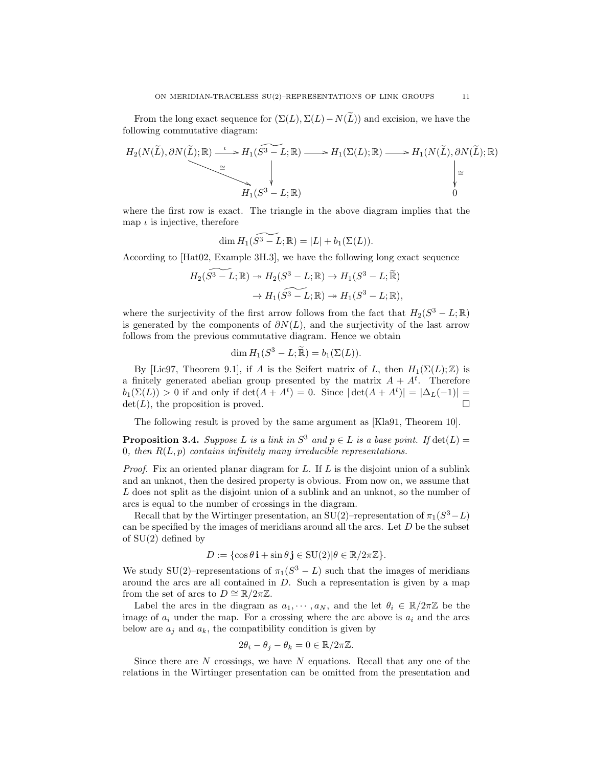From the long exact sequence for $(\Sigma(L), \Sigma(L) - N(\widetilde{L}))$ and excision, we have the following commutative diagram:

$$
\begin{array}{ccccccc}
H_2(N(\widetilde{L}), \partial N(\widetilde{L}); \mathbb{R}) & \xrightarrow{\iota} & H_1(\widetilde{S^3 - L}; \mathbb{R}) & \longrightarrow & H_1(\Sigma(L); \mathbb{R}) & \longrightarrow & H_1(N(\widetilde{L}), \partial N(\widetilde{L}); \mathbb{R}) \\
& \searrow^{\cong} & \downarrow & & & & \downarrow \cong \\
& & H_1(S^3 - L; \mathbb{R}) & & & & 0
\end{array}
$$

where the first row is exact. The triangle in the above diagram implies that the map $\iota$ is injective, therefore

$$
\dim H_1(\widetilde{S^3 - L}; \mathbb{R}) = |L| + b_1(\Sigma(L)).
$$

According to [Hat02, Example 3H.3], we have the following long exact sequence

$$
\begin{aligned}
H_2(\widetilde{S^3 - L}; \mathbb{R}) \twoheadrightarrow H_2(S^3 - L; \mathbb{R}) &\to H_1(S^3 - L; \widetilde{\mathbb{R}}) \\
&\to H_1(\widetilde{S^3 - L}; \mathbb{R}) \twoheadrightarrow H_1(S^3 - L; \mathbb{R}),
\end{aligned}
$$

where the surjectivity of the first arrow follows from the fact that $H_2(S^3 - L; \mathbb{R})$ is generated by the components of $\partial N(L)$, and the surjectivity of the last arrow follows from the previous commutative diagram. Hence we obtain

$$
\dim H_1(S^3 - L; \widetilde{\mathbb{R}}) = b_1(\Sigma(L)).
$$

By [Lic97, Theorem 9.1], if $A$ is the Seifert matrix of $L$, then $H_1(\Sigma(L); \mathbb{Z})$ is a finitely generated abelian group presented by the matrix $A + A^t$. Therefore $b_1(\Sigma(L)) > 0$ if and only if $\det(A + A^t) = 0$. Since $|\det(A + A^t)| = |\Delta_L(-1)| = \det(L)$, the proposition is proved. □

The following result is proved by the same argument as [Kla91, Theorem 10].

**Proposition 3.4.** *Suppose $L$ is a link in $S^3$ and $p \in L$ is a base point. If $\det(L) = 0$, then $R(L, p)$ contains infinitely many irreducible representations.*

*Proof.* Fix an oriented planar diagram for $L$. If $L$ is the disjoint union of a sublink and an unknot, then the desired property is obvious. From now on, we assume that $L$ does not split as the disjoint union of a sublink and an unknot, so the number of arcs is equal to the number of crossings in the diagram.

Recall that by the Wirtinger presentation, an SU(2)–representation of $\pi_1(S^3 - L)$ can be specified by the images of meridians around all the arcs. Let $D$ be the subset of SU(2) defined by

$$
D := \{\cos\theta\, \mathbf{i} + \sin\theta\, \mathbf{j} \in \mathrm{SU}(2) | \theta \in \mathbb{R}/2\pi\mathbb{Z}\}.
$$

We study SU(2)–representations of $\pi_1(S^3 - L)$ such that the images of meridians around the arcs are all contained in $D$. Such a representation is given by a map from the set of arcs to $D \cong \mathbb{R}/2\pi\mathbb{Z}$.

Label the arcs in the diagram as $a_1, \cdots, a_N$, and the let $\theta_i \in \mathbb{R}/2\pi\mathbb{Z}$ be the image of $a_i$ under the map. For a crossing where the arc above is $a_i$ and the arcs below are $a_j$ and $a_k$, the compatibility condition is given by

$$
2\theta_i - \theta_j - \theta_k = 0 \in \mathbb{R}/2\pi\mathbb{Z}.
$$

Since there are $N$ crossings, we have $N$ equations. Recall that any one of the relations in the Wirtinger presentation can be omitted from the presentation and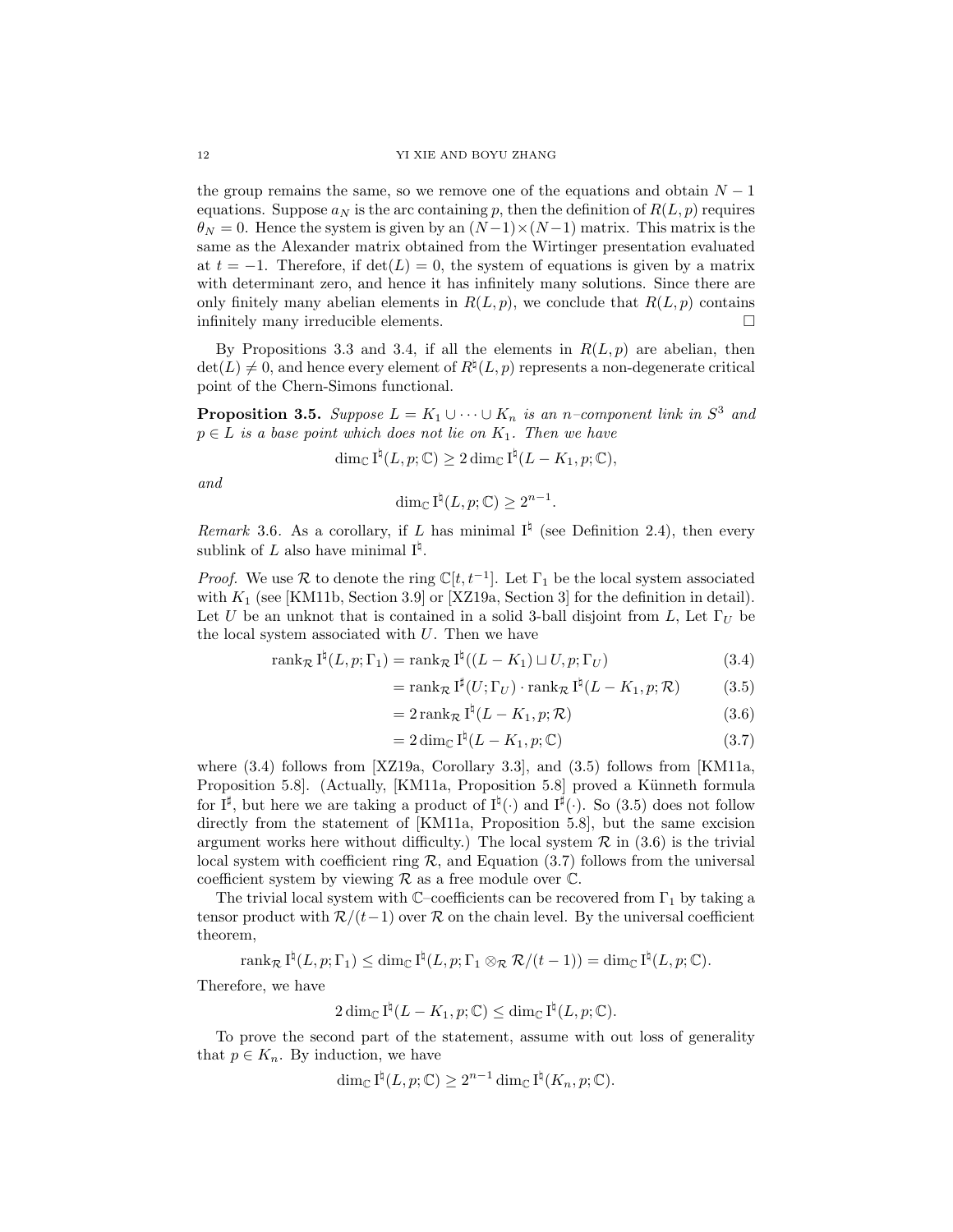the group remains the same, so we remove one of the equations and obtain $N-1$ equations. Suppose $a_N$ is the arc containing $p$, then the definition of $R(L,p)$ requires $\theta_N = 0$. Hence the system is given by an $(N-1)\times(N-1)$ matrix. This matrix is the same as the Alexander matrix obtained from the Wirtinger presentation evaluated at $t=-1$. Therefore, if $\det(L)=0$, the system of equations is given by a matrix with determinant zero, and hence it has infinitely many solutions. Since there are only finitely many abelian elements in $R(L,p)$, we conclude that $R(L,p)$ contains infinitely many irreducible elements. □

By Propositions 3.3 and 3.4, if all the elements in $R(L,p)$ are abelian, then $\det(L)\neq 0$, and hence every element of $R^\natural(L,p)$ represents a non-degenerate critical point of the Chern-Simons functional.

**Proposition 3.5.** *Suppose $L = K_1 \cup \cdots \cup K_n$ is an $n$–component link in $S^3$ and $p \in L$ is a base point which does not lie on $K_1$. Then we have*

$$\dim_{\mathbb{C}} \mathrm{I}^\natural(L,p;\mathbb{C}) \geq 2\dim_{\mathbb{C}} \mathrm{I}^\natural(L-K_1,p;\mathbb{C}),$$

*and*

$$\dim_{\mathbb{C}} \mathrm{I}^\natural(L,p;\mathbb{C}) \geq 2^{n-1}.$$

*Remark* 3.6. As a corollary, if $L$ has minimal $\mathrm{I}^\natural$ (see Definition 2.4), then every sublink of $L$ also have minimal $\mathrm{I}^\natural$.

*Proof.* We use $\mathcal{R}$ to denote the ring $\mathbb{C}[t,t^{-1}]$. Let $\Gamma_1$ be the local system associated with $K_1$ (see [KM11b, Section 3.9] or [XZ19a, Section 3] for the definition in detail). Let $U$ be an unknot that is contained in a solid 3-ball disjoint from $L$, Let $\Gamma_U$ be the local system associated with $U$. Then we have

$$\begin{aligned}
\operatorname{rank}_{\mathcal{R}} \mathrm{I}^\natural(L,p;\Gamma_1) &= \operatorname{rank}_{\mathcal{R}} \mathrm{I}^\natural((L-K_1)\sqcup U,p;\Gamma_U) && (3.4)\\
&= \operatorname{rank}_{\mathcal{R}} \mathrm{I}^\sharp(U;\Gamma_U)\cdot \operatorname{rank}_{\mathcal{R}} \mathrm{I}^\natural(L-K_1,p;\mathcal{R}) && (3.5)\\
&= 2\operatorname{rank}_{\mathcal{R}} \mathrm{I}^\natural(L-K_1,p;\mathcal{R}) && (3.6)\\
&= 2\dim_{\mathbb{C}} \mathrm{I}^\natural(L-K_1,p;\mathbb{C}) && (3.7)
\end{aligned}$$

where (3.4) follows from [XZ19a, Corollary 3.3], and (3.5) follows from [KM11a, Proposition 5.8]. (Actually, [KM11a, Proposition 5.8] proved a Künneth formula for $\mathrm{I}^\sharp$, but here we are taking a product of $\mathrm{I}^\natural(\cdot)$ and $\mathrm{I}^\sharp(\cdot)$. So (3.5) does not follow directly from the statement of [KM11a, Proposition 5.8], but the same excision argument works here without difficulty.) The local system $\mathcal{R}$ in (3.6) is the trivial local system with coefficient ring $\mathcal{R}$, and Equation (3.7) follows from the universal coefficient system by viewing $\mathcal{R}$ as a free module over $\mathbb{C}$.

The trivial local system with $\mathbb{C}$–coefficients can be recovered from $\Gamma_1$ by taking a tensor product with $\mathcal{R}/(t-1)$ over $\mathcal{R}$ on the chain level. By the universal coefficient theorem,

$$\operatorname{rank}_{\mathcal{R}} \mathrm{I}^\natural(L,p;\Gamma_1) \leq \dim_{\mathbb{C}} \mathrm{I}^\natural(L,p;\Gamma_1\otimes_{\mathcal{R}} \mathcal{R}/(t-1)) = \dim_{\mathbb{C}} \mathrm{I}^\natural(L,p;\mathbb{C}).$$

Therefore, we have

$$2\dim_{\mathbb{C}} \mathrm{I}^\natural(L-K_1,p;\mathbb{C}) \leq \dim_{\mathbb{C}} \mathrm{I}^\natural(L,p;\mathbb{C}).$$

To prove the second part of the statement, assume with out loss of generality that $p\in K_n$. By induction, we have

$$\dim_{\mathbb{C}} \mathrm{I}^\natural(L,p;\mathbb{C}) \geq 2^{n-1}\dim_{\mathbb{C}} \mathrm{I}^\natural(K_n,p;\mathbb{C}).$$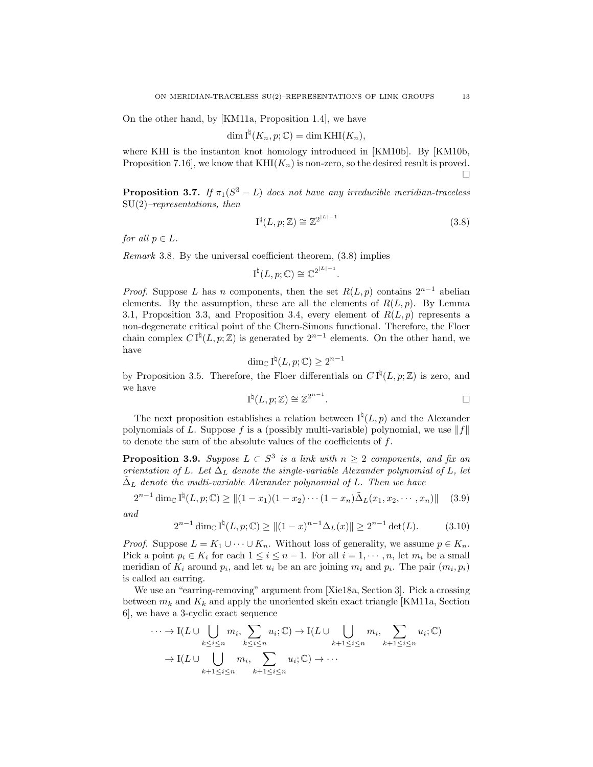On the other hand, by [KM11a, Proposition 1.4], we have

$$\dim \mathrm{I}^\natural(K_n, p; \mathbb{C}) = \dim \mathrm{KHI}(K_n),$$

where KHI is the instanton knot homology introduced in [KM10b]. By [KM10b, Proposition 7.16], we know that $\mathrm{KHI}(K_n)$ is non-zero, so the desired result is proved. □

**Proposition 3.7.** *If $\pi_1(S^3 - L)$ does not have any irreducible meridian-traceless $\mathrm{SU}(2)$–representations, then*

$$\mathrm{I}^\natural(L, p; \mathbb{Z}) \cong \mathbb{Z}^{2^{|L|-1}} \tag{3.8}$$

*for all $p \in L$.*

*Remark* 3.8. By the universal coefficient theorem, (3.8) implies

$$\mathrm{I}^\natural(L, p; \mathbb{C}) \cong \mathbb{C}^{2^{|L|-1}}.$$

*Proof.* Suppose $L$ has $n$ components, then the set $R(L, p)$ contains $2^{n-1}$ abelian elements. By the assumption, these are all the elements of $R(L, p)$. By Lemma 3.1, Proposition 3.3, and Proposition 3.4, every element of $R(L, p)$ represents a non-degenerate critical point of the Chern-Simons functional. Therefore, the Floer chain complex $C\,\mathrm{I}^\natural(L, p; \mathbb{Z})$ is generated by $2^{n-1}$ elements. On the other hand, we have

$$\dim_{\mathbb{C}} \mathrm{I}^\natural(L, p; \mathbb{C}) \geq 2^{n-1}$$

by Proposition 3.5. Therefore, the Floer differentials on $C\,\mathrm{I}^\natural(L, p; \mathbb{Z})$ is zero, and we have

$$\mathrm{I}^\natural(L, p; \mathbb{Z}) \cong \mathbb{Z}^{2^{n-1}}.$$

□

The next proposition establishes a relation between $\mathrm{I}^\natural(L, p)$ and the Alexander polynomials of $L$. Suppose $f$ is a (possibly multi-variable) polynomial, we use $\|f\|$ to denote the sum of the absolute values of the coefficients of $f$.

**Proposition 3.9.** *Suppose $L \subset S^3$ is a link with $n \geq 2$ components, and fix an orientation of $L$. Let $\Delta_L$ denote the single-variable Alexander polynomial of $L$, let $\tilde{\Delta}_L$ denote the multi-variable Alexander polynomial of $L$. Then we have*

$$2^{n-1} \dim_{\mathbb{C}} \mathrm{I}^\natural(L, p; \mathbb{C}) \geq \|(1 - x_1)(1 - x_2) \cdots (1 - x_n)\tilde{\Delta}_L(x_1, x_2, \cdots, x_n)\| \tag{3.9}$$

*and*

$$2^{n-1} \dim_{\mathbb{C}} \mathrm{I}^\natural(L, p; \mathbb{C}) \geq \|(1 - x)^{n-1}\Delta_L(x)\| \geq 2^{n-1} \det(L). \tag{3.10}$$

*Proof.* Suppose $L = K_1 \cup \cdots \cup K_n$. Without loss of generality, we assume $p \in K_n$. Pick a point $p_i \in K_i$ for each $1 \leq i \leq n - 1$. For all $i = 1, \cdots, n$, let $m_i$ be a small meridian of $K_i$ around $p_i$, and let $u_i$ be an arc joining $m_i$ and $p_i$. The pair $(m_i, p_i)$ is called an earring.

We use an "earring-removing" argument from [Xie18a, Section 3]. Pick a crossing between $m_k$ and $K_k$ and apply the unoriented skein exact triangle [KM11a, Section 6], we have a 3-cyclic exact sequence

$$\cdots \to \mathrm{I}(L \cup \bigcup_{k \leq i \leq n} m_i, \sum_{k \leq i \leq n} u_i; \mathbb{C}) \to \mathrm{I}(L \cup \bigcup_{k+1 \leq i \leq n} m_i, \sum_{k+1 \leq i \leq n} u_i; \mathbb{C})$$
$$\to \mathrm{I}(L \cup \bigcup_{k+1 \leq i \leq n} m_i, \sum_{k+1 \leq i \leq n} u_i; \mathbb{C}) \to \cdots$$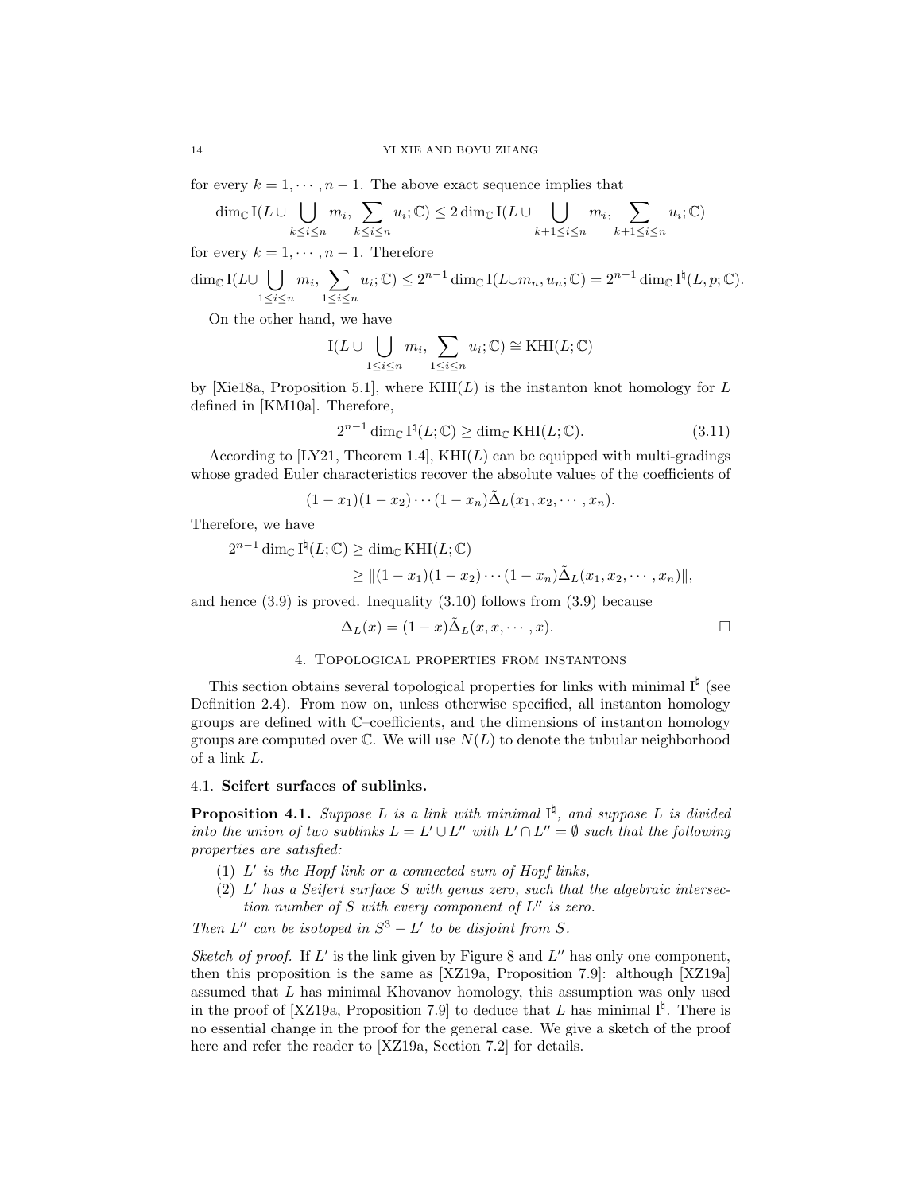for every $k = 1, \cdots, n-1$. The above exact sequence implies that

$$\dim_{\mathbb{C}} \mathrm{I}(L \cup \bigcup_{k \le i \le n} m_i, \sum_{k \le i \le n} u_i; \mathbb{C}) \le 2 \dim_{\mathbb{C}} \mathrm{I}(L \cup \bigcup_{k+1 \le i \le n} m_i, \sum_{k+1 \le i \le n} u_i; \mathbb{C})$$

for every $k = 1, \cdots, n-1$. Therefore

$$\dim_{\mathbb{C}} \mathrm{I}(L \cup \bigcup_{1 \le i \le n} m_i, \sum_{1 \le i \le n} u_i; \mathbb{C}) \le 2^{n-1} \dim_{\mathbb{C}} \mathrm{I}(L \cup m_n, u_n; \mathbb{C}) = 2^{n-1} \dim_{\mathbb{C}} \mathrm{I}^\natural(L, p; \mathbb{C}).$$

On the other hand, we have

$$\mathrm{I}(L \cup \bigcup_{1 \le i \le n} m_i, \sum_{1 \le i \le n} u_i; \mathbb{C}) \cong \mathrm{KHI}(L; \mathbb{C})$$

by [Xie18a, Proposition 5.1], where $\mathrm{KHI}(L)$ is the instanton knot homology for $L$ defined in [KM10a]. Therefore,

$$2^{n-1} \dim_{\mathbb{C}} \mathrm{I}^\natural(L; \mathbb{C}) \ge \dim_{\mathbb{C}} \mathrm{KHI}(L; \mathbb{C}). \tag{3.11}$$

According to [LY21, Theorem 1.4], $\mathrm{KHI}(L)$ can be equipped with multi-gradings whose graded Euler characteristics recover the absolute values of the coefficients of

$$(1 - x_1)(1 - x_2) \cdots (1 - x_n) \tilde{\Delta}_L(x_1, x_2, \cdots, x_n).$$

Therefore, we have

$$\begin{aligned} 2^{n-1} \dim_{\mathbb{C}} \mathrm{I}^\natural(L; \mathbb{C}) &\ge \dim_{\mathbb{C}} \mathrm{KHI}(L; \mathbb{C}) \\ &\ge \|(1 - x_1)(1 - x_2) \cdots (1 - x_n) \tilde{\Delta}_L(x_1, x_2, \cdots, x_n)\|, \end{aligned}$$

and hence (3.9) is proved. Inequality (3.10) follows from (3.9) because

$$\Delta_L(x) = (1 - x) \tilde{\Delta}_L(x, x, \cdots, x). \qquad \square$$

## 4. Topological properties from instantons

This section obtains several topological properties for links with minimal $\mathrm{I}^\natural$ (see Definition 2.4). From now on, unless otherwise specified, all instanton homology groups are defined with $\mathbb{C}$–coefficients, and the dimensions of instanton homology groups are computed over $\mathbb{C}$. We will use $N(L)$ to denote the tubular neighborhood of a link $L$.

### 4.1. Seifert surfaces of sublinks.

**Proposition 4.1.** *Suppose $L$ is a link with minimal $\mathrm{I}^\natural$, and suppose $L$ is divided into the union of two sublinks $L = L' \cup L''$ with $L' \cap L'' = \emptyset$ such that the following properties are satisfied:*

1. *$L'$ is the Hopf link or a connected sum of Hopf links,*
2. *$L'$ has a Seifert surface $S$ with genus zero, such that the algebraic intersection number of $S$ with every component of $L''$ is zero.*

*Then $L''$ can be isotoped in $S^3 - L'$ to be disjoint from $S$.*

*Sketch of proof.* If $L'$ is the link given by Figure 8 and $L''$ has only one component, then this proposition is the same as [XZ19a, Proposition 7.9]: although [XZ19a] assumed that $L$ has minimal Khovanov homology, this assumption was only used in the proof of [XZ19a, Proposition 7.9] to deduce that $L$ has minimal $\mathrm{I}^\natural$. There is no essential change in the proof for the general case. We give a sketch of the proof here and refer the reader to [XZ19a, Section 7.2] for details.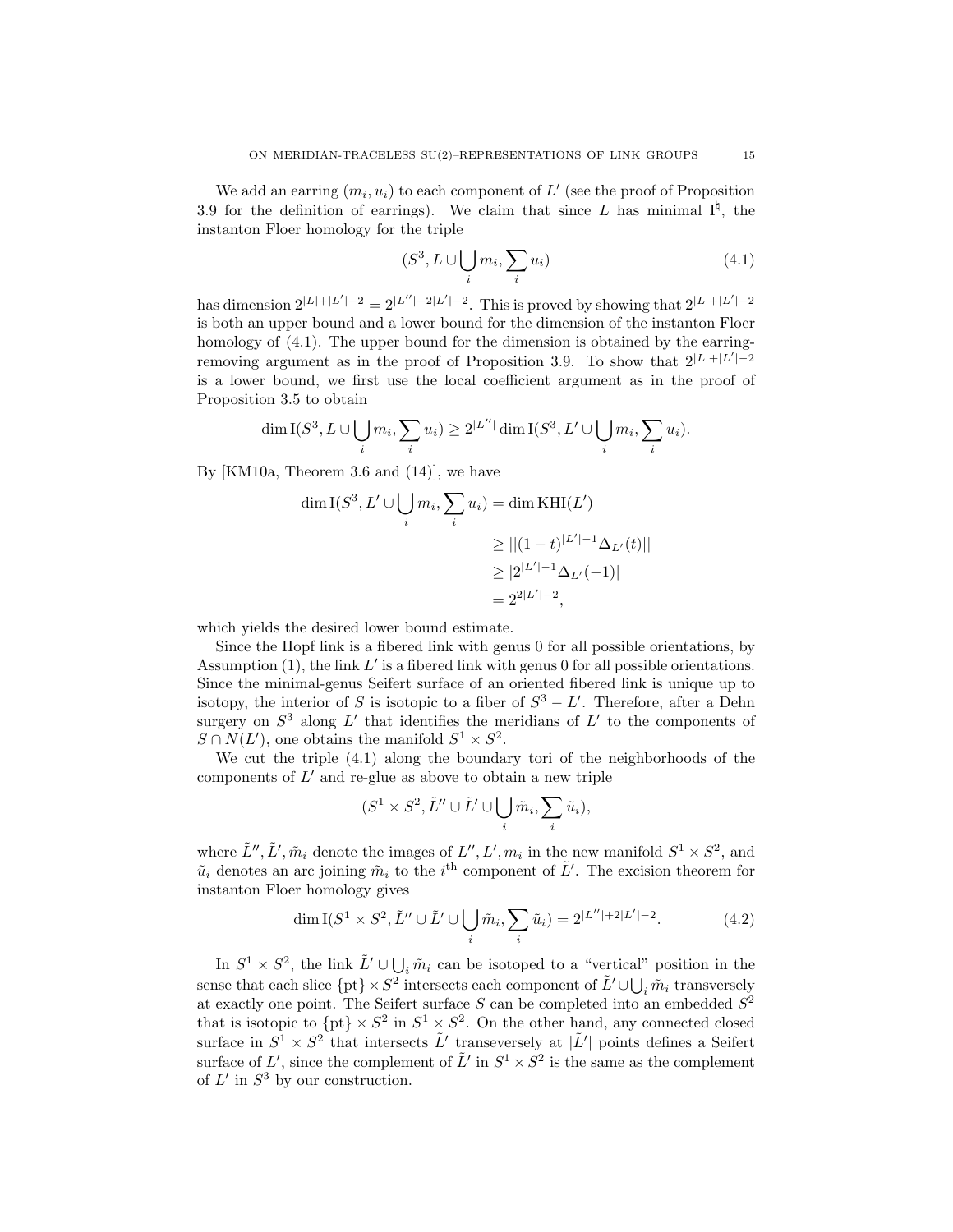We add an earring $(m_i, u_i)$ to each component of $L'$ (see the proof of Proposition 3.9 for the definition of earrings). We claim that since $L$ has minimal $\mathrm{I}^\natural$, the instanton Floer homology for the triple

$$(S^3, L \cup \bigcup_i m_i, \sum_i u_i) \tag{4.1}$$

has dimension $2^{|L|+|L'|-2} = 2^{|L''|+2|L'|-2}$. This is proved by showing that $2^{|L|+|L'|-2}$ is both an upper bound and a lower bound for the dimension of the instanton Floer homology of (4.1). The upper bound for the dimension is obtained by the earring-removing argument as in the proof of Proposition 3.9. To show that $2^{|L|+|L'|-2}$ is a lower bound, we first use the local coefficient argument as in the proof of Proposition 3.5 to obtain

$$\dim \mathrm{I}(S^3, L \cup \bigcup_i m_i, \sum_i u_i) \geq 2^{|L''|} \dim \mathrm{I}(S^3, L' \cup \bigcup_i m_i, \sum_i u_i).$$

By [KM10a, Theorem 3.6 and (14)], we have

$$\begin{aligned}
\dim \mathrm{I}(S^3, L' \cup \bigcup_i m_i, \sum_i u_i) &= \dim \mathrm{KHI}(L') \\
&\geq ||(1-t)^{|L'|-1}\Delta_{L'}(t)|| \\
&\geq |2^{|L'|-1}\Delta_{L'}(-1)| \\
&= 2^{2|L'|-2},
\end{aligned}$$

which yields the desired lower bound estimate.

Since the Hopf link is a fibered link with genus 0 for all possible orientations, by Assumption (1), the link $L'$ is a fibered link with genus 0 for all possible orientations. Since the minimal-genus Seifert surface of an oriented fibered link is unique up to isotopy, the interior of $S$ is isotopic to a fiber of $S^3 - L'$. Therefore, after a Dehn surgery on $S^3$ along $L'$ that identifies the meridians of $L'$ to the components of $S \cap N(L')$, one obtains the manifold $S^1 \times S^2$.

We cut the triple (4.1) along the boundary tori of the neighborhoods of the components of $L'$ and re-glue as above to obtain a new triple

$$(S^1 \times S^2, \tilde{L}'' \cup \tilde{L}' \cup \bigcup_i \tilde{m}_i, \sum_i \tilde{u}_i),$$

where $\tilde{L}'', \tilde{L}', \tilde{m}_i$ denote the images of $L'', L', m_i$ in the new manifold $S^1 \times S^2$, and $\tilde{u}_i$ denotes an arc joining $\tilde{m}_i$ to the $i^{\text{th}}$ component of $\tilde{L}'$. The excision theorem for instanton Floer homology gives

$$\dim \mathrm{I}(S^1 \times S^2, \tilde{L}'' \cup \tilde{L}' \cup \bigcup_i \tilde{m}_i, \sum_i \tilde{u}_i) = 2^{|L''|+2|L'|-2}. \tag{4.2}$$

In $S^1 \times S^2$, the link $\tilde{L}' \cup \bigcup_i \tilde{m}_i$ can be isotoped to a "vertical" position in the sense that each slice $\{\mathrm{pt}\} \times S^2$ intersects each component of $\tilde{L}' \cup \bigcup_i \tilde{m}_i$ transversely at exactly one point. The Seifert surface $S$ can be completed into an embedded $S^2$ that is isotopic to $\{\mathrm{pt}\} \times S^2$ in $S^1 \times S^2$. On the other hand, any connected closed surface in $S^1 \times S^2$ that intersects $\tilde{L}'$ transeversely at $|\tilde{L}'|$ points defines a Seifert surface of $L'$, since the complement of $\tilde{L}'$ in $S^1 \times S^2$ is the same as the complement of $L'$ in $S^3$ by our construction.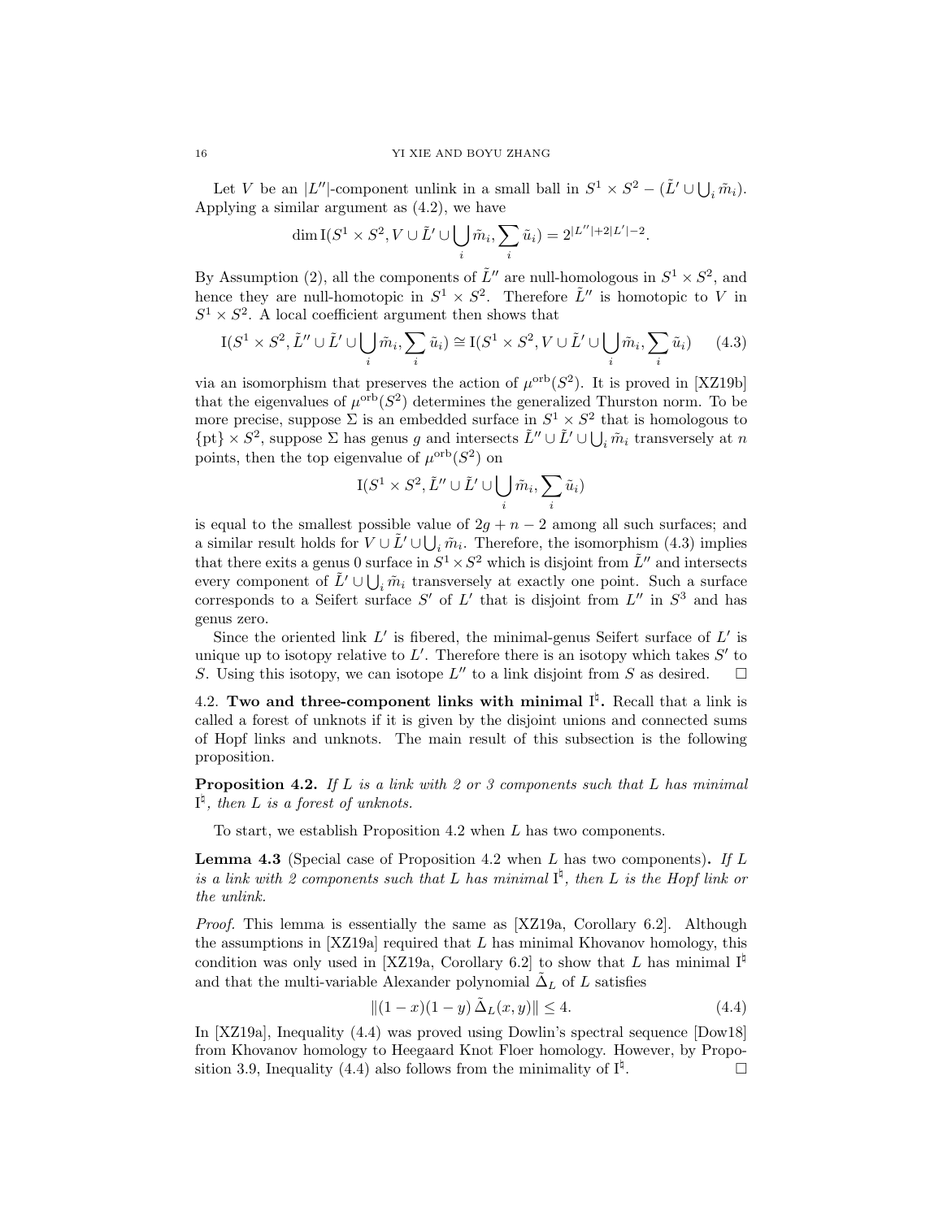Let $V$ be an $|L''|$-component unlink in a small ball in $S^1 \times S^2 - (\tilde{L}' \cup \bigcup_i \tilde{m}_i)$. Applying a similar argument as (4.2), we have

$$\dim \mathrm{I}(S^1 \times S^2, V \cup \tilde{L}' \cup \bigcup_i \tilde{m}_i, \sum_i \tilde{u}_i) = 2^{|L''|+2|L'|-2}.$$

By Assumption (2), all the components of $\tilde{L}''$ are null-homologous in $S^1 \times S^2$, and hence they are null-homotopic in $S^1 \times S^2$. Therefore $\tilde{L}''$ is homotopic to $V$ in $S^1 \times S^2$. A local coefficient argument then shows that

$$\mathrm{I}(S^1 \times S^2, \tilde{L}'' \cup \tilde{L}' \cup \bigcup_i \tilde{m}_i, \sum_i \tilde{u}_i) \cong \mathrm{I}(S^1 \times S^2, V \cup \tilde{L}' \cup \bigcup_i \tilde{m}_i, \sum_i \tilde{u}_i) \tag{4.3}$$

via an isomorphism that preserves the action of $\mu^{\mathrm{orb}}(S^2)$. It is proved in [XZ19b] that the eigenvalues of $\mu^{\mathrm{orb}}(S^2)$ determines the generalized Thurston norm. To be more precise, suppose $\Sigma$ is an embedded surface in $S^1 \times S^2$ that is homologous to $\{\mathrm{pt}\} \times S^2$, suppose $\Sigma$ has genus $g$ and intersects $\tilde{L}'' \cup \tilde{L}' \cup \bigcup_i \tilde{m}_i$ transversely at $n$ points, then the top eigenvalue of $\mu^{\mathrm{orb}}(S^2)$ on

$$\mathrm{I}(S^1 \times S^2, \tilde{L}'' \cup \tilde{L}' \cup \bigcup_i \tilde{m}_i, \sum_i \tilde{u}_i)$$

is equal to the smallest possible value of $2g + n - 2$ among all such surfaces; and a similar result holds for $V \cup \tilde{L}' \cup \bigcup_i \tilde{m}_i$. Therefore, the isomorphism (4.3) implies that there exits a genus 0 surface in $S^1 \times S^2$ which is disjoint from $\tilde{L}''$ and intersects every component of $\tilde{L}' \cup \bigcup_i \tilde{m}_i$ transversely at exactly one point. Such a surface corresponds to a Seifert surface $S'$ of $L'$ that is disjoint from $L''$ in $S^3$ and has genus zero.

Since the oriented link $L'$ is fibered, the minimal-genus Seifert surface of $L'$ is unique up to isotopy relative to $L'$. Therefore there is an isotopy which takes $S'$ to $S$. Using this isotopy, we can isotope $L''$ to a link disjoint from $S$ as desired. $\square$

### 4.2. Two and three-component links with minimal $\mathrm{I}^\natural$.

Recall that a link is called a forest of unknots if it is given by the disjoint unions and connected sums of Hopf links and unknots. The main result of this subsection is the following proposition.

**Proposition 4.2.** *If $L$ is a link with 2 or 3 components such that $L$ has minimal $\mathrm{I}^\natural$, then $L$ is a forest of unknots.*

To start, we establish Proposition 4.2 when $L$ has two components.

**Lemma 4.3** (Special case of Proposition 4.2 when $L$ has two components)**.** *If $L$ is a link with 2 components such that $L$ has minimal $\mathrm{I}^\natural$, then $L$ is the Hopf link or the unlink.*

*Proof.* This lemma is essentially the same as [XZ19a, Corollary 6.2]. Although the assumptions in [XZ19a] required that $L$ has minimal Khovanov homology, this condition was only used in [XZ19a, Corollary 6.2] to show that $L$ has minimal $\mathrm{I}^\natural$ and that the multi-variable Alexander polynomial $\tilde{\Delta}_L$ of $L$ satisfies

$$\|(1-x)(1-y)\,\tilde{\Delta}_L(x,y)\| \le 4. \tag{4.4}$$

In [XZ19a], Inequality (4.4) was proved using Dowlin's spectral sequence [Dow18] from Khovanov homology to Heegaard Knot Floer homology. However, by Proposition 3.9, Inequality (4.4) also follows from the minimality of $\mathrm{I}^\natural$. $\square$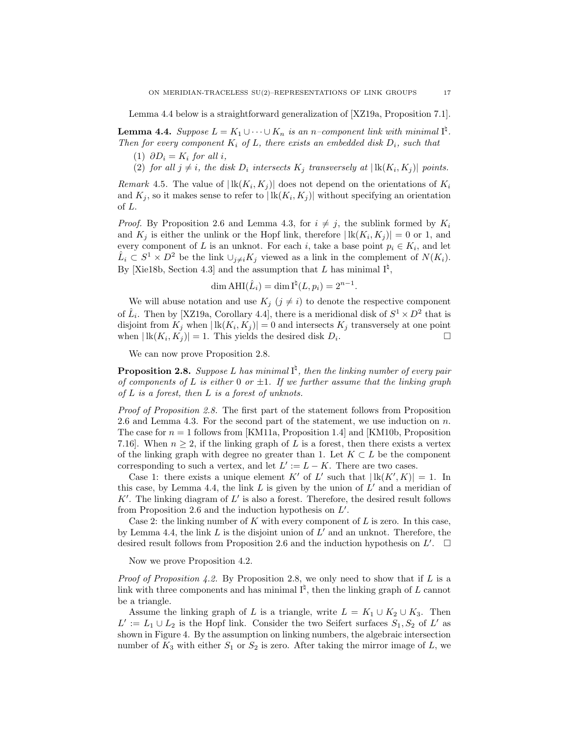Lemma 4.4 below is a straightforward generalization of [XZ19a, Proposition 7.1].

**Lemma 4.4.** *Suppose $L = K_1 \cup \cdots \cup K_n$ is an $n$–component link with minimal $\mathrm{I}^\natural$. Then for every component $K_i$ of $L$, there exists an embedded disk $D_i$, such that*

1. *$\partial D_i = K_i$ for all $i$,*
2. *for all $j \neq i$, the disk $D_i$ intersects $K_j$ transversely at $|\operatorname{lk}(K_i, K_j)|$ points.*

*Remark* 4.5. The value of $|\operatorname{lk}(K_i, K_j)|$ does not depend on the orientations of $K_i$ and $K_j$, so it makes sense to refer to $|\operatorname{lk}(K_i, K_j)|$ without specifying an orientation of $L$.

*Proof.* By Proposition 2.6 and Lemma 4.3, for $i \neq j$, the sublink formed by $K_i$ and $K_j$ is either the unlink or the Hopf link, therefore $|\operatorname{lk}(K_i, K_j)| = 0$ or 1, and every component of $L$ is an unknot. For each $i$, take a base point $p_i \in K_i$, and let $\hat{L}_i \subset S^1 \times D^2$ be the link $\cup_{j \neq i} K_j$ viewed as a link in the complement of $N(K_i)$. By [Xie18b, Section 4.3] and the assumption that $L$ has minimal $\mathrm{I}^\natural$,

$$\dim \operatorname{AHI}(\hat{L}_i) = \dim \mathrm{I}^\natural(L, p_i) = 2^{n-1}.$$

We will abuse notation and use $K_j$ ($j \neq i$) to denote the respective component of $\hat{L}_i$. Then by [XZ19a, Corollary 4.4], there is a meridional disk of $S^1 \times D^2$ that is disjoint from $K_j$ when $|\operatorname{lk}(K_i, K_j)| = 0$ and intersects $K_j$ transversely at one point when $|\operatorname{lk}(K_i, K_j)| = 1$. This yields the desired disk $D_i$. $\square$

We can now prove Proposition 2.8.

**Proposition 2.8.** *Suppose $L$ has minimal $\mathrm{I}^\natural$, then the linking number of every pair of components of $L$ is either 0 or $\pm 1$. If we further assume that the linking graph of $L$ is a forest, then $L$ is a forest of unknots.*

*Proof of Proposition 2.8.* The first part of the statement follows from Proposition 2.6 and Lemma 4.3. For the second part of the statement, we use induction on $n$. The case for $n = 1$ follows from [KM11a, Proposition 1.4] and [KM10b, Proposition 7.16]. When $n \geq 2$, if the linking graph of $L$ is a forest, then there exists a vertex of the linking graph with degree no greater than 1. Let $K \subset L$ be the component corresponding to such a vertex, and let $L' := L - K$. There are two cases.

Case 1: there exists a unique element $K'$ of $L'$ such that $|\operatorname{lk}(K', K)| = 1$. In this case, by Lemma 4.4, the link $L$ is given by the union of $L'$ and a meridian of $K'$. The linking diagram of $L'$ is also a forest. Therefore, the desired result follows from Proposition 2.6 and the induction hypothesis on $L'$.

Case 2: the linking number of $K$ with every component of $L$ is zero. In this case, by Lemma 4.4, the link $L$ is the disjoint union of $L'$ and an unknot. Therefore, the desired result follows from Proposition 2.6 and the induction hypothesis on $L'$. $\square$

Now we prove Proposition 4.2.

*Proof of Proposition 4.2.* By Proposition 2.8, we only need to show that if $L$ is a link with three components and has minimal $\mathrm{I}^\natural$, then the linking graph of $L$ cannot be a triangle.

Assume the linking graph of $L$ is a triangle, write $L = K_1 \cup K_2 \cup K_3$. Then $L' := L_1 \cup L_2$ is the Hopf link. Consider the two Seifert surfaces $S_1, S_2$ of $L'$ as shown in Figure 4. By the assumption on linking numbers, the algebraic intersection number of $K_3$ with either $S_1$ or $S_2$ is zero. After taking the mirror image of $L$, we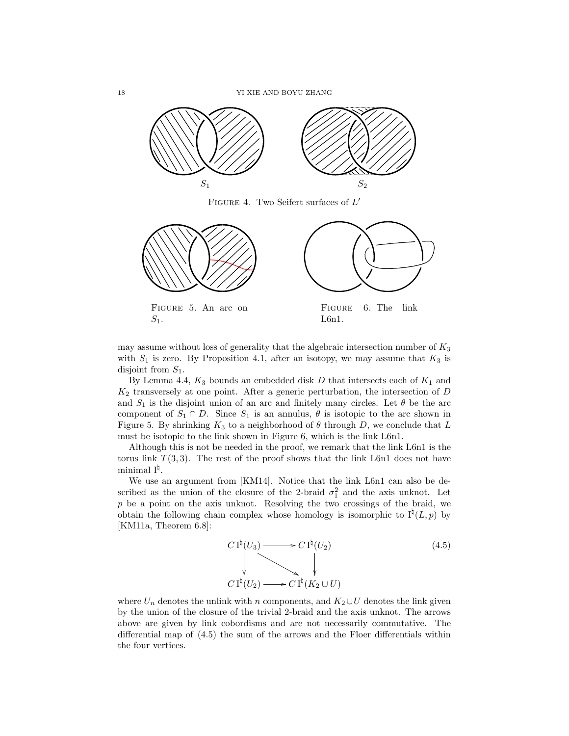FIGURE 4. Two Seifert surfaces of $L'$

FIGURE 5. An arc on $S_1$.

FIGURE 6. The link L6n1.

may assume without loss of generality that the algebraic intersection number of $K_3$ with $S_1$ is zero. By Proposition 4.1, after an isotopy, we may assume that $K_3$ is disjoint from $S_1$.

By Lemma 4.4, $K_3$ bounds an embedded disk $D$ that intersects each of $K_1$ and $K_2$ transversely at one point. After a generic perturbation, the intersection of $D$ and $S_1$ is the disjoint union of an arc and finitely many circles. Let $\theta$ be the arc component of $S_1 \cap D$. Since $S_1$ is an annulus, $\theta$ is isotopic to the arc shown in Figure 5. By shrinking $K_3$ to a neighborhood of $\theta$ through $D$, we conclude that $L$ must be isotopic to the link shown in Figure 6, which is the link L6n1.

Although this is not be needed in the proof, we remark that the link L6n1 is the torus link $T(3,3)$. The rest of the proof shows that the link L6n1 does not have minimal $\mathrm{I}^\natural$.

We use an argument from [KM14]. Notice that the link L6n1 can also be described as the union of the closure of the 2-braid $\sigma_1^2$ and the axis unknot. Let $p$ be a point on the axis unknot. Resolving the two crossings of the braid, we obtain the following chain complex whose homology is isomorphic to $\mathrm{I}^\natural(L,p)$ by [KM11a, Theorem 6.8]:

$$
\begin{array}{ccc}
C\,\mathrm{I}^\natural(U_3) & \longrightarrow & C\,\mathrm{I}^\natural(U_2) \\
\downarrow & \searrow & \downarrow \\
C\,\mathrm{I}^\natural(U_2) & \longrightarrow & C\,\mathrm{I}^\natural(K_2 \cup U)
\end{array}
\tag{4.5}
$$

where $U_n$ denotes the unlink with $n$ components, and $K_2 \cup U$ denotes the link given by the union of the closure of the trivial 2-braid and the axis unknot. The arrows above are given by link cobordisms and are not necessarily commutative. The differential map of (4.5) the sum of the arrows and the Floer differentials within the four vertices.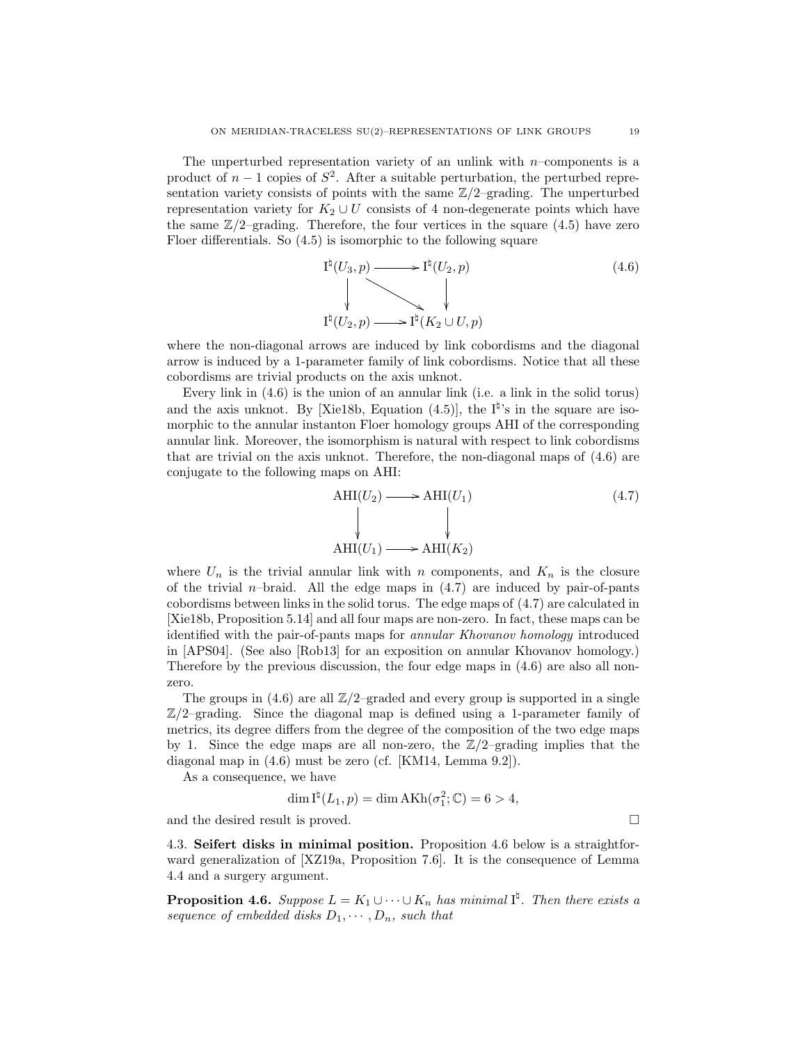The unperturbed representation variety of an unlink with $n$–components is a product of $n-1$ copies of $S^2$. After a suitable perturbation, the perturbed representation variety consists of points with the same $\mathbb{Z}/2$–grading. The unperturbed representation variety for $K_2 \cup U$ consists of 4 non-degenerate points which have the same $\mathbb{Z}/2$–grading. Therefore, the four vertices in the square (4.5) have zero Floer differentials. So (4.5) is isomorphic to the following square

$$\begin{array}{ccc} \mathrm{I}^\natural(U_3,p) & \longrightarrow & \mathrm{I}^\natural(U_2,p) \\ \downarrow & \searrow & \downarrow \\ \mathrm{I}^\natural(U_2,p) & \longrightarrow & \mathrm{I}^\natural(K_2\cup U,p) \end{array} \tag{4.6}$$

where the non-diagonal arrows are induced by link cobordisms and the diagonal arrow is induced by a 1-parameter family of link cobordisms. Notice that all these cobordisms are trivial products on the axis unknot.

Every link in (4.6) is the union of an annular link (i.e. a link in the solid torus) and the axis unknot. By [Xie18b, Equation (4.5)], the $\mathrm{I}^\natural$'s in the square are isomorphic to the annular instanton Floer homology groups AHI of the corresponding annular link. Moreover, the isomorphism is natural with respect to link cobordisms that are trivial on the axis unknot. Therefore, the non-diagonal maps of (4.6) are conjugate to the following maps on AHI:

$$\begin{array}{ccc} \mathrm{AHI}(U_2) & \longrightarrow & \mathrm{AHI}(U_1) \\ \downarrow & & \downarrow \\ \mathrm{AHI}(U_1) & \longrightarrow & \mathrm{AHI}(K_2) \end{array} \tag{4.7}$$

where $U_n$ is the trivial annular link with $n$ components, and $K_n$ is the closure of the trivial $n$–braid. All the edge maps in (4.7) are induced by pair-of-pants cobordisms between links in the solid torus. The edge maps of (4.7) are calculated in [Xie18b, Proposition 5.14] and all four maps are non-zero. In fact, these maps can be identified with the pair-of-pants maps for *annular Khovanov homology* introduced in [APS04]. (See also [Rob13] for an exposition on annular Khovanov homology.) Therefore by the previous discussion, the four edge maps in (4.6) are also all non-zero.

The groups in (4.6) are all $\mathbb{Z}/2$–graded and every group is supported in a single $\mathbb{Z}/2$–grading. Since the diagonal map is defined using a 1-parameter family of metrics, its degree differs from the degree of the composition of the two edge maps by 1. Since the edge maps are all non-zero, the $\mathbb{Z}/2$–grading implies that the diagonal map in (4.6) must be zero (cf. [KM14, Lemma 9.2]).

As a consequence, we have

$$\dim \mathrm{I}^\natural(L_1,p) = \dim \mathrm{AKh}(\sigma_1^2;\mathbb{C}) = 6 > 4,$$

and the desired result is proved. $\square$

### 4.3. Seifert disks in minimal position.

Proposition 4.6 below is a straightforward generalization of [XZ19a, Proposition 7.6]. It is the consequence of Lemma 4.4 and a surgery argument.

**Proposition 4.6.** *Suppose $L = K_1 \cup \cdots \cup K_n$ has minimal $\mathrm{I}^\natural$. Then there exists a sequence of embedded disks $D_1, \cdots, D_n$, such that*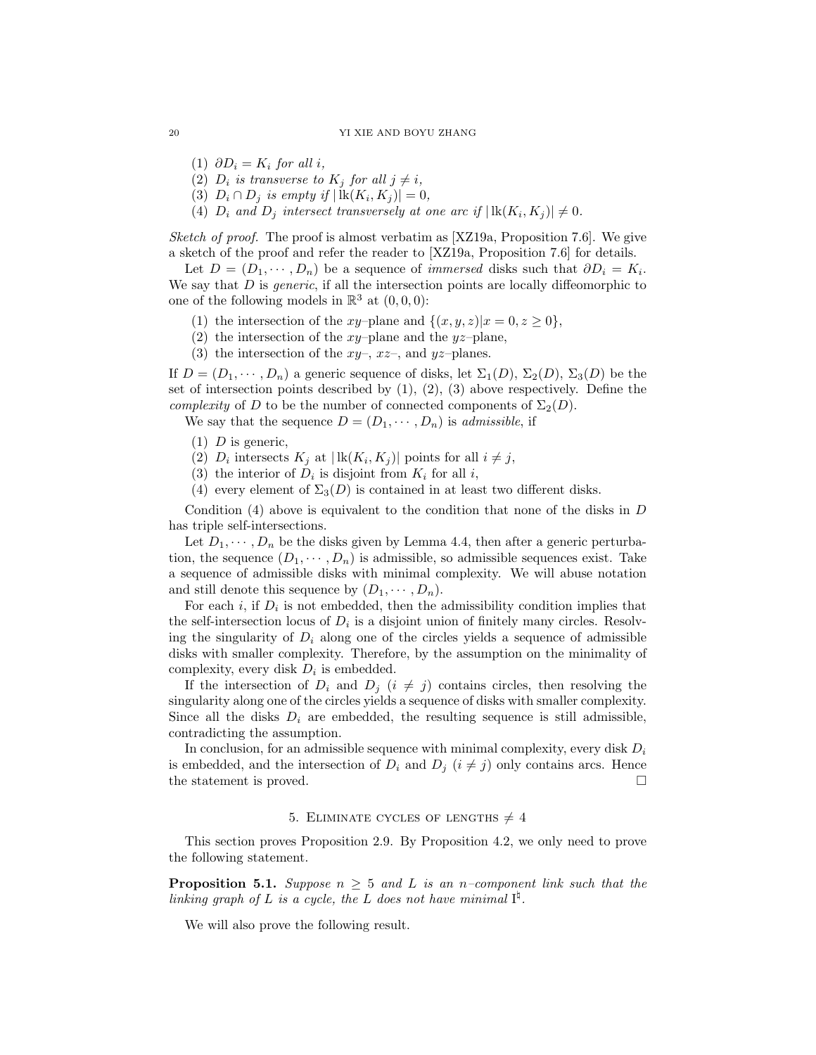(1) $\partial D_i = K_i$ *for all* $i$,
(2) $D_i$ *is transverse to* $K_j$ *for all* $j \neq i$,
(3) $D_i \cap D_j$ *is empty if* $|\operatorname{lk}(K_i, K_j)| = 0$,
(4) $D_i$ *and* $D_j$ *intersect transversely at one arc if* $|\operatorname{lk}(K_i, K_j)| \neq 0$.

*Sketch of proof.* The proof is almost verbatim as [XZ19a, Proposition 7.6]. We give a sketch of the proof and refer the reader to [XZ19a, Proposition 7.6] for details.

Let $D = (D_1, \cdots, D_n)$ be a sequence of *immersed* disks such that $\partial D_i = K_i$. We say that $D$ is *generic*, if all the intersection points are locally diffeomorphic to one of the following models in $\mathbb{R}^3$ at $(0,0,0)$:

(1) the intersection of the $xy$–plane and $\{(x, y, z) | x = 0, z \geq 0\}$,
(2) the intersection of the $xy$–plane and the $yz$–plane,
(3) the intersection of the $xy$–, $xz$–, and $yz$–planes.

If $D = (D_1, \cdots, D_n)$ a generic sequence of disks, let $\Sigma_1(D)$, $\Sigma_2(D)$, $\Sigma_3(D)$ be the set of intersection points described by (1), (2), (3) above respectively. Define the *complexity* of $D$ to be the number of connected components of $\Sigma_2(D)$.

We say that the sequence $D = (D_1, \cdots, D_n)$ is *admissible*, if

(1) $D$ is generic,
(2) $D_i$ intersects $K_j$ at $|\operatorname{lk}(K_i, K_j)|$ points for all $i \neq j$,
(3) the interior of $D_i$ is disjoint from $K_i$ for all $i$,
(4) every element of $\Sigma_3(D)$ is contained in at least two different disks.

Condition (4) above is equivalent to the condition that none of the disks in $D$ has triple self-intersections.

Let $D_1, \cdots, D_n$ be the disks given by Lemma 4.4, then after a generic perturbation, the sequence $(D_1, \cdots, D_n)$ is admissible, so admissible sequences exist. Take a sequence of admissible disks with minimal complexity. We will abuse notation and still denote this sequence by $(D_1, \cdots, D_n)$.

For each $i$, if $D_i$ is not embedded, then the admissibility condition implies that the self-intersection locus of $D_i$ is a disjoint union of finitely many circles. Resolving the singularity of $D_i$ along one of the circles yields a sequence of admissible disks with smaller complexity. Therefore, by the assumption on the minimality of complexity, every disk $D_i$ is embedded.

If the intersection of $D_i$ and $D_j$ ($i \neq j$) contains circles, then resolving the singularity along one of the circles yields a sequence of disks with smaller complexity. Since all the disks $D_i$ are embedded, the resulting sequence is still admissible, contradicting the assumption.

In conclusion, for an admissible sequence with minimal complexity, every disk $D_i$ is embedded, and the intersection of $D_i$ and $D_j$ ($i \neq j$) only contains arcs. Hence the statement is proved. $\square$

## 5. Eliminate cycles of lengths $\neq 4$

This section proves Proposition 2.9. By Proposition 4.2, we only need to prove the following statement.

**Proposition 5.1.** *Suppose* $n \geq 5$ *and* $L$ *is an* $n$*–component link such that the linking graph of* $L$ *is a cycle, the* $L$ *does not have minimal* $\mathrm{I}^\natural$.

We will also prove the following result.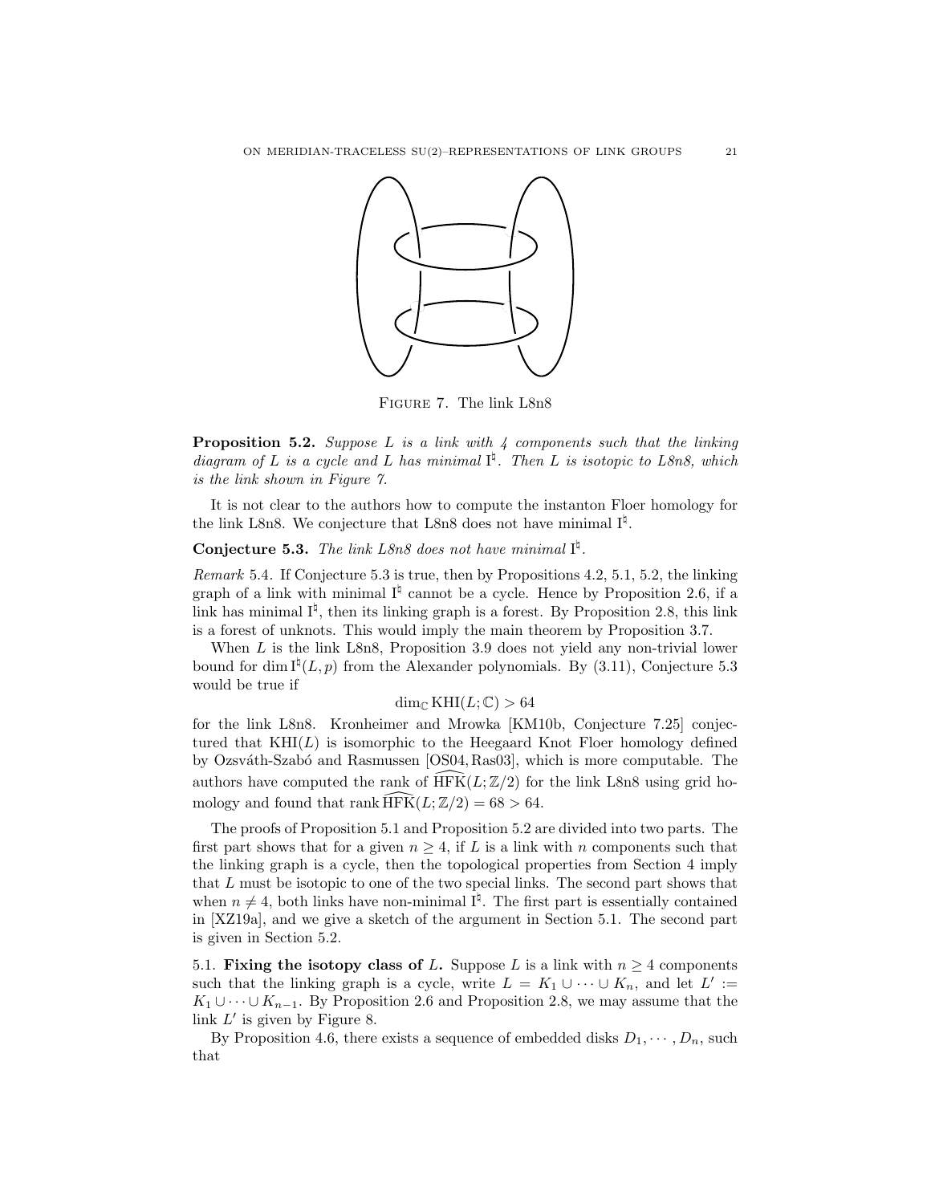Figure 7. The link L8n8

**Proposition 5.2.** *Suppose $L$ is a link with 4 components such that the linking diagram of $L$ is a cycle and $L$ has minimal $\mathrm{I}^\natural$. Then $L$ is isotopic to L8n8, which is the link shown in Figure 7.*

It is not clear to the authors how to compute the instanton Floer homology for the link L8n8. We conjecture that L8n8 does not have minimal $\mathrm{I}^\natural$.

**Conjecture 5.3.** *The link L8n8 does not have minimal $\mathrm{I}^\natural$.*

*Remark* 5.4. If Conjecture 5.3 is true, then by Propositions 4.2, 5.1, 5.2, the linking graph of a link with minimal $\mathrm{I}^\natural$ cannot be a cycle. Hence by Proposition 2.6, if a link has minimal $\mathrm{I}^\natural$, then its linking graph is a forest. By Proposition 2.8, this link is a forest of unknots. This would imply the main theorem by Proposition 3.7.

When $L$ is the link L8n8, Proposition 3.9 does not yield any non-trivial lower bound for $\dim \mathrm{I}^\natural(L,p)$ from the Alexander polynomials. By (3.11), Conjecture 5.3 would be true if

$$\dim_{\mathbb{C}} \mathrm{KHI}(L;\mathbb{C}) > 64$$

for the link L8n8. Kronheimer and Mrowka [KM10b, Conjecture 7.25] conjectured that $\mathrm{KHI}(L)$ is isomorphic to the Heegaard Knot Floer homology defined by Ozsváth-Szabó and Rasmussen [OS04, Ras03], which is more computable. The authors have computed the rank of $\widehat{\mathrm{HFK}}(L;\mathbb{Z}/2)$ for the link L8n8 using grid homology and found that $\operatorname{rank} \widehat{\mathrm{HFK}}(L;\mathbb{Z}/2) = 68 > 64$.

The proofs of Proposition 5.1 and Proposition 5.2 are divided into two parts. The first part shows that for a given $n \geq 4$, if $L$ is a link with $n$ components such that the linking graph is a cycle, then the topological properties from Section 4 imply that $L$ must be isotopic to one of the two special links. The second part shows that when $n \neq 4$, both links have non-minimal $\mathrm{I}^\natural$. The first part is essentially contained in [XZ19a], and we give a sketch of the argument in Section 5.1. The second part is given in Section 5.2.

5.1. **Fixing the isotopy class of $L$.** Suppose $L$ is a link with $n \geq 4$ components such that the linking graph is a cycle, write $L = K_1 \cup \cdots \cup K_n$, and let $L' := K_1 \cup \cdots \cup K_{n-1}$. By Proposition 2.6 and Proposition 2.8, we may assume that the link $L'$ is given by Figure 8.

By Proposition 4.6, there exists a sequence of embedded disks $D_1, \cdots, D_n$, such that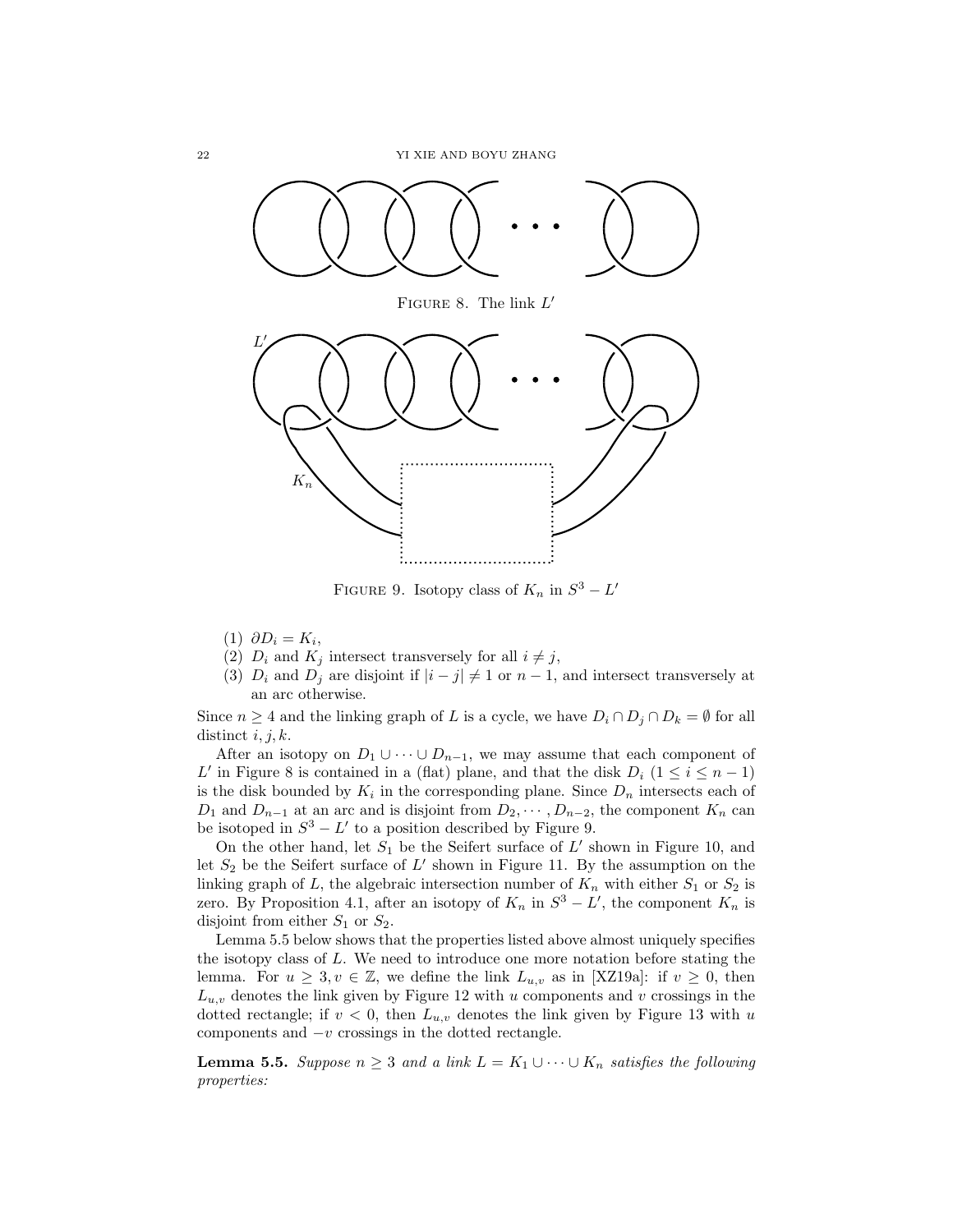FIGURE 8. The link $L'$

FIGURE 9. Isotopy class of $K_n$ in $S^3 - L'$

(1) $\partial D_i = K_i$,
(2) $D_i$ and $K_j$ intersect transversely for all $i \neq j$,
(3) $D_i$ and $D_j$ are disjoint if $|i-j| \neq 1$ or $n-1$, and intersect transversely at an arc otherwise.

Since $n \geq 4$ and the linking graph of $L$ is a cycle, we have $D_i \cap D_j \cap D_k = \emptyset$ for all distinct $i, j, k$.

After an isotopy on $D_1 \cup \cdots \cup D_{n-1}$, we may assume that each component of $L'$ in Figure 8 is contained in a (flat) plane, and that the disk $D_i$ $(1 \leq i \leq n-1)$ is the disk bounded by $K_i$ in the corresponding plane. Since $D_n$ intersects each of $D_1$ and $D_{n-1}$ at an arc and is disjoint from $D_2, \cdots, D_{n-2}$, the component $K_n$ can be isotoped in $S^3 - L'$ to a position described by Figure 9.

On the other hand, let $S_1$ be the Seifert surface of $L'$ shown in Figure 10, and let $S_2$ be the Seifert surface of $L'$ shown in Figure 11. By the assumption on the linking graph of $L$, the algebraic intersection number of $K_n$ with either $S_1$ or $S_2$ is zero. By Proposition 4.1, after an isotopy of $K_n$ in $S^3 - L'$, the component $K_n$ is disjoint from either $S_1$ or $S_2$.

Lemma 5.5 below shows that the properties listed above almost uniquely specifies the isotopy class of $L$. We need to introduce one more notation before stating the lemma. For $u \geq 3, v \in \mathbb{Z}$, we define the link $L_{u,v}$ as in [XZ19a]: if $v \geq 0$, then $L_{u,v}$ denotes the link given by Figure 12 with $u$ components and $v$ crossings in the dotted rectangle; if $v < 0$, then $L_{u,v}$ denotes the link given by Figure 13 with $u$ components and $-v$ crossings in the dotted rectangle.

**Lemma 5.5.** *Suppose $n \geq 3$ and a link $L = K_1 \cup \cdots \cup K_n$ satisfies the following properties:*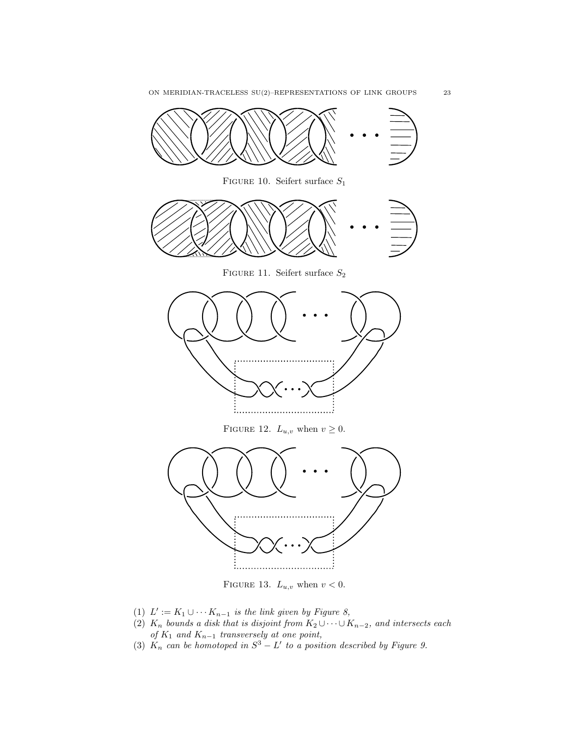Figure 10. Seifert surface $S_1$

Figure 11. Seifert surface $S_2$

Figure 12. $L_{u,v}$ when $v \geq 0$.

Figure 13. $L_{u,v}$ when $v < 0$.

(1) *$L' := K_1 \cup \cdots K_{n-1}$ is the link given by Figure 8,*
(2) *$K_n$ bounds a disk that is disjoint from $K_2 \cup \cdots \cup K_{n-2}$, and intersects each of $K_1$ and $K_{n-1}$ transversely at one point,*
(3) *$K_n$ can be homotoped in $S^3 - L'$ to a position described by Figure 9.*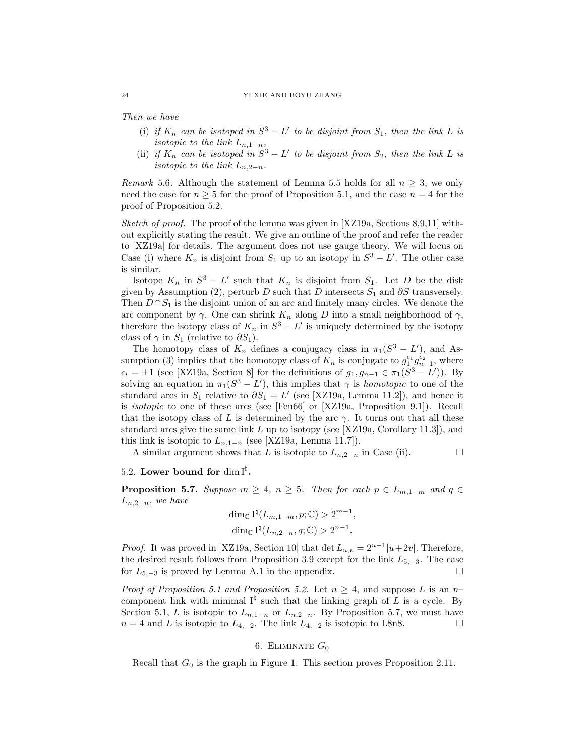*Then we have*

- (i) *if $K_n$ can be isotoped in $S^3 - L'$ to be disjoint from $S_1$, then the link $L$ is isotopic to the link $L_{n,1-n}$,*
- (ii) *if $K_n$ can be isotoped in $S^3 - L'$ to be disjoint from $S_2$, then the link $L$ is isotopic to the link $L_{n,2-n}$.*

*Remark* 5.6. Although the statement of Lemma 5.5 holds for all $n \geq 3$, we only need the case for $n \geq 5$ for the proof of Proposition 5.1, and the case $n = 4$ for the proof of Proposition 5.2.

*Sketch of proof.* The proof of the lemma was given in [XZ19a, Sections 8,9,11] without explicitly stating the result. We give an outline of the proof and refer the reader to [XZ19a] for details. The argument does not use gauge theory. We will focus on Case (i) where $K_n$ is disjoint from $S_1$ up to an isotopy in $S^3 - L'$. The other case is similar.

Isotope $K_n$ in $S^3 - L'$ such that $K_n$ is disjoint from $S_1$. Let $D$ be the disk given by Assumption (2), perturb $D$ such that $D$ intersects $S_1$ and $\partial S$ transversely. Then $D \cap S_1$ is the disjoint union of an arc and finitely many circles. We denote the arc component by $\gamma$. One can shrink $K_n$ along $D$ into a small neighborhood of $\gamma$, therefore the isotopy class of $K_n$ in $S^3 - L'$ is uniquely determined by the isotopy class of $\gamma$ in $S_1$ (relative to $\partial S_1$).

The homotopy class of $K_n$ defines a conjugacy class in $\pi_1(S^3 - L')$, and Assumption (3) implies that the homotopy class of $K_n$ is conjugate to $g_1^{\epsilon_1} g_{n-1}^{\epsilon_2}$, where $\epsilon_i = \pm 1$ (see [XZ19a, Section 8] for the definitions of $g_1, g_{n-1} \in \pi_1(S^3 - L')$). By solving an equation in $\pi_1(S^3 - L')$, this implies that $\gamma$ is *homotopic* to one of the standard arcs in $S_1$ relative to $\partial S_1 = L'$ (see [XZ19a, Lemma 11.2]), and hence it is *isotopic* to one of these arcs (see [Feu66] or [XZ19a, Proposition 9.1]). Recall that the isotopy class of $L$ is determined by the arc $\gamma$. It turns out that all these standard arcs give the same link $L$ up to isotopy (see [XZ19a, Corollary 11.3]), and this link is isotopic to $L_{n,1-n}$ (see [XZ19a, Lemma 11.7]).

A similar argument shows that $L$ is isotopic to $L_{n,2-n}$ in Case (ii). $\square$

## 5.2. Lower bound for $\dim \mathrm{I}^\natural$.

**Proposition 5.7.** *Suppose $m \geq 4$, $n \geq 5$. Then for each $p \in L_{m,1-m}$ and $q \in L_{n,2-n}$, we have*

$$\dim_{\mathbb{C}} \mathrm{I}^\natural(L_{m,1-m}, p; \mathbb{C}) > 2^{m-1},$$
$$\dim_{\mathbb{C}} \mathrm{I}^\natural(L_{n,2-n}, q; \mathbb{C}) > 2^{n-1}.$$

*Proof.* It was proved in [XZ19a, Section 10] that $\det L_{u,v} = 2^{u-1}|u+2v|$. Therefore, the desired result follows from Proposition 3.9 except for the link $L_{5,-3}$. The case for $L_{5,-3}$ is proved by Lemma A.1 in the appendix. $\square$

*Proof of Proposition 5.1 and Proposition 5.2.* Let $n \geq 4$, and suppose $L$ is an $n$–component link with minimal $\mathrm{I}^\natural$ such that the linking graph of $L$ is a cycle. By Section 5.1, $L$ is isotopic to $L_{n,1-n}$ or $L_{n,2-n}$. By Proposition 5.7, we must have $n = 4$ and $L$ is isotopic to $L_{4,-2}$. The link $L_{4,-2}$ is isotopic to L8n8. $\square$

# 6. Eliminate $G_0$

Recall that $G_0$ is the graph in Figure 1. This section proves Proposition 2.11.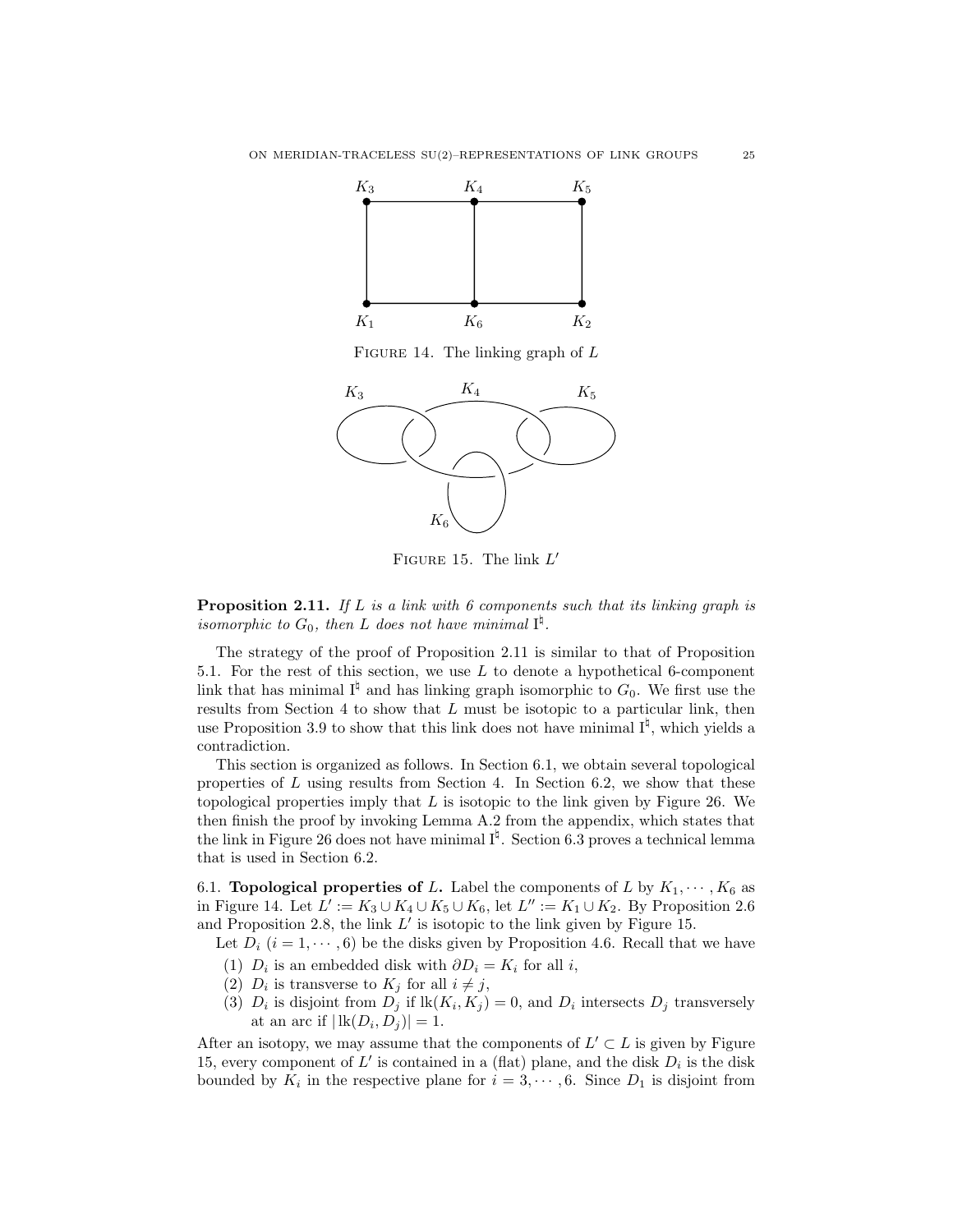FIGURE 14. The linking graph of $L$

FIGURE 15. The link $L'$

**Proposition 2.11.** *If $L$ is a link with 6 components such that its linking graph is isomorphic to $G_0$, then $L$ does not have minimal $\mathrm{I}^\natural$.*

The strategy of the proof of Proposition 2.11 is similar to that of Proposition 5.1. For the rest of this section, we use $L$ to denote a hypothetical 6-component link that has minimal $\mathrm{I}^\natural$ and has linking graph isomorphic to $G_0$. We first use the results from Section 4 to show that $L$ must be isotopic to a particular link, then use Proposition 3.9 to show that this link does not have minimal $\mathrm{I}^\natural$, which yields a contradiction.

This section is organized as follows. In Section 6.1, we obtain several topological properties of $L$ using results from Section 4. In Section 6.2, we show that these topological properties imply that $L$ is isotopic to the link given by Figure 26. We then finish the proof by invoking Lemma A.2 from the appendix, which states that the link in Figure 26 does not have minimal $\mathrm{I}^\natural$. Section 6.3 proves a technical lemma that is used in Section 6.2.

6.1. **Topological properties of $L$.** Label the components of $L$ by $K_1, \cdots, K_6$ as in Figure 14. Let $L' := K_3 \cup K_4 \cup K_5 \cup K_6$, let $L'' := K_1 \cup K_2$. By Proposition 2.6 and Proposition 2.8, the link $L'$ is isotopic to the link given by Figure 15.

Let $D_i$ $(i = 1, \cdots, 6)$ be the disks given by Proposition 4.6. Recall that we have

1. $D_i$ is an embedded disk with $\partial D_i = K_i$ for all $i$,
2. $D_i$ is transverse to $K_j$ for all $i \neq j$,
3. $D_i$ is disjoint from $D_j$ if $\mathrm{lk}(K_i, K_j) = 0$, and $D_i$ intersects $D_j$ transversely at an arc if $|\,\mathrm{lk}(D_i, D_j)| = 1$.

After an isotopy, we may assume that the components of $L' \subset L$ is given by Figure 15, every component of $L'$ is contained in a (flat) plane, and the disk $D_i$ is the disk bounded by $K_i$ in the respective plane for $i = 3, \cdots, 6$. Since $D_1$ is disjoint from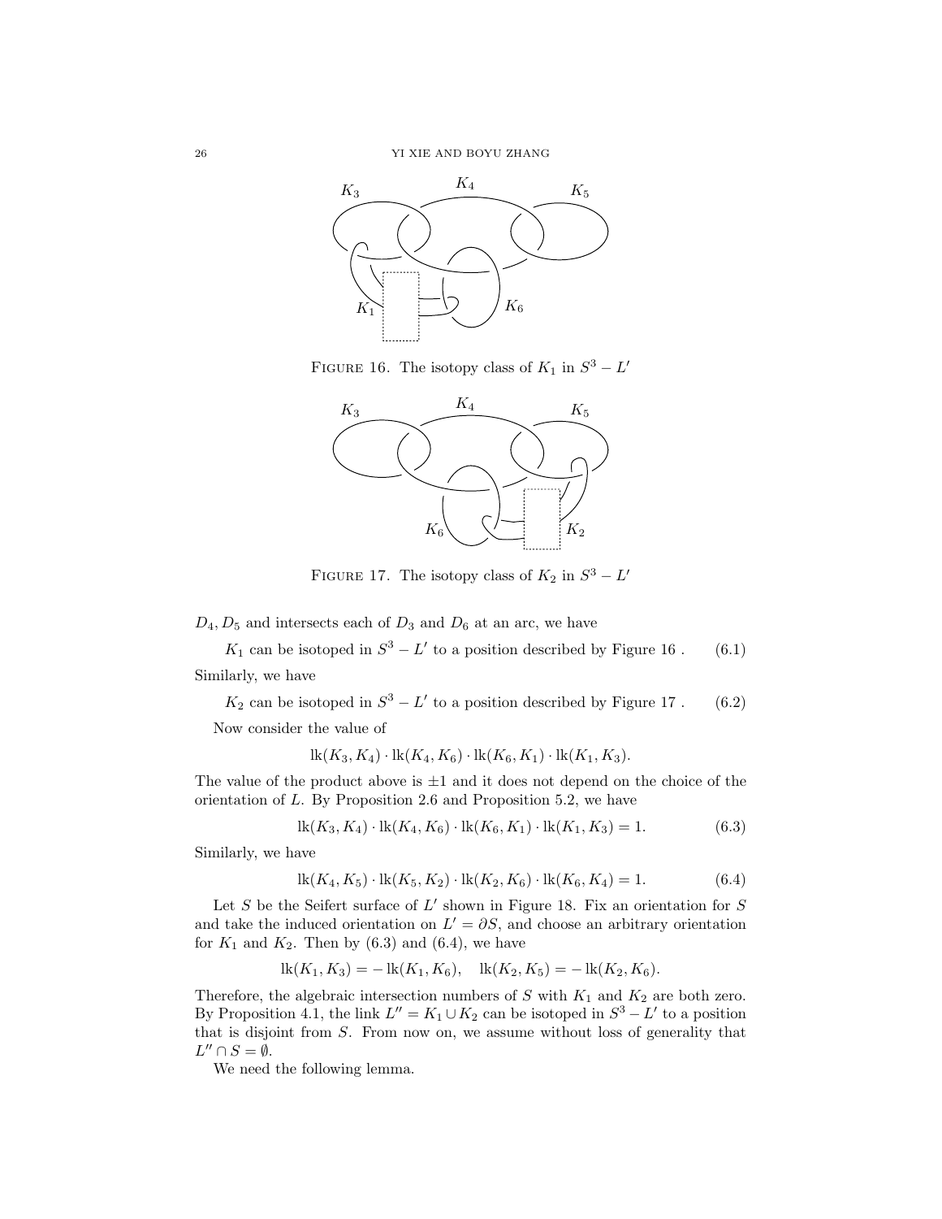FIGURE 16. The isotopy class of $K_1$ in $S^3 - L'$

FIGURE 17. The isotopy class of $K_2$ in $S^3 - L'$

$D_4, D_5$ and intersects each of $D_3$ and $D_6$ at an arc, we have

$$K_1 \text{ can be isotoped in } S^3 - L' \text{ to a position described by Figure 16 .} \tag{6.1}$$

Similarly, we have

$$K_2 \text{ can be isotoped in } S^3 - L' \text{ to a position described by Figure 17 .} \tag{6.2}$$

Now consider the value of

$$\mathrm{lk}(K_3, K_4) \cdot \mathrm{lk}(K_4, K_6) \cdot \mathrm{lk}(K_6, K_1) \cdot \mathrm{lk}(K_1, K_3).$$

The value of the product above is $\pm 1$ and it does not depend on the choice of the orientation of $L$. By Proposition 2.6 and Proposition 5.2, we have

$$\mathrm{lk}(K_3, K_4) \cdot \mathrm{lk}(K_4, K_6) \cdot \mathrm{lk}(K_6, K_1) \cdot \mathrm{lk}(K_1, K_3) = 1. \tag{6.3}$$

Similarly, we have

$$\mathrm{lk}(K_4, K_5) \cdot \mathrm{lk}(K_5, K_2) \cdot \mathrm{lk}(K_2, K_6) \cdot \mathrm{lk}(K_6, K_4) = 1. \tag{6.4}$$

Let $S$ be the Seifert surface of $L'$ shown in Figure 18. Fix an orientation for $S$ and take the induced orientation on $L' = \partial S$, and choose an arbitrary orientation for $K_1$ and $K_2$. Then by (6.3) and (6.4), we have

$$\mathrm{lk}(K_1, K_3) = -\,\mathrm{lk}(K_1, K_6), \quad \mathrm{lk}(K_2, K_5) = -\,\mathrm{lk}(K_2, K_6).$$

Therefore, the algebraic intersection numbers of $S$ with $K_1$ and $K_2$ are both zero. By Proposition 4.1, the link $L'' = K_1 \cup K_2$ can be isotoped in $S^3 - L'$ to a position that is disjoint from $S$. From now on, we assume without loss of generality that $L'' \cap S = \emptyset$.

We need the following lemma.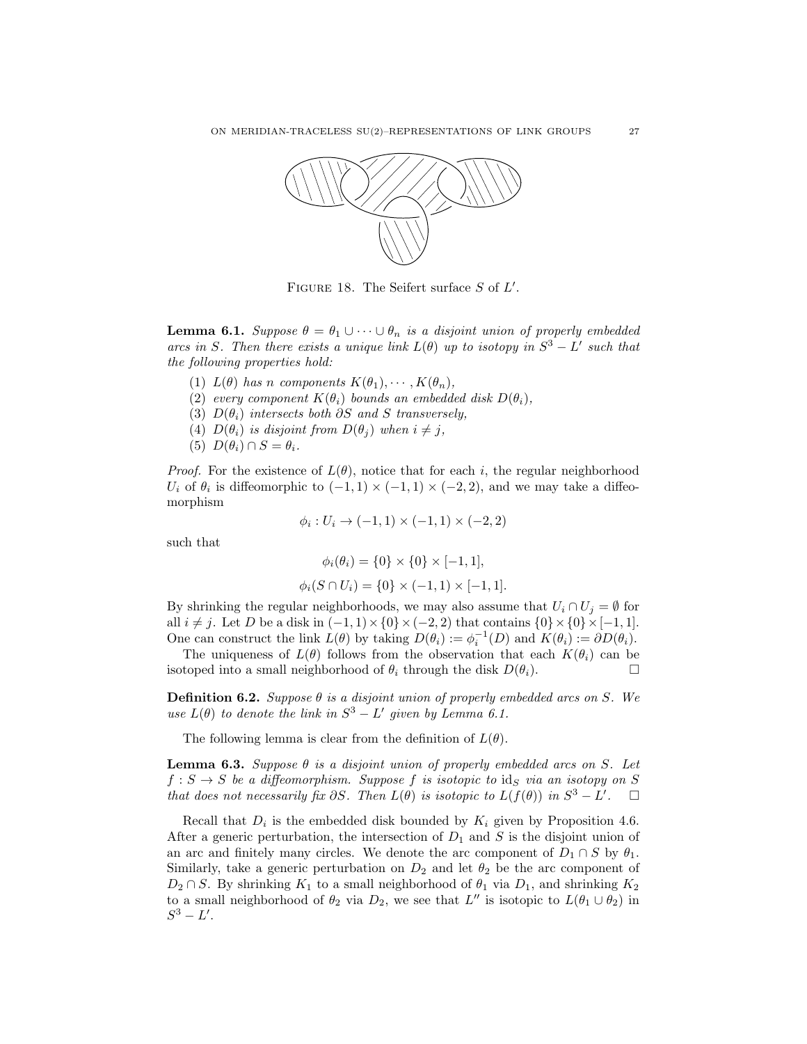FIGURE 18. The Seifert surface $S$ of $L'$.

**Lemma 6.1.** *Suppose $\theta = \theta_1 \cup \cdots \cup \theta_n$ is a disjoint union of properly embedded arcs in $S$. Then there exists a unique link $L(\theta)$ up to isotopy in $S^3 - L'$ such that the following properties hold:*

1. *$L(\theta)$ has $n$ components $K(\theta_1), \cdots, K(\theta_n)$,*
2. *every component $K(\theta_i)$ bounds an embedded disk $D(\theta_i)$,*
3. *$D(\theta_i)$ intersects both $\partial S$ and $S$ transversely,*
4. *$D(\theta_i)$ is disjoint from $D(\theta_j)$ when $i \neq j$,*
5. *$D(\theta_i) \cap S = \theta_i$.*

*Proof.* For the existence of $L(\theta)$, notice that for each $i$, the regular neighborhood $U_i$ of $\theta_i$ is diffeomorphic to $(-1,1) \times (-1,1) \times (-2,2)$, and we may take a diffeomorphism

$$\phi_i : U_i \to (-1,1) \times (-1,1) \times (-2,2)$$

such that

$$\phi_i(\theta_i) = \{0\} \times \{0\} \times [-1,1],$$

$$\phi_i(S \cap U_i) = \{0\} \times (-1,1) \times [-1,1].$$

By shrinking the regular neighborhoods, we may also assume that $U_i \cap U_j = \emptyset$ for all $i \neq j$. Let $D$ be a disk in $(-1,1) \times \{0\} \times (-2,2)$ that contains $\{0\} \times \{0\} \times [-1,1]$. One can construct the link $L(\theta)$ by taking $D(\theta_i) := \phi_i^{-1}(D)$ and $K(\theta_i) := \partial D(\theta_i)$.

The uniqueness of $L(\theta)$ follows from the observation that each $K(\theta_i)$ can be isotoped into a small neighborhood of $\theta_i$ through the disk $D(\theta_i)$. $\square$

**Definition 6.2.** *Suppose $\theta$ is a disjoint union of properly embedded arcs on $S$. We use $L(\theta)$ to denote the link in $S^3 - L'$ given by Lemma 6.1.*

The following lemma is clear from the definition of $L(\theta)$.

**Lemma 6.3.** *Suppose $\theta$ is a disjoint union of properly embedded arcs on $S$. Let $f : S \to S$ be a diffeomorphism. Suppose $f$ is isotopic to $\mathrm{id}_S$ via an isotopy on $S$ that does not necessarily fix $\partial S$. Then $L(\theta)$ is isotopic to $L(f(\theta))$ in $S^3 - L'$.* $\square$

Recall that $D_i$ is the embedded disk bounded by $K_i$ given by Proposition 4.6. After a generic perturbation, the intersection of $D_1$ and $S$ is the disjoint union of an arc and finitely many circles. We denote the arc component of $D_1 \cap S$ by $\theta_1$. Similarly, take a generic perturbation on $D_2$ and let $\theta_2$ be the arc component of $D_2 \cap S$. By shrinking $K_1$ to a small neighborhood of $\theta_1$ via $D_1$, and shrinking $K_2$ to a small neighborhood of $\theta_2$ via $D_2$, we see that $L''$ is isotopic to $L(\theta_1 \cup \theta_2)$ in $S^3 - L'$.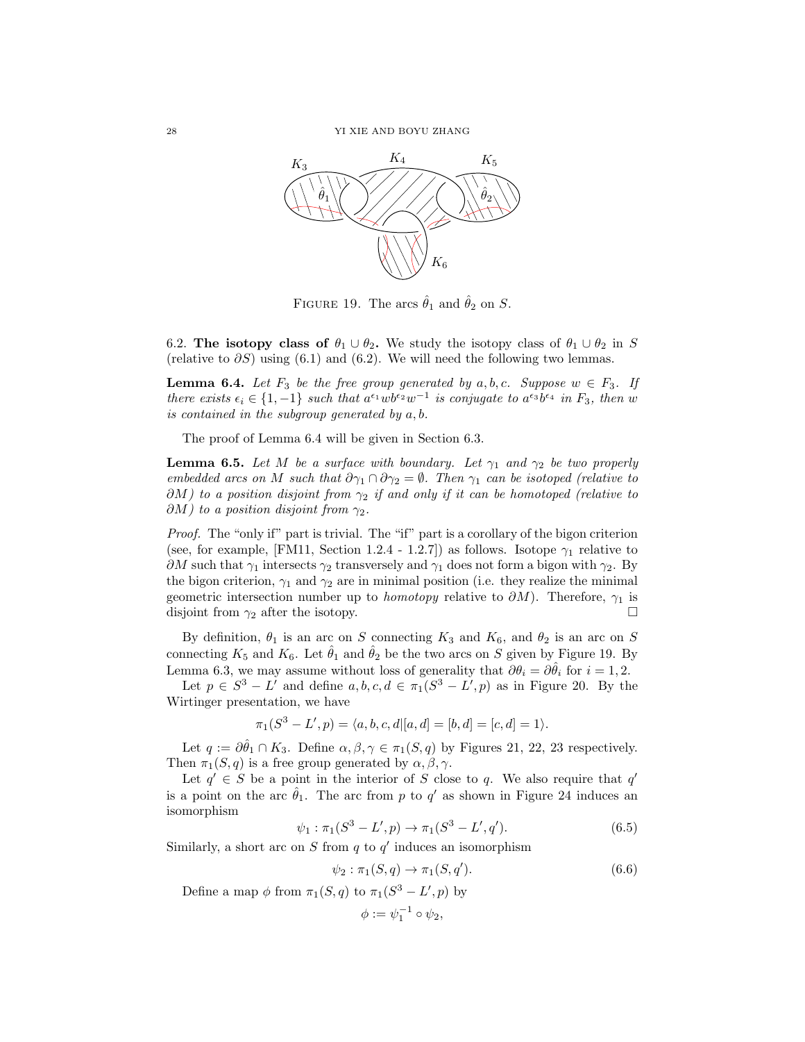FIGURE 19. The arcs $\hat{\theta}_1$ and $\hat{\theta}_2$ on $S$.

6.2. **The isotopy class of** $\theta_1 \cup \theta_2$**.** We study the isotopy class of $\theta_1 \cup \theta_2$ in $S$ (relative to $\partial S$) using (6.1) and (6.2). We will need the following two lemmas.

**Lemma 6.4.** *Let $F_3$ be the free group generated by $a, b, c$. Suppose $w \in F_3$. If there exists $\epsilon_i \in \{1, -1\}$ such that $a^{\epsilon_1} w b^{\epsilon_2} w^{-1}$ is conjugate to $a^{\epsilon_3} b^{\epsilon_4}$ in $F_3$, then $w$ is contained in the subgroup generated by $a, b$.*

The proof of Lemma 6.4 will be given in Section 6.3.

**Lemma 6.5.** *Let $M$ be a surface with boundary. Let $\gamma_1$ and $\gamma_2$ be two properly embedded arcs on $M$ such that $\partial\gamma_1 \cap \partial\gamma_2 = \emptyset$. Then $\gamma_1$ can be isotoped (relative to $\partial M$) to a position disjoint from $\gamma_2$ if and only if it can be homotoped (relative to $\partial M$) to a position disjoint from $\gamma_2$.*

*Proof.* The "only if" part is trivial. The "if" part is a corollary of the bigon criterion (see, for example, [FM11, Section 1.2.4 - 1.2.7]) as follows. Isotope $\gamma_1$ relative to $\partial M$ such that $\gamma_1$ intersects $\gamma_2$ transversely and $\gamma_1$ does not form a bigon with $\gamma_2$. By the bigon criterion, $\gamma_1$ and $\gamma_2$ are in minimal position (i.e. they realize the minimal geometric intersection number up to *homotopy* relative to $\partial M$). Therefore, $\gamma_1$ is disjoint from $\gamma_2$ after the isotopy. $\square$

By definition, $\theta_1$ is an arc on $S$ connecting $K_3$ and $K_6$, and $\theta_2$ is an arc on $S$ connecting $K_5$ and $K_6$. Let $\hat{\theta}_1$ and $\hat{\theta}_2$ be the two arcs on $S$ given by Figure 19. By Lemma 6.3, we may assume without loss of generality that $\partial\theta_i = \partial\hat{\theta}_i$ for $i = 1, 2$.

Let $p \in S^3 - L'$ and define $a, b, c, d \in \pi_1(S^3 - L', p)$ as in Figure 20. By the Wirtinger presentation, we have

$$\pi_1(S^3 - L', p) = \langle a, b, c, d | [a, d] = [b, d] = [c, d] = 1 \rangle.$$

Let $q := \partial\hat{\theta}_1 \cap K_3$. Define $\alpha, \beta, \gamma \in \pi_1(S, q)$ by Figures 21, 22, 23 respectively. Then $\pi_1(S, q)$ is a free group generated by $\alpha, \beta, \gamma$.

Let $q' \in S$ be a point in the interior of $S$ close to $q$. We also require that $q'$ is a point on the arc $\hat{\theta}_1$. The arc from $p$ to $q'$ as shown in Figure 24 induces an isomorphism

$$\psi_1 : \pi_1(S^3 - L', p) \to \pi_1(S^3 - L', q'). \tag{6.5}$$

Similarly, a short arc on $S$ from $q$ to $q'$ induces an isomorphism

$$\psi_2 : \pi_1(S, q) \to \pi_1(S, q'). \tag{6.6}$$

Define a map $\phi$ from $\pi_1(S, q)$ to $\pi_1(S^3 - L', p)$ by

$$\phi := \psi_1^{-1} \circ \psi_2,$$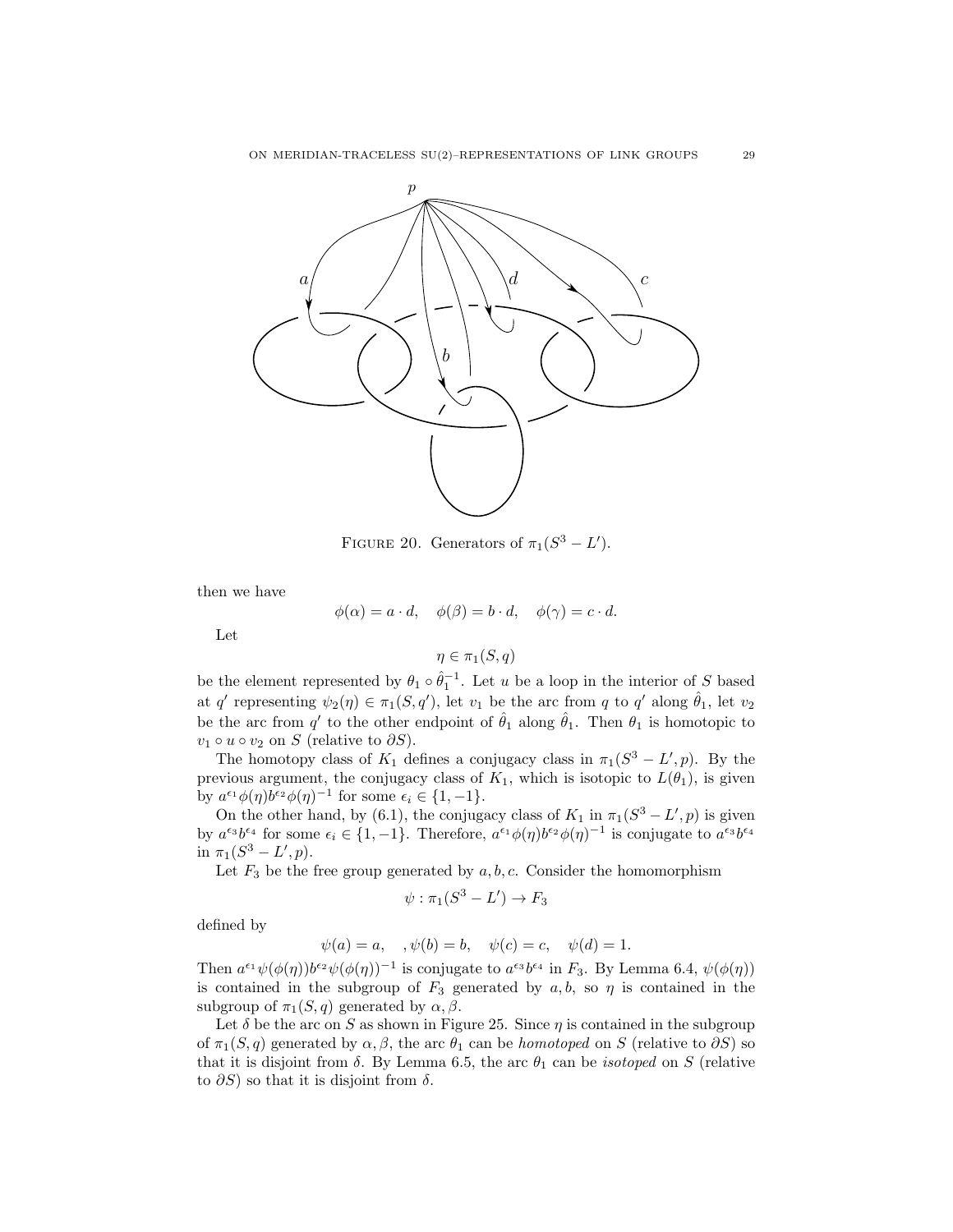FIGURE 20. Generators of $\pi_1(S^3 - L')$.

then we have

$$\phi(\alpha) = a \cdot d, \quad \phi(\beta) = b \cdot d, \quad \phi(\gamma) = c \cdot d.$$

Let

$$\eta \in \pi_1(S, q)$$

be the element represented by $\theta_1 \circ \hat{\theta}_1^{-1}$. Let $u$ be a loop in the interior of $S$ based at $q'$ representing $\psi_2(\eta) \in \pi_1(S, q')$, let $v_1$ be the arc from $q$ to $q'$ along $\hat{\theta}_1$, let $v_2$ be the arc from $q'$ to the other endpoint of $\hat{\theta}_1$ along $\hat{\theta}_1$. Then $\theta_1$ is homotopic to $v_1 \circ u \circ v_2$ on $S$ (relative to $\partial S$).

The homotopy class of $K_1$ defines a conjugacy class in $\pi_1(S^3 - L', p)$. By the previous argument, the conjugacy class of $K_1$, which is isotopic to $L(\theta_1)$, is given by $a^{\epsilon_1}\phi(\eta)b^{\epsilon_2}\phi(\eta)^{-1}$ for some $\epsilon_i \in \{1, -1\}$.

On the other hand, by (6.1), the conjugacy class of $K_1$ in $\pi_1(S^3 - L', p)$ is given by $a^{\epsilon_3}b^{\epsilon_4}$ for some $\epsilon_i \in \{1, -1\}$. Therefore, $a^{\epsilon_1}\phi(\eta)b^{\epsilon_2}\phi(\eta)^{-1}$ is conjugate to $a^{\epsilon_3}b^{\epsilon_4}$ in $\pi_1(S^3 - L', p)$.

Let $F_3$ be the free group generated by $a, b, c$. Consider the homomorphism

$$\psi : \pi_1(S^3 - L') \to F_3$$

defined by

$$\psi(a) = a, \quad , \psi(b) = b, \quad \psi(c) = c, \quad \psi(d) = 1.$$

Then $a^{\epsilon_1}\psi(\phi(\eta))b^{\epsilon_2}\psi(\phi(\eta))^{-1}$ is conjugate to $a^{\epsilon_3}b^{\epsilon_4}$ in $F_3$. By Lemma 6.4, $\psi(\phi(\eta))$ is contained in the subgroup of $F_3$ generated by $a, b$, so $\eta$ is contained in the subgroup of $\pi_1(S, q)$ generated by $\alpha, \beta$.

Let $\delta$ be the arc on $S$ as shown in Figure 25. Since $\eta$ is contained in the subgroup of $\pi_1(S, q)$ generated by $\alpha, \beta$, the arc $\theta_1$ can be *homotoped* on $S$ (relative to $\partial S$) so that it is disjoint from $\delta$. By Lemma 6.5, the arc $\theta_1$ can be *isotoped* on $S$ (relative to $\partial S$) so that it is disjoint from $\delta$.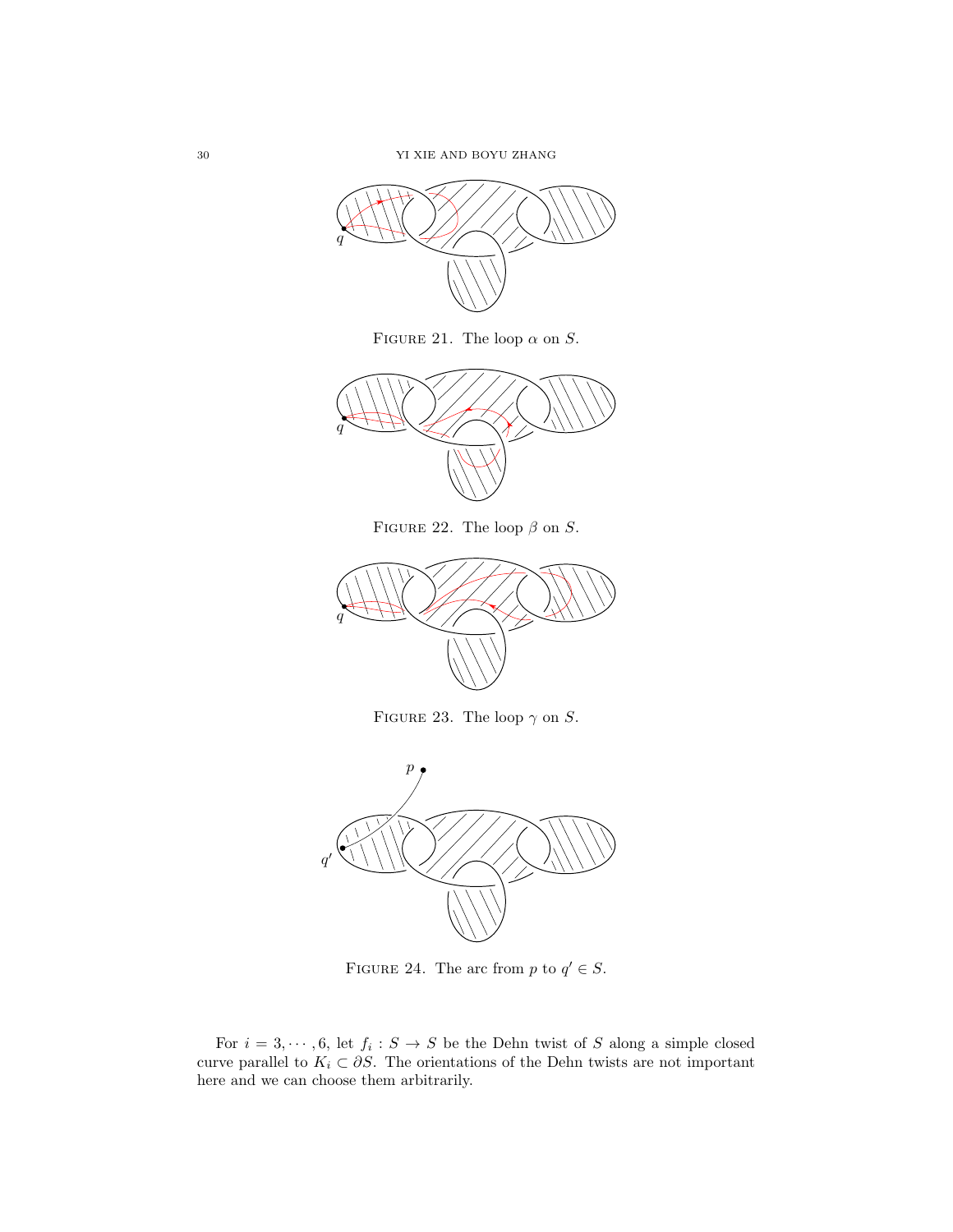FIGURE 21. The loop $\alpha$ on $S$.

FIGURE 22. The loop $\beta$ on $S$.

FIGURE 23. The loop $\gamma$ on $S$.

FIGURE 24. The arc from $p$ to $q' \in S$.

For $i = 3, \cdots, 6$, let $f_i : S \to S$ be the Dehn twist of $S$ along a simple closed curve parallel to $K_i \subset \partial S$. The orientations of the Dehn twists are not important here and we can choose them arbitrarily.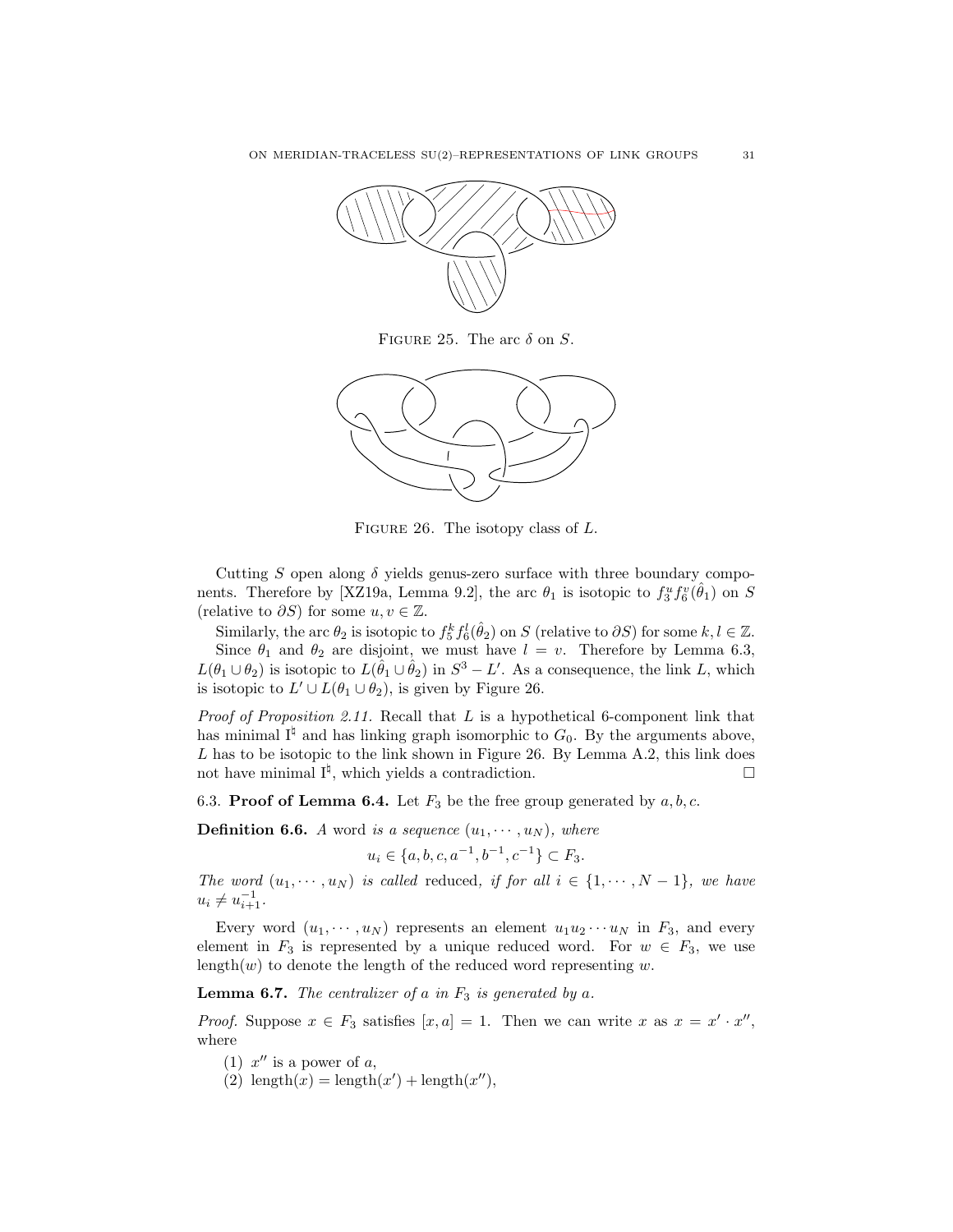FIGURE 25. The arc $\delta$ on $S$.

FIGURE 26. The isotopy class of $L$.

Cutting $S$ open along $\delta$ yields genus-zero surface with three boundary components. Therefore by [XZ19a, Lemma 9.2], the arc $\theta_1$ is isotopic to $f_3^u f_6^v(\hat{\theta}_1)$ on $S$ (relative to $\partial S$) for some $u, v \in \mathbb{Z}$.

Similarly, the arc $\theta_2$ is isotopic to $f_5^k f_6^l(\hat{\theta}_2)$ on $S$ (relative to $\partial S$) for some $k, l \in \mathbb{Z}$.

Since $\theta_1$ and $\theta_2$ are disjoint, we must have $l = v$. Therefore by Lemma 6.3, $L(\theta_1 \cup \theta_2)$ is isotopic to $L(\hat{\theta}_1 \cup \hat{\theta}_2)$ in $S^3 - L'$. As a consequence, the link $L$, which is isotopic to $L' \cup L(\theta_1 \cup \theta_2)$, is given by Figure 26.

*Proof of Proposition 2.11.* Recall that $L$ is a hypothetical 6-component link that has minimal $\mathrm{I}^\natural$ and has linking graph isomorphic to $G_0$. By the arguments above, $L$ has to be isotopic to the link shown in Figure 26. By Lemma A.2, this link does not have minimal $\mathrm{I}^\natural$, which yields a contradiction. $\square$

### 6.3. **Proof of Lemma 6.4.**

Let $F_3$ be the free group generated by $a, b, c$.

**Definition 6.6.** *A* word *is a sequence* $(u_1, \cdots, u_N)$*, where*

$$u_i \in \{a, b, c, a^{-1}, b^{-1}, c^{-1}\} \subset F_3.$$

*The word* $(u_1, \cdots, u_N)$ *is called* reduced*, if for all* $i \in \{1, \cdots, N-1\}$*, we have* $u_i \neq u_{i+1}^{-1}$*.*

Every word $(u_1, \cdots, u_N)$ represents an element $u_1 u_2 \cdots u_N$ in $F_3$, and every element in $F_3$ is represented by a unique reduced word. For $w \in F_3$, we use $\mathrm{length}(w)$ to denote the length of the reduced word representing $w$.

**Lemma 6.7.** *The centralizer of* $a$ *in* $F_3$ *is generated by* $a$*.*

*Proof.* Suppose $x \in F_3$ satisfies $[x, a] = 1$. Then we can write $x$ as $x = x' \cdot x''$, where

1. $x''$ is a power of $a$,
2. $\mathrm{length}(x) = \mathrm{length}(x') + \mathrm{length}(x'')$,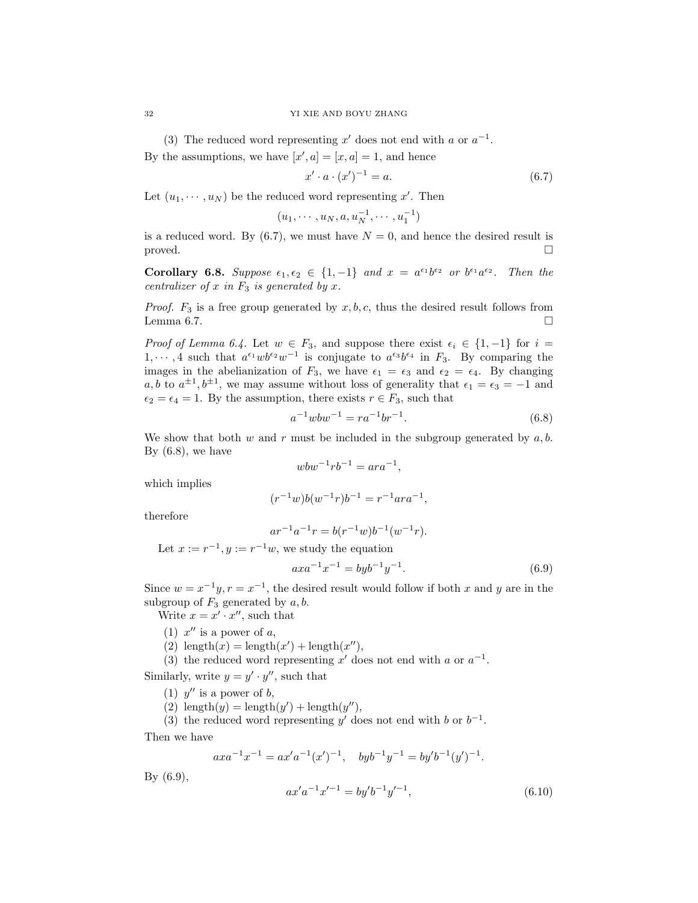(3) The reduced word representing $x'$ does not end with $a$ or $a^{-1}$.

By the assumptions, we have $[x',a] = [x,a] = 1$, and hence

$$x' \cdot a \cdot (x')^{-1} = a. \tag{6.7}$$

Let $(u_1, \cdots, u_N)$ be the reduced word representing $x'$. Then

$$(u_1, \cdots, u_N, a, u_N^{-1}, \cdots, u_1^{-1})$$

is a reduced word. By (6.7), we must have $N = 0$, and hence the desired result is proved. $\square$

**Corollary 6.8.** *Suppose $\epsilon_1, \epsilon_2 \in \{1, -1\}$ and $x = a^{\epsilon_1} b^{\epsilon_2}$ or $b^{\epsilon_1} a^{\epsilon_2}$. Then the centralizer of $x$ in $F_3$ is generated by $x$.*

*Proof.* $F_3$ is a free group generated by $x, b, c$, thus the desired result follows from Lemma 6.7. $\square$

*Proof of Lemma 6.4.* Let $w \in F_3$, and suppose there exist $\epsilon_i \in \{1, -1\}$ for $i = 1, \cdots, 4$ such that $a^{\epsilon_1} w b^{\epsilon_2} w^{-1}$ is conjugate to $a^{\epsilon_3} b^{\epsilon_4}$ in $F_3$. By comparing the images in the abelianization of $F_3$, we have $\epsilon_1 = \epsilon_3$ and $\epsilon_2 = \epsilon_4$. By changing $a, b$ to $a^{\pm 1}, b^{\pm 1}$, we may assume without loss of generality that $\epsilon_1 = \epsilon_3 = -1$ and $\epsilon_2 = \epsilon_4 = 1$. By the assumption, there exists $r \in F_3$, such that

$$a^{-1} w b w^{-1} = r a^{-1} b r^{-1}. \tag{6.8}$$

We show that both $w$ and $r$ must be included in the subgroup generated by $a, b$. By (6.8), we have

$$w b w^{-1} r b^{-1} = a r a^{-1},$$

which implies

$$(r^{-1} w) b (w^{-1} r) b^{-1} = r^{-1} a r a^{-1},$$

therefore

$$a r^{-1} a^{-1} r = b (r^{-1} w) b^{-1} (w^{-1} r).$$

Let $x := r^{-1}, y := r^{-1} w$, we study the equation

$$a x a^{-1} x^{-1} = b y b^{-1} y^{-1}. \tag{6.9}$$

Since $w = x^{-1} y, r = x^{-1}$, the desired result would follow if both $x$ and $y$ are in the subgroup of $F_3$ generated by $a, b$.

Write $x = x' \cdot x''$, such that

(1) $x''$ is a power of $a$,

(2) $\text{length}(x) = \text{length}(x') + \text{length}(x'')$,

(3) the reduced word representing $x'$ does not end with $a$ or $a^{-1}$.

Similarly, write $y = y' \cdot y''$, such that

(1) $y''$ is a power of $b$,

(2) $\text{length}(y) = \text{length}(y') + \text{length}(y'')$,

(3) the reduced word representing $y'$ does not end with $b$ or $b^{-1}$.

Then we have

$$a x a^{-1} x^{-1} = a x' a^{-1} (x')^{-1}, \quad b y b^{-1} y^{-1} = b y' b^{-1} (y')^{-1}.$$

By (6.9),

$$a x' a^{-1} x'^{-1} = b y' b^{-1} y'^{-1}, \tag{6.10}$$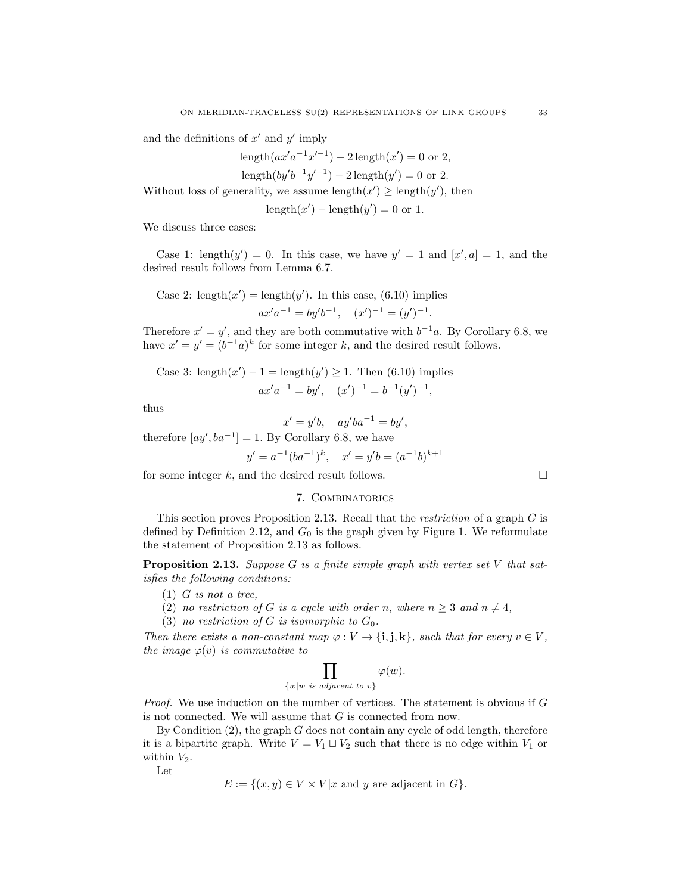and the definitions of $x'$ and $y'$ imply

$$\text{length}(ax'a^{-1}x'^{-1}) - 2\,\text{length}(x') = 0 \text{ or } 2,$$

$$\text{length}(by'b^{-1}y'^{-1}) - 2\,\text{length}(y') = 0 \text{ or } 2.$$

Without loss of generality, we assume $\text{length}(x') \geq \text{length}(y')$, then

$$\text{length}(x') - \text{length}(y') = 0 \text{ or } 1.$$

We discuss three cases:

Case 1: $\text{length}(y') = 0$. In this case, we have $y' = 1$ and $[x', a] = 1$, and the desired result follows from Lemma 6.7.

Case 2: $\text{length}(x') = \text{length}(y')$. In this case, (6.10) implies

$$ax'a^{-1} = by'b^{-1}, \quad (x')^{-1} = (y')^{-1}.$$

Therefore $x' = y'$, and they are both commutative with $b^{-1}a$. By Corollary 6.8, we have $x' = y' = (b^{-1}a)^k$ for some integer $k$, and the desired result follows.

Case 3: $\text{length}(x') - 1 = \text{length}(y') \geq 1$. Then (6.10) implies

$$ax'a^{-1} = by', \quad (x')^{-1} = b^{-1}(y')^{-1},$$

thus

$$x' = y'b, \quad ay'ba^{-1} = by',$$

therefore $[ay', ba^{-1}] = 1$. By Corollary 6.8, we have

$$y' = a^{-1}(ba^{-1})^k, \quad x' = y'b = (a^{-1}b)^{k+1}$$

for some integer $k$, and the desired result follows. $\square$

## 7. Combinatorics

This section proves Proposition 2.13. Recall that the *restriction* of a graph $G$ is defined by Definition 2.12, and $G_0$ is the graph given by Figure 1. We reformulate the statement of Proposition 2.13 as follows.

**Proposition 2.13.** *Suppose $G$ is a finite simple graph with vertex set $V$ that satisfies the following conditions:*

1. *$G$ is not a tree,*
2. *no restriction of $G$ is a cycle with order $n$, where $n \geq 3$ and $n \neq 4$,*
3. *no restriction of $G$ is isomorphic to $G_0$.*

*Then there exists a non-constant map $\varphi : V \to \{\mathbf{i}, \mathbf{j}, \mathbf{k}\}$, such that for every $v \in V$, the image $\varphi(v)$ is commutative to*

$$\prod_{\{w | w \text{ is adjacent to } v\}} \varphi(w).$$

*Proof.* We use induction on the number of vertices. The statement is obvious if $G$ is not connected. We will assume that $G$ is connected from now.

By Condition (2), the graph $G$ does not contain any cycle of odd length, therefore it is a bipartite graph. Write $V = V_1 \sqcup V_2$ such that there is no edge within $V_1$ or within $V_2$.

Let

$$E := \{(x, y) \in V \times V | x \text{ and } y \text{ are adjacent in } G\}.$$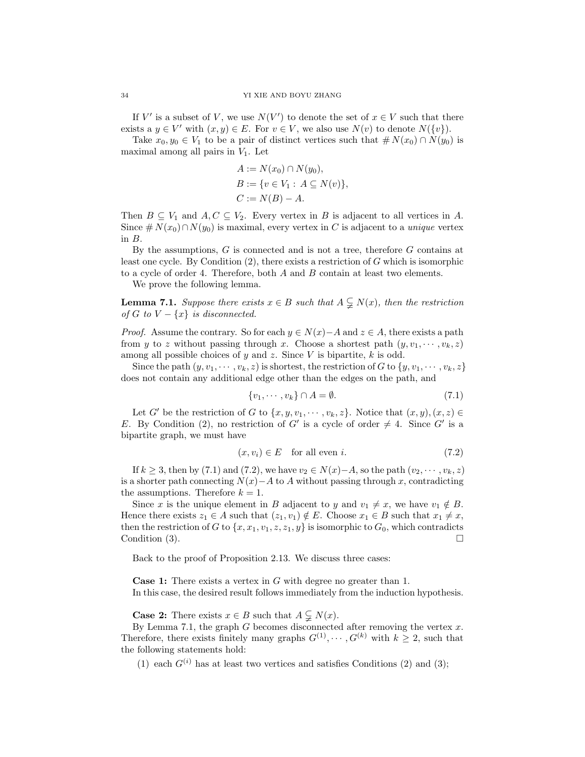If $V'$ is a subset of $V$, we use $N(V')$ to denote the set of $x \in V$ such that there exists a $y \in V'$ with $(x, y) \in E$. For $v \in V$, we also use $N(v)$ to denote $N(\{v\})$.

Take $x_0, y_0 \in V_1$ to be a pair of distinct vertices such that $\# N(x_0) \cap N(y_0)$ is maximal among all pairs in $V_1$. Let

$$
\begin{aligned}
A &:= N(x_0) \cap N(y_0), \\
B &:= \{v \in V_1 : A \subseteq N(v)\}, \\
C &:= N(B) - A.
\end{aligned}
$$

Then $B \subseteq V_1$ and $A, C \subseteq V_2$. Every vertex in $B$ is adjacent to all vertices in $A$. Since $\# N(x_0) \cap N(y_0)$ is maximal, every vertex in $C$ is adjacent to a *unique* vertex in $B$.

By the assumptions, $G$ is connected and is not a tree, therefore $G$ contains at least one cycle. By Condition (2), there exists a restriction of $G$ which is isomorphic to a cycle of order 4. Therefore, both $A$ and $B$ contain at least two elements.

We prove the following lemma.

**Lemma 7.1.** *Suppose there exists $x \in B$ such that $A \subsetneq N(x)$, then the restriction of $G$ to $V - \{x\}$ is disconnected.*

*Proof.* Assume the contrary. So for each $y \in N(x) - A$ and $z \in A$, there exists a path from $y$ to $z$ without passing through $x$. Choose a shortest path $(y, v_1, \cdots, v_k, z)$ among all possible choices of $y$ and $z$. Since $V$ is bipartite, $k$ is odd.

Since the path $(y, v_1, \cdots, v_k, z)$ is shortest, the restriction of $G$ to $\{y, v_1, \cdots, v_k, z\}$ does not contain any additional edge other than the edges on the path, and

$$\{v_1, \cdots, v_k\} \cap A = \emptyset. \tag{7.1}$$

Let $G'$ be the restriction of $G$ to $\{x, y, v_1, \cdots, v_k, z\}$. Notice that $(x, y), (x, z) \in E$. By Condition (2), no restriction of $G'$ is a cycle of order $\neq 4$. Since $G'$ is a bipartite graph, we must have

$$(x, v_i) \in E \quad \text{for all even } i. \tag{7.2}$$

If $k \geq 3$, then by (7.1) and (7.2), we have $v_2 \in N(x) - A$, so the path $(v_2, \cdots, v_k, z)$ is a shorter path connecting $N(x) - A$ to $A$ without passing through $x$, contradicting the assumptions. Therefore $k = 1$.

Since $x$ is the unique element in $B$ adjacent to $y$ and $v_1 \neq x$, we have $v_1 \notin B$. Hence there exists $z_1 \in A$ such that $(z_1, v_1) \notin E$. Choose $x_1 \in B$ such that $x_1 \neq x$, then the restriction of $G$ to $\{x, x_1, v_1, z, z_1, y\}$ is isomorphic to $G_0$, which contradicts Condition (3). $\square$

Back to the proof of Proposition 2.13. We discuss three cases:

**Case 1:** There exists a vertex in $G$ with degree no greater than 1.
In this case, the desired result follows immediately from the induction hypothesis.

**Case 2:** There exists $x \in B$ such that $A \subsetneq N(x)$.
By Lemma 7.1, the graph $G$ becomes disconnected after removing the vertex $x$. Therefore, there exists finitely many graphs $G^{(1)}, \cdots, G^{(k)}$ with $k \geq 2$, such that the following statements hold:

(1) each $G^{(i)}$ has at least two vertices and satisfies Conditions (2) and (3);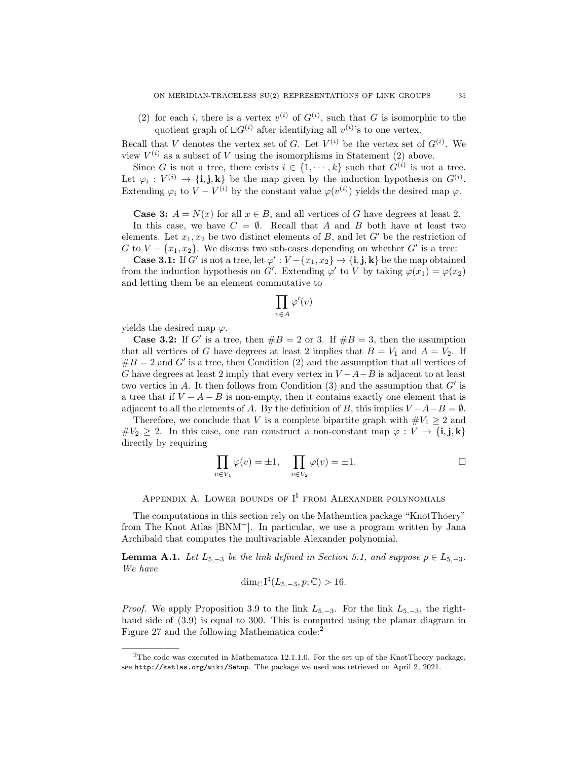(2) for each $i$, there is a vertex $v^{(i)}$ of $G^{(i)}$, such that $G$ is isomorphic to the quotient graph of $\sqcup G^{(i)}$ after identifying all $v^{(i)}$'s to one vertex.

Recall that $V$ denotes the vertex set of $G$. Let $V^{(i)}$ be the vertex set of $G^{(i)}$. We view $V^{(i)}$ as a subset of $V$ using the isomorphisms in Statement (2) above.

Since $G$ is not a tree, there exists $i \in \{1, \cdots, k\}$ such that $G^{(i)}$ is not a tree. Let $\varphi_i : V^{(i)} \to \{\mathbf{i}, \mathbf{j}, \mathbf{k}\}$ be the map given by the induction hypothesis on $G^{(i)}$. Extending $\varphi_i$ to $V - V^{(i)}$ by the constant value $\varphi(v^{(i)})$ yields the desired map $\varphi$.

**Case 3:** $A = N(x)$ for all $x \in B$, and all vertices of $G$ have degrees at least 2.

In this case, we have $C = \emptyset$. Recall that $A$ and $B$ both have at least two elements. Let $x_1, x_2$ be two distinct elements of $B$, and let $G'$ be the restriction of $G$ to $V - \{x_1, x_2\}$. We discuss two sub-cases depending on whether $G'$ is a tree:

**Case 3.1:** If $G'$ is not a tree, let $\varphi' : V - \{x_1, x_2\} \to \{\mathbf{i}, \mathbf{j}, \mathbf{k}\}$ be the map obtained from the induction hypothesis on $G'$. Extending $\varphi'$ to $V$ by taking $\varphi(x_1) = \varphi(x_2)$ and letting them be an element commutative to

$$\prod_{v \in A} \varphi'(v)$$

yields the desired map $\varphi$.

**Case 3.2:** If $G'$ is a tree, then $\#B = 2$ or 3. If $\#B = 3$, then the assumption that all vertices of $G$ have degrees at least 2 implies that $B = V_1$ and $A = V_2$. If $\#B = 2$ and $G'$ is a tree, then Condition (2) and the assumption that all vertices of $G$ have degrees at least 2 imply that every vertex in $V - A - B$ is adjacent to at least two vertics in $A$. It then follows from Condition (3) and the assumption that $G'$ is a tree that if $V - A - B$ is non-empty, then it contains exactly one element that is adjacent to all the elements of $A$. By the definition of $B$, this implies $V - A - B = \emptyset$.

Therefore, we conclude that $V$ is a complete bipartite graph with $\#V_1 \geq 2$ and $\#V_2 \geq 2$. In this case, one can construct a non-constant map $\varphi : V \to \{\mathbf{i}, \mathbf{j}, \mathbf{k}\}$ directly by requiring

$$\prod_{v \in V_1} \varphi(v) = \pm 1, \quad \prod_{v \in V_2} \varphi(v) = \pm 1. \qquad \square$$

## Appendix A. Lower bounds of $\mathrm{I}^\natural$ from Alexander polynomials

The computations in this section rely on the Mathemtica package "KnotThoery" from The Knot Atlas [BNM+]. In particular, we use a program written by Jana Archibald that computes the multivariable Alexander polynomial.

**Lemma A.1.** *Let $L_{5,-3}$ be the link defined in Section 5.1, and suppose $p \in L_{5,-3}$. We have*

$$\dim_{\mathbb{C}} \mathrm{I}^\natural(L_{5,-3}, p; \mathbb{C}) > 16.$$

*Proof.* We apply Proposition 3.9 to the link $L_{5,-3}$. For the link $L_{5,-3}$, the right-hand side of (3.9) is equal to 300. This is computed using the planar diagram in Figure 27 and the following Mathematica code:[2]

[2] The code was executed in Mathematica 12.1.1.0. For the set up of the KnotTheory package, see http://katlas.org/wiki/Setup. The package we used was retrieved on April 2, 2021.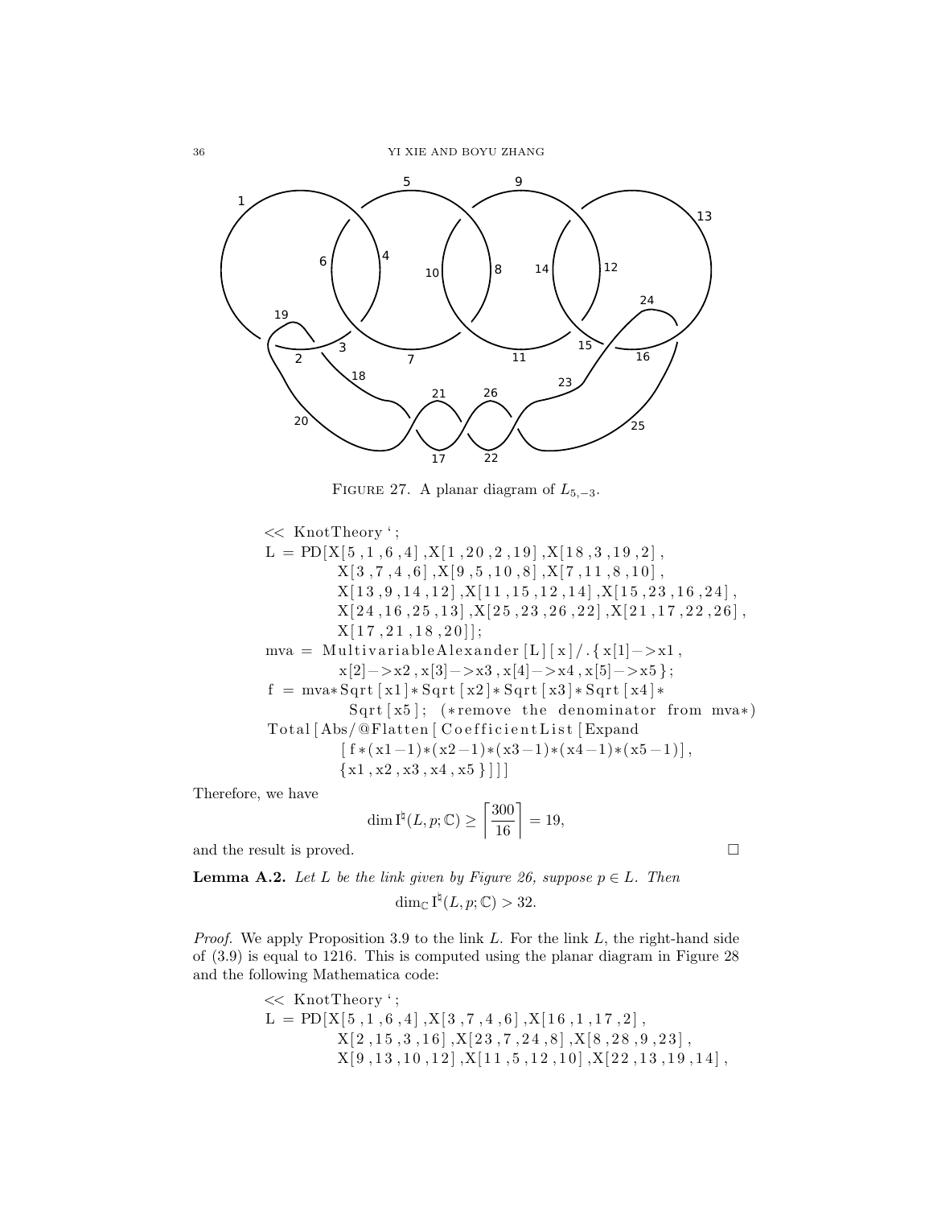FIGURE 27. A planar diagram of $L_{5,-3}$.

```
<< KnotTheory`;
L = PD[X[5,1,6,4],X[1,20,2,19],X[18,3,19,2],
        X[3,7,4,6],X[9,5,10,8],X[7,11,8,10],
        X[13,9,14,12],X[11,15,12,14],X[15,23,16,24],
        X[24,16,25,13],X[25,23,26,22],X[21,17,22,26],
        X[17,21,18,20]];
mva = MultivariableAlexander[L][x]/.{x[1]->x1,
        x[2]->x2,x[3]->x3,x[4]->x4,x[5]->x5};
f = mva*Sqrt[x1]*Sqrt[x2]*Sqrt[x3]*Sqrt[x4]*
         Sqrt[x5]; (*remove the denominator from mva*)
Total[Abs/@Flatten[CoefficientList[Expand
        [f*(x1-1)*(x2-1)*(x3-1)*(x4-1)*(x5-1)],
        {x1,x2,x3,x4,x5}]]]
```

Therefore, we have

$$\dim \mathrm{I}^\natural(L,p;\mathbb{C}) \geq \left\lceil \frac{300}{16} \right\rceil = 19,$$

and the result is proved. $\square$

**Lemma A.2.** *Let $L$ be the link given by Figure 26, suppose $p \in L$. Then*

$$\dim_{\mathbb{C}} \mathrm{I}^\natural(L,p;\mathbb{C}) > 32.$$

*Proof.* We apply Proposition 3.9 to the link $L$. For the link $L$, the right-hand side of (3.9) is equal to 1216. This is computed using the planar diagram in Figure 28 and the following Mathematica code:

```
<< KnotTheory`;
L = PD[X[5,1,6,4],X[3,7,4,6],X[16,1,17,2],
       X[2,15,3,16],X[23,7,24,8],X[8,28,9,23],
       X[9,13,10,12],X[11,5,12,10],X[22,13,19,14],
```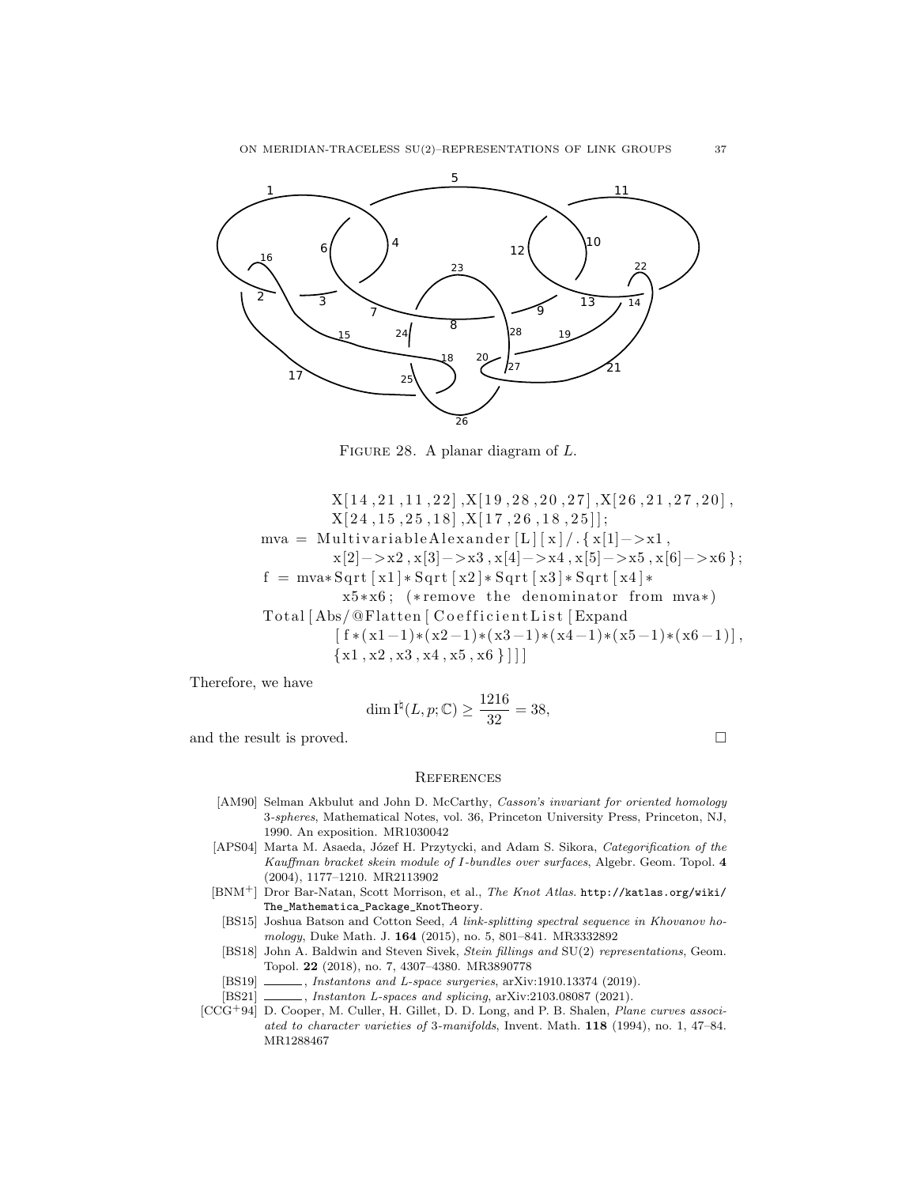FIGURE 28. A planar diagram of $L$.

```
X[14,21,11,22],X[19,28,20,27],X[26,21,27,20],
    X[24,15,25,18],X[17,26,18,25]];
mva = MultivariableAlexander[L][x]/.{x[1]->x1,
    x[2]->x2,x[3]->x3,x[4]->x4,x[5]->x5,x[6]->x6};
f = mva*Sqrt[x1]*Sqrt[x2]*Sqrt[x3]*Sqrt[x4]*
    x5*x6; (*remove the denominator from mva*)
Total[Abs/@Flatten[CoefficientList[Expand
    [f*(x1-1)*(x2-1)*(x3-1)*(x4-1)*(x5-1)*(x6-1)],
    {x1,x2,x3,x4,x5,x6}]]]
```

Therefore, we have

$$\dim \mathrm{I}^{\natural}(L, p; \mathbb{C}) \geq \frac{1216}{32} = 38,$$

and the result is proved. □

## REFERENCES

[AM90] Selman Akbulut and John D. McCarthy, *Casson's invariant for oriented homology 3-spheres*, Mathematical Notes, vol. 36, Princeton University Press, Princeton, NJ, 1990. An exposition. MR1030042

[APS04] Marta M. Asaeda, Józef H. Przytycki, and Adam S. Sikora, *Categorification of the Kauffman bracket skein module of I-bundles over surfaces*, Algebr. Geom. Topol. **4** (2004), 1177–1210. MR2113902

[BNM+] Dror Bar-Natan, Scott Morrison, et al., *The Knot Atlas*. http://katlas.org/wiki/The_Mathematica_Package_KnotTheory.

[BS15] Joshua Batson and Cotton Seed, *A link-splitting spectral sequence in Khovanov homology*, Duke Math. J. **164** (2015), no. 5, 801–841. MR3332892

[BS18] John A. Baldwin and Steven Sivek, *Stein fillings and SU(2) representations*, Geom. Topol. **22** (2018), no. 7, 4307–4380. MR3890778

[BS19] ______, *Instantons and L-space surgeries*, arXiv:1910.13374 (2019).

[BS21] ______, *Instanton L-spaces and splicing*, arXiv:2103.08087 (2021).

[CCG+94] D. Cooper, M. Culler, H. Gillet, D. D. Long, and P. B. Shalen, *Plane curves associated to character varieties of 3-manifolds*, Invent. Math. **118** (1994), no. 1, 47–84. MR1288467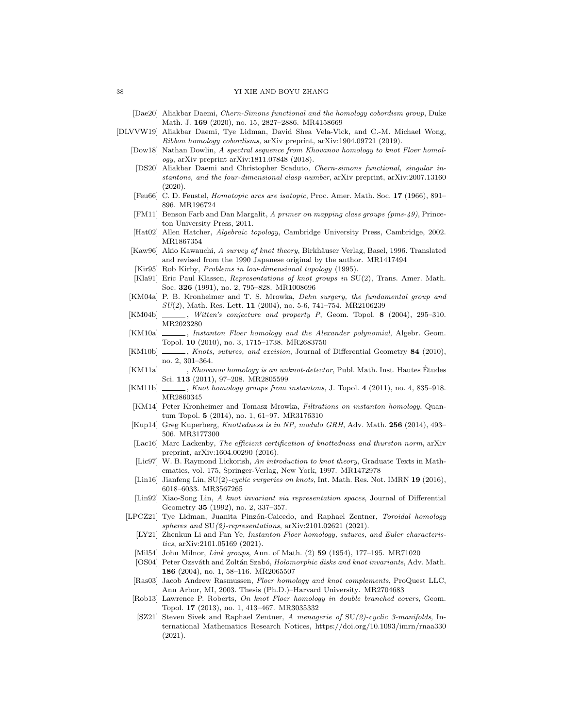[Dae20] Aliakbar Daemi, *Chern-Simons functional and the homology cobordism group*, Duke Math. J. **169** (2020), no. 15, 2827–2886. MR4158669

[DLVVW19] Aliakbar Daemi, Tye Lidman, David Shea Vela-Vick, and C.-M. Michael Wong, *Ribbon homology cobordisms*, arXiv preprint, arXiv:1904.09721 (2019).

[Dow18] Nathan Dowlin, *A spectral sequence from Khovanov homology to knot Floer homology*, arXiv preprint arXiv:1811.07848 (2018).

[DS20] Aliakbar Daemi and Christopher Scaduto, *Chern-simons functional, singular instantons, and the four-dimensional clasp number*, arXiv preprint, arXiv:2007.13160 (2020).

[Feu66] C. D. Feustel, *Homotopic arcs are isotopic*, Proc. Amer. Math. Soc. **17** (1966), 891–896. MR196724

[FM11] Benson Farb and Dan Margalit, *A primer on mapping class groups (pms-49)*, Princeton University Press, 2011.

[Hat02] Allen Hatcher, *Algebraic topology*, Cambridge University Press, Cambridge, 2002. MR1867354

[Kaw96] Akio Kawauchi, *A survey of knot theory*, Birkhäuser Verlag, Basel, 1996. Translated and revised from the 1990 Japanese original by the author. MR1417494

[Kir95] Rob Kirby, *Problems in low-dimensional topology* (1995).

[Kla91] Eric Paul Klassen, *Representations of knot groups in* SU(2), Trans. Amer. Math. Soc. **326** (1991), no. 2, 795–828. MR1008696

[KM04a] P. B. Kronheimer and T. S. Mrowka, *Dehn surgery, the fundamental group and SU(2)*, Math. Res. Lett. **11** (2004), no. 5-6, 741–754. MR2106239

[KM04b] ______, *Witten's conjecture and property P*, Geom. Topol. **8** (2004), 295–310. MR2023280

[KM10a] ______, *Instanton Floer homology and the Alexander polynomial*, Algebr. Geom. Topol. **10** (2010), no. 3, 1715–1738. MR2683750

[KM10b] ______, *Knots, sutures, and excision*, Journal of Differential Geometry **84** (2010), no. 2, 301–364.

[KM11a] ______, *Khovanov homology is an unknot-detector*, Publ. Math. Inst. Hautes Études Sci. **113** (2011), 97–208. MR2805599

[KM11b] ______, *Knot homology groups from instantons*, J. Topol. **4** (2011), no. 4, 835–918. MR2860345

[KM14] Peter Kronheimer and Tomasz Mrowka, *Filtrations on instanton homology*, Quantum Topol. **5** (2014), no. 1, 61–97. MR3176310

[Kup14] Greg Kuperberg, *Knottedness is in NP, modulo GRH*, Adv. Math. **256** (2014), 493–506. MR3177300

[Lac16] Marc Lackenby, *The efficient certification of knottedness and thurston norm*, arXiv preprint, arXiv:1604.00290 (2016).

[Lic97] W. B. Raymond Lickorish, *An introduction to knot theory*, Graduate Texts in Mathematics, vol. 175, Springer-Verlag, New York, 1997. MR1472978

[Lin16] Jianfeng Lin, SU(2)*-cyclic surgeries on knots*, Int. Math. Res. Not. IMRN **19** (2016), 6018–6033. MR3567265

[Lin92] Xiao-Song Lin, *A knot invariant via representation spaces*, Journal of Differential Geometry **35** (1992), no. 2, 337–357.

[LPCZ21] Tye Lidman, Juanita Pinzón-Caicedo, and Raphael Zentner, *Toroidal homology spheres and* SU*(2)-representations*, arXiv:2101.02621 (2021).

[LY21] Zhenkun Li and Fan Ye, *Instanton Floer homology, sutures, and Euler characteristics*, arXiv:2101.05169 (2021).

[Mil54] John Milnor, *Link groups*, Ann. of Math. (2) **59** (1954), 177–195. MR71020

[OS04] Peter Ozsváth and Zoltán Szabó, *Holomorphic disks and knot invariants*, Adv. Math. **186** (2004), no. 1, 58–116. MR2065507

[Ras03] Jacob Andrew Rasmussen, *Floer homology and knot complements*, ProQuest LLC, Ann Arbor, MI, 2003. Thesis (Ph.D.)–Harvard University. MR2704683

[Rob13] Lawrence P. Roberts, *On knot Floer homology in double branched covers*, Geom. Topol. **17** (2013), no. 1, 413–467. MR3035332

[SZ21] Steven Sivek and Raphael Zentner, *A menagerie of* SU*(2)-cyclic 3-manifolds*, International Mathematics Research Notices, https://doi.org/10.1093/imrn/rnaa330 (2021).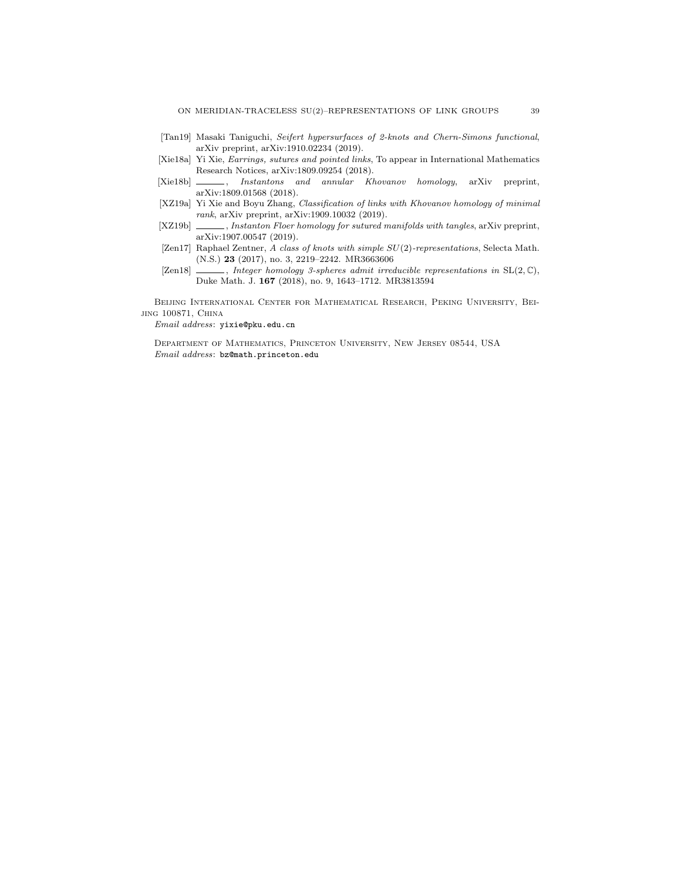[Tan19] Masaki Taniguchi, *Seifert hypersurfaces of 2-knots and Chern-Simons functional*, arXiv preprint, arXiv:1910.02234 (2019).

[Xie18a] Yi Xie, *Earrings, sutures and pointed links*, To appear in International Mathematics Research Notices, arXiv:1809.09254 (2018).

[Xie18b] ______, *Instantons and annular Khovanov homology*, arXiv preprint, arXiv:1809.01568 (2018).

[XZ19a] Yi Xie and Boyu Zhang, *Classification of links with Khovanov homology of minimal rank*, arXiv preprint, arXiv:1909.10032 (2019).

[XZ19b] ______, *Instanton Floer homology for sutured manifolds with tangles*, arXiv preprint, arXiv:1907.00547 (2019).

[Zen17] Raphael Zentner, *A class of knots with simple $SU(2)$-representations*, Selecta Math. (N.S.) **23** (2017), no. 3, 2219–2242. MR3663606

[Zen18] ______, *Integer homology 3-spheres admit irreducible representations in* $\mathrm{SL}(2, \mathbb{C})$, Duke Math. J. **167** (2018), no. 9, 1643–1712. MR3813594

Beijing International Center for Mathematical Research, Peking University, Beijing 100871, China

*Email address*: `yixie@pku.edu.cn`

Department of Mathematics, Princeton University, New Jersey 08544, USA

*Email address*: `bz@math.princeton.edu`